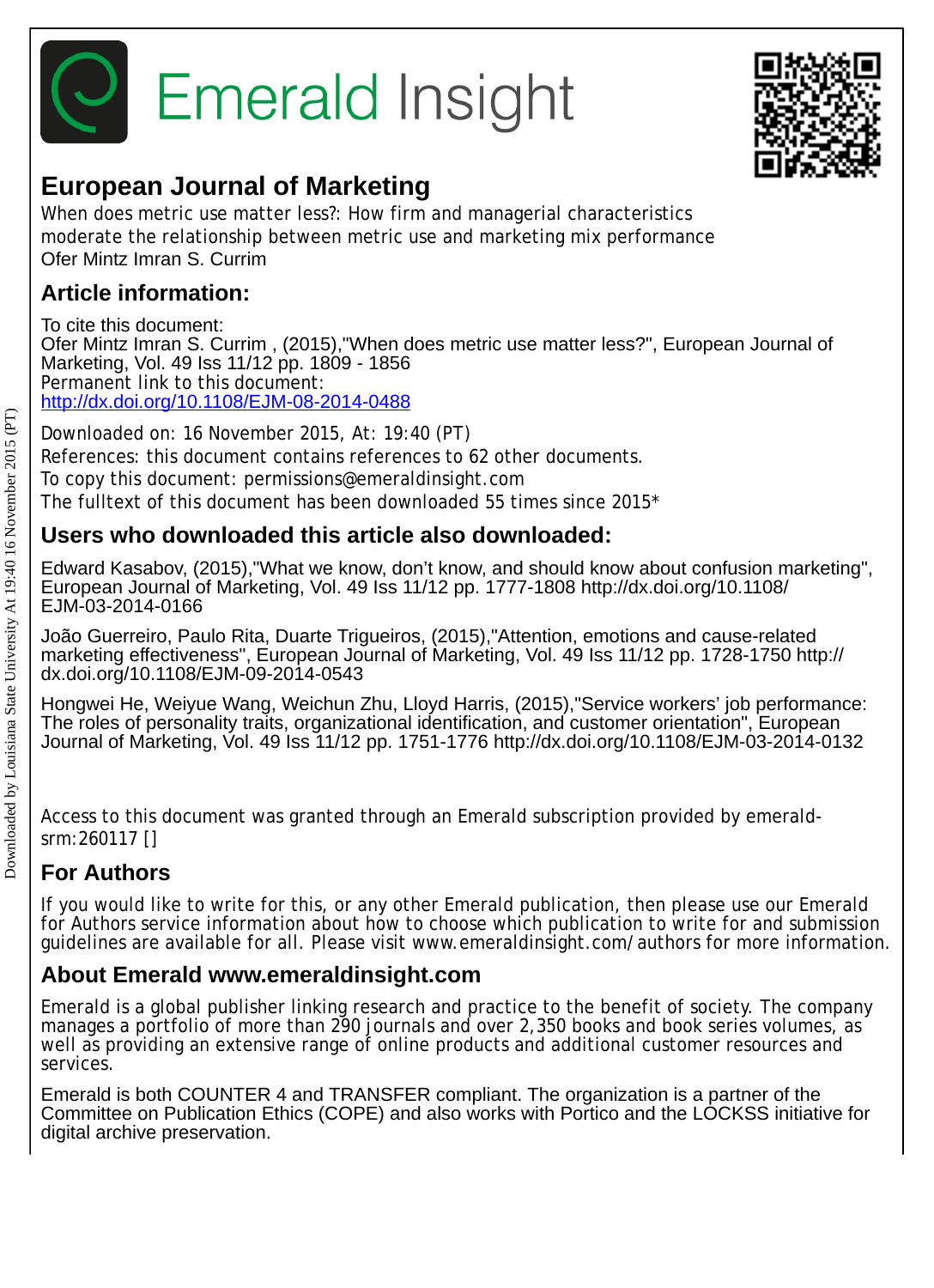# Emerald Insight

## European Journal of Marketing

When does metric use matter less?: How firm and managerial characteristics moderate the relationship between metric use and marketing mix performance
Ofer Mintz Imran S. Currim

## Article information:

To cite this document:
Ofer Mintz Imran S. Currim , (2015),"When does metric use matter less?", European Journal of Marketing, Vol. 49 Iss 11/12 pp. 1809 - 1856
Permanent link to this document:
http://dx.doi.org/10.1108/EJM-08-2014-0488

Downloaded on: 16 November 2015, At: 19:40 (PT)
References: this document contains references to 62 other documents.
To copy this document: permissions@emeraldinsight.com
The fulltext of this document has been downloaded 55 times since 2015*

## Users who downloaded this article also downloaded:

Edward Kasabov, (2015),"What we know, don't know, and should know about confusion marketing", European Journal of Marketing, Vol. 49 Iss 11/12 pp. 1777-1808 http://dx.doi.org/10.1108/EJM-03-2014-0166

João Guerreiro, Paulo Rita, Duarte Trigueiros, (2015),"Attention, emotions and cause-related marketing effectiveness", European Journal of Marketing, Vol. 49 Iss 11/12 pp. 1728-1750 http://dx.doi.org/10.1108/EJM-09-2014-0543

Hongwei He, Weiyue Wang, Weichun Zhu, Lloyd Harris, (2015),"Service workers' job performance: The roles of personality traits, organizational identification, and customer orientation", European Journal of Marketing, Vol. 49 Iss 11/12 pp. 1751-1776 http://dx.doi.org/10.1108/EJM-03-2014-0132

Access to this document was granted through an Emerald subscription provided by emerald-srm:260117 []

## For Authors

If you would like to write for this, or any other Emerald publication, then please use our Emerald for Authors service information about how to choose which publication to write for and submission guidelines are available for all. Please visit www.emeraldinsight.com/authors for more information.

## About Emerald www.emeraldinsight.com

Emerald is a global publisher linking research and practice to the benefit of society. The company manages a portfolio of more than 290 journals and over 2,350 books and book series volumes, as well as providing an extensive range of online products and additional customer resources and services.

Emerald is both COUNTER 4 and TRANSFER compliant. The organization is a partner of the Committee on Publication Ethics (COPE) and also works with Portico and the LOCKSS initiative for digital archive preservation.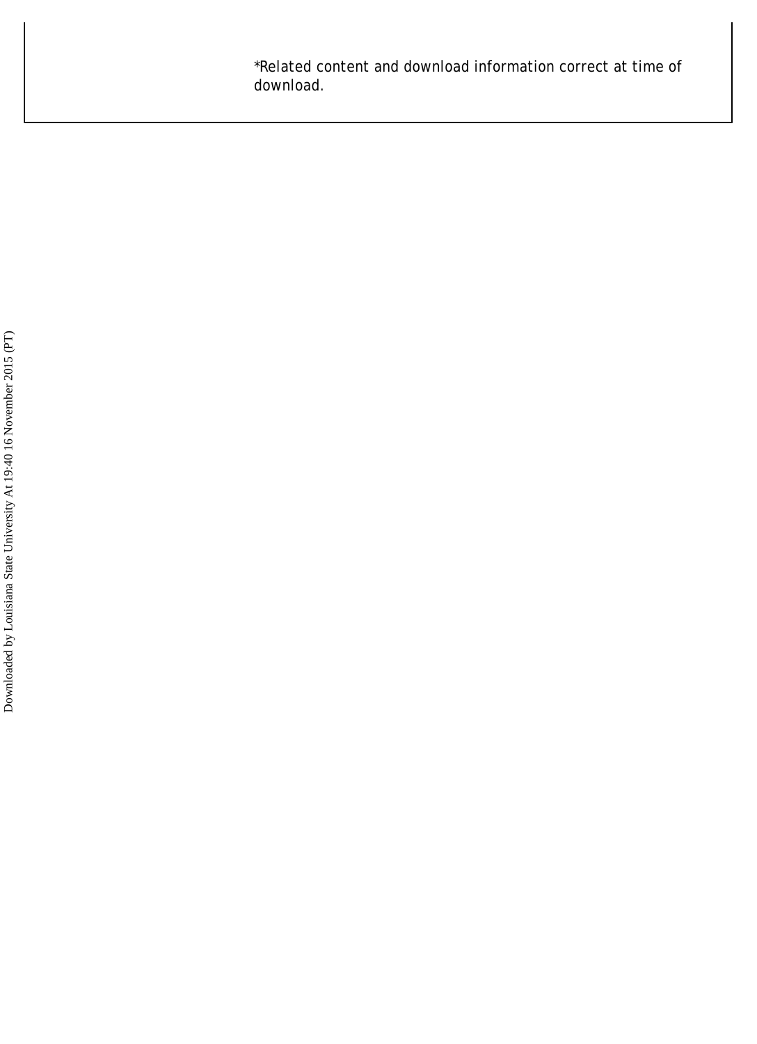*Related content and download information correct at time of download.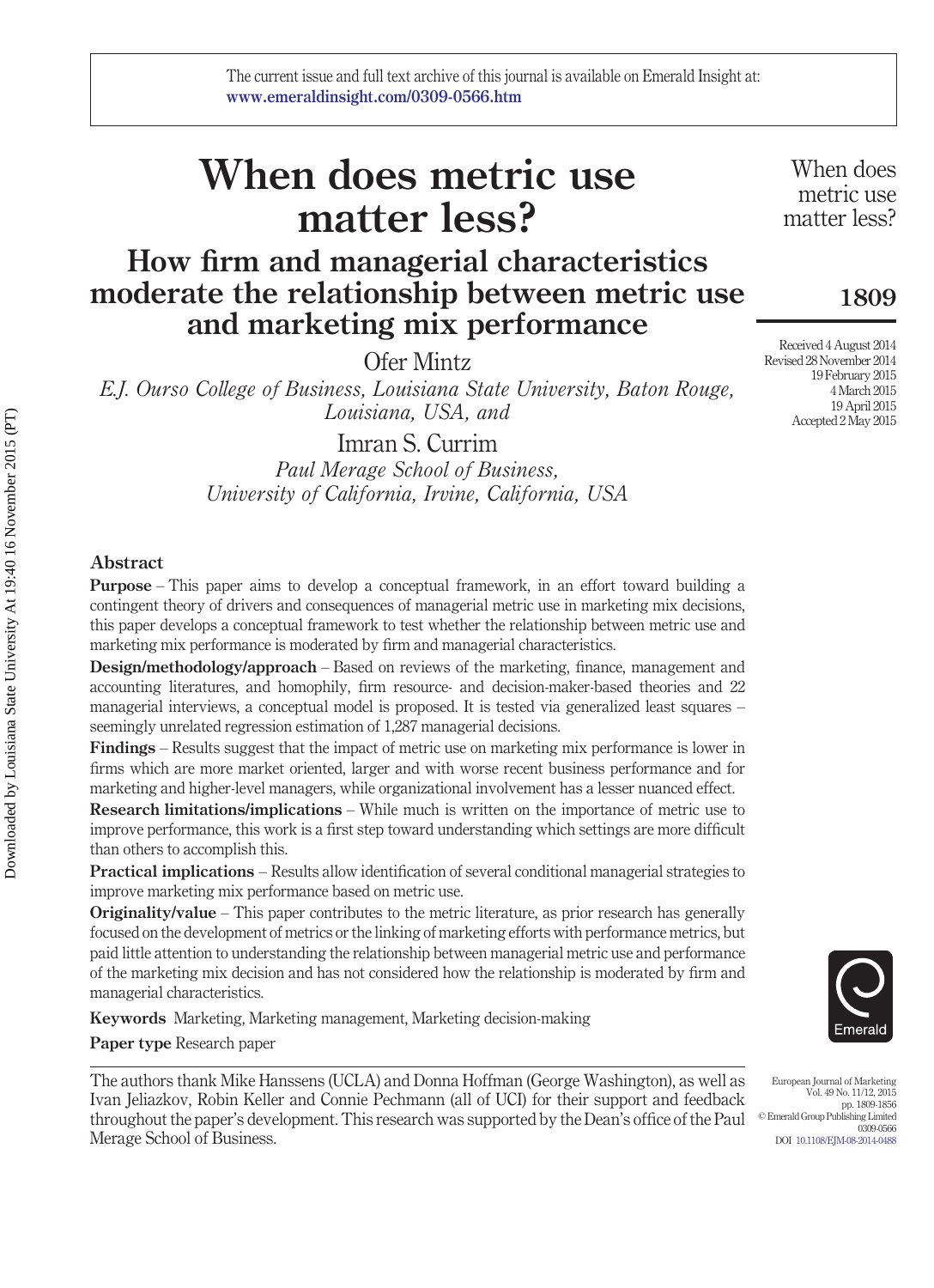The current issue and full text archive of this journal is available on Emerald Insight at: www.emeraldinsight.com/0309-0566.htm

# When does metric use matter less?

## How firm and managerial characteristics moderate the relationship between metric use and marketing mix performance

Ofer Mintz

*E.J. Ourso College of Business, Louisiana State University, Baton Rouge, Louisiana, USA, and*

Imran S. Currim

*Paul Merage School of Business, University of California, Irvine, California, USA*

Received 4 August 2014
Revised 28 November 2014
19 February 2015
4 March 2015
19 April 2015
Accepted 2 May 2015

### Abstract

**Purpose** – This paper aims to develop a conceptual framework, in an effort toward building a contingent theory of drivers and consequences of managerial metric use in marketing mix decisions, this paper develops a conceptual framework to test whether the relationship between metric use and marketing mix performance is moderated by firm and managerial characteristics.

**Design/methodology/approach** – Based on reviews of the marketing, finance, management and accounting literatures, and homophily, firm resource- and decision-maker-based theories and 22 managerial interviews, a conceptual model is proposed. It is tested via generalized least squares – seemingly unrelated regression estimation of 1,287 managerial decisions.

**Findings** – Results suggest that the impact of metric use on marketing mix performance is lower in firms which are more market oriented, larger and with worse recent business performance and for marketing and higher-level managers, while organizational involvement has a lesser nuanced effect.

**Research limitations/implications** – While much is written on the importance of metric use to improve performance, this work is a first step toward understanding which settings are more difficult than others to accomplish this.

**Practical implications** – Results allow identification of several conditional managerial strategies to improve marketing mix performance based on metric use.

**Originality/value** – This paper contributes to the metric literature, as prior research has generally focused on the development of metrics or the linking of marketing efforts with performance metrics, but paid little attention to understanding the relationship between managerial metric use and performance of the marketing mix decision and has not considered how the relationship is moderated by firm and managerial characteristics.

**Keywords** Marketing, Marketing management, Marketing decision-making

**Paper type** Research paper

The authors thank Mike Hanssens (UCLA) and Donna Hoffman (George Washington), as well as Ivan Jeliazkov, Robin Keller and Connie Pechmann (all of UCI) for their support and feedback throughout the paper's development. This research was supported by the Dean's office of the Paul Merage School of Business.

European Journal of Marketing
Vol. 49 No. 11/12, 2015
pp. 1809-1856
© Emerald Group Publishing Limited
0309-0566
DOI 10.1108/EJM-08-2014-0488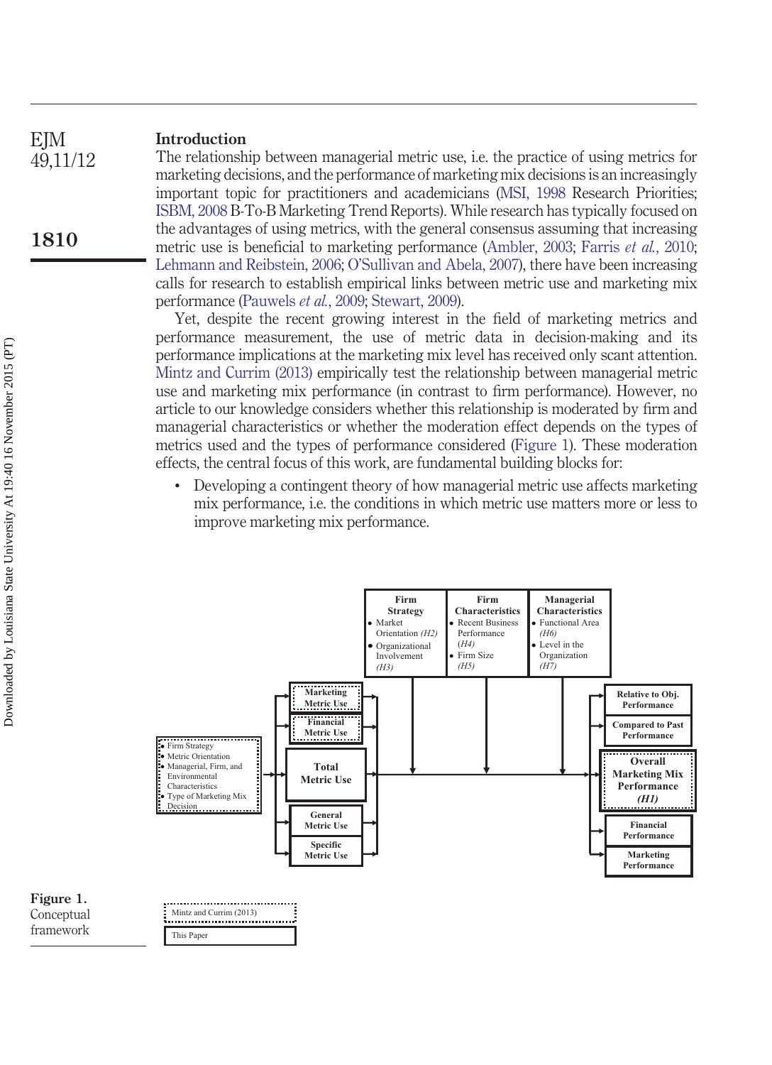## Introduction

The relationship between managerial metric use, i.e. the practice of using metrics for marketing decisions, and the performance of marketing mix decisions is an increasingly important topic for practitioners and academicians (MSI, 1998 Research Priorities; ISBM, 2008 B-To-B Marketing Trend Reports). While research has typically focused on the advantages of using metrics, with the general consensus assuming that increasing metric use is beneficial to marketing performance (Ambler, 2003; Farris *et al.*, 2010; Lehmann and Reibstein, 2006; O'Sullivan and Abela, 2007), there have been increasing calls for research to establish empirical links between metric use and marketing mix performance (Pauwels *et al.*, 2009; Stewart, 2009).

Yet, despite the recent growing interest in the field of marketing metrics and performance measurement, the use of metric data in decision-making and its performance implications at the marketing mix level has received only scant attention. Mintz and Currim (2013) empirically test the relationship between managerial metric use and marketing mix performance (in contrast to firm performance). However, no article to our knowledge considers whether this relationship is moderated by firm and managerial characteristics or whether the moderation effect depends on the types of metrics used and the types of performance considered (Figure 1). These moderation effects, the central focus of this work, are fundamental building blocks for:

- Developing a contingent theory of how managerial metric use affects marketing mix performance, i.e. the conditions in which metric use matters more or less to improve marketing mix performance.

Firm Strategy
• Market Orientation *(H2)*
• Organizational Involvement *(H3)*

Firm Characteristics
• Recent Business Performance *(H4)*
• Firm Size *(H5)*

Managerial Characteristics
• Functional Area *(H6)*
• Level in the Organization *(H7)*

• Firm Strategy
• Metric Orientation
• Managerial, Firm, and Environmental Characteristics
• Type of Marketing Mix Decision

Marketing Metric Use
Financial Metric Use
Total Metric Use
General Metric Use
Specific Metric Use

Relative to Obj. Performance
Compared to Past Performance
Overall Marketing Mix Performance *(H1)*
Financial Performance
Marketing Performance

Mintz and Currim (2013)
This Paper

**Figure 1.** Conceptual framework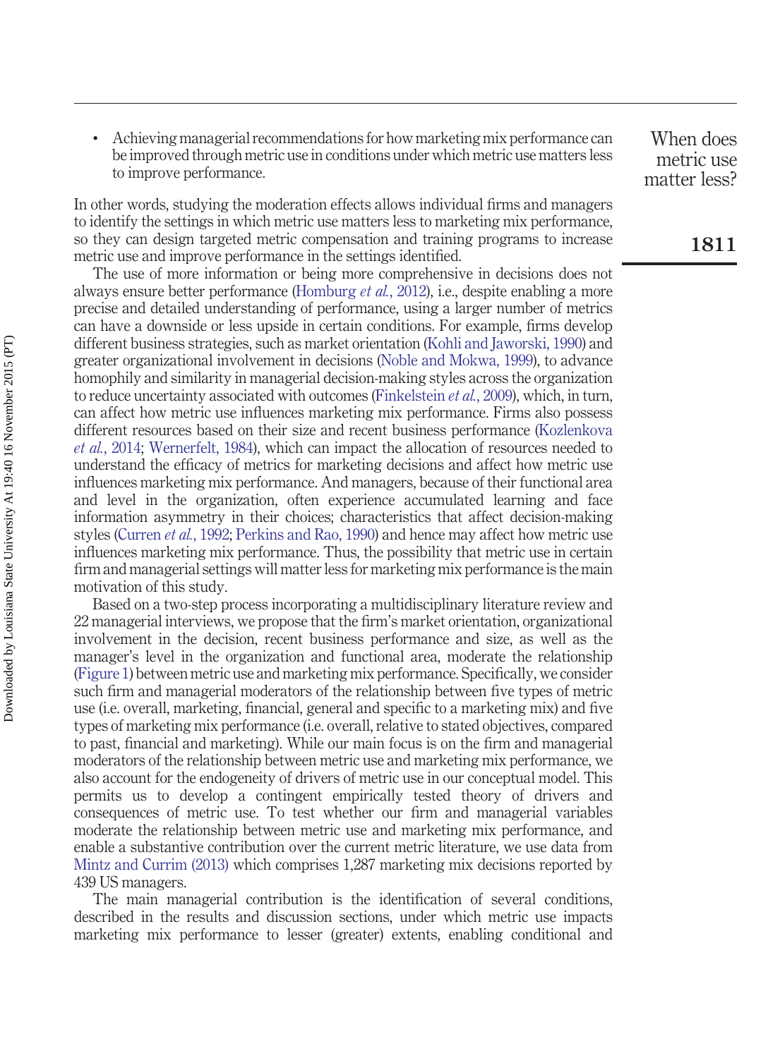- Achieving managerial recommendations for how marketing mix performance can be improved through metric use in conditions under which metric use matters less to improve performance.

In other words, studying the moderation effects allows individual firms and managers to identify the settings in which metric use matters less to marketing mix performance, so they can design targeted metric compensation and training programs to increase metric use and improve performance in the settings identified.

The use of more information or being more comprehensive in decisions does not always ensure better performance (Homburg *et al.*, 2012), i.e., despite enabling a more precise and detailed understanding of performance, using a larger number of metrics can have a downside or less upside in certain conditions. For example, firms develop different business strategies, such as market orientation (Kohli and Jaworski, 1990) and greater organizational involvement in decisions (Noble and Mokwa, 1999), to advance homophily and similarity in managerial decision-making styles across the organization to reduce uncertainty associated with outcomes (Finkelstein *et al.*, 2009), which, in turn, can affect how metric use influences marketing mix performance. Firms also possess different resources based on their size and recent business performance (Kozlenkova *et al.*, 2014; Wernerfelt, 1984), which can impact the allocation of resources needed to understand the efficacy of metrics for marketing decisions and affect how metric use influences marketing mix performance. And managers, because of their functional area and level in the organization, often experience accumulated learning and face information asymmetry in their choices; characteristics that affect decision-making styles (Curren *et al.*, 1992; Perkins and Rao, 1990) and hence may affect how metric use influences marketing mix performance. Thus, the possibility that metric use in certain firm and managerial settings will matter less for marketing mix performance is the main motivation of this study.

Based on a two-step process incorporating a multidisciplinary literature review and 22 managerial interviews, we propose that the firm's market orientation, organizational involvement in the decision, recent business performance and size, as well as the manager's level in the organization and functional area, moderate the relationship (Figure 1) between metric use and marketing mix performance. Specifically, we consider such firm and managerial moderators of the relationship between five types of metric use (i.e. overall, marketing, financial, general and specific to a marketing mix) and five types of marketing mix performance (i.e. overall, relative to stated objectives, compared to past, financial and marketing). While our main focus is on the firm and managerial moderators of the relationship between metric use and marketing mix performance, we also account for the endogeneity of drivers of metric use in our conceptual model. This permits us to develop a contingent empirically tested theory of drivers and consequences of metric use. To test whether our firm and managerial variables moderate the relationship between metric use and marketing mix performance, and enable a substantive contribution over the current metric literature, we use data from Mintz and Currim (2013) which comprises 1,287 marketing mix decisions reported by 439 US managers.

The main managerial contribution is the identification of several conditions, described in the results and discussion sections, under which metric use impacts marketing mix performance to lesser (greater) extents, enabling conditional and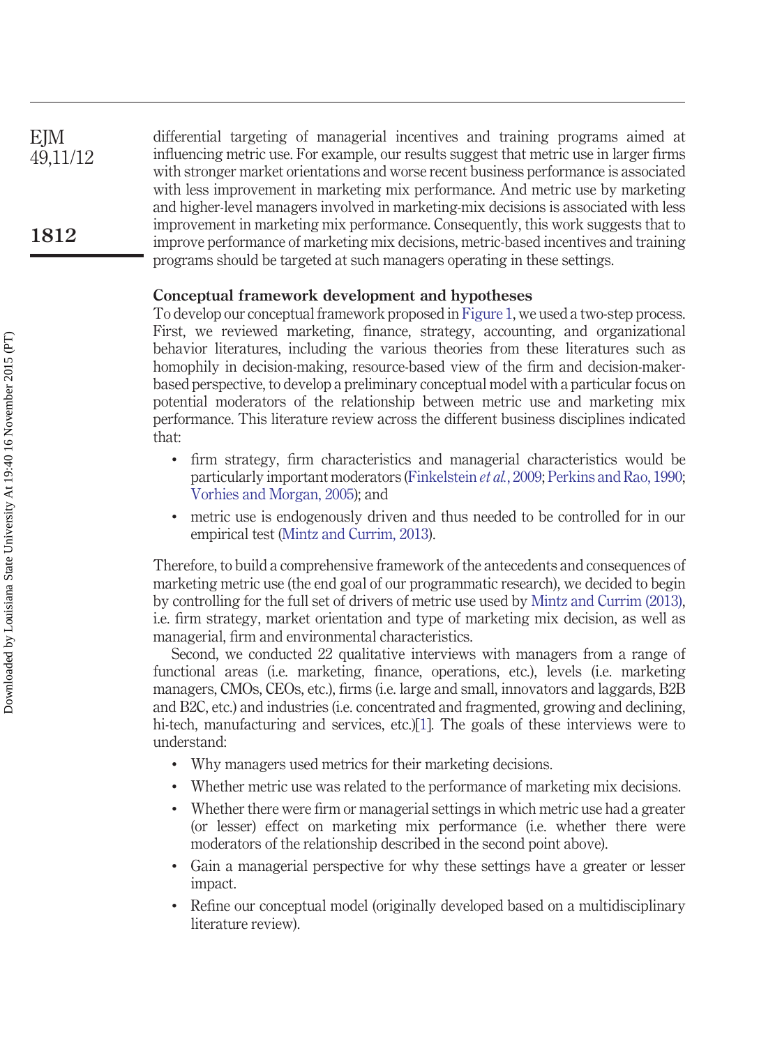differential targeting of managerial incentives and training programs aimed at influencing metric use. For example, our results suggest that metric use in larger firms with stronger market orientations and worse recent business performance is associated with less improvement in marketing mix performance. And metric use by marketing and higher-level managers involved in marketing-mix decisions is associated with less improvement in marketing mix performance. Consequently, this work suggests that to improve performance of marketing mix decisions, metric-based incentives and training programs should be targeted at such managers operating in these settings.

## Conceptual framework development and hypotheses

To develop our conceptual framework proposed in Figure 1, we used a two-step process. First, we reviewed marketing, finance, strategy, accounting, and organizational behavior literatures, including the various theories from these literatures such as homophily in decision-making, resource-based view of the firm and decision-maker-based perspective, to develop a preliminary conceptual model with a particular focus on potential moderators of the relationship between metric use and marketing mix performance. This literature review across the different business disciplines indicated that:

- firm strategy, firm characteristics and managerial characteristics would be particularly important moderators (Finkelstein *et al.*, 2009; Perkins and Rao, 1990; Vorhies and Morgan, 2005); and
- metric use is endogenously driven and thus needed to be controlled for in our empirical test (Mintz and Currim, 2013).

Therefore, to build a comprehensive framework of the antecedents and consequences of marketing metric use (the end goal of our programmatic research), we decided to begin by controlling for the full set of drivers of metric use used by Mintz and Currim (2013), i.e. firm strategy, market orientation and type of marketing mix decision, as well as managerial, firm and environmental characteristics.

Second, we conducted 22 qualitative interviews with managers from a range of functional areas (i.e. marketing, finance, operations, etc.), levels (i.e. marketing managers, CMOs, CEOs, etc.), firms (i.e. large and small, innovators and laggards, B2B and B2C, etc.) and industries (i.e. concentrated and fragmented, growing and declining, hi-tech, manufacturing and services, etc.)[1]. The goals of these interviews were to understand:

- Why managers used metrics for their marketing decisions.
- Whether metric use was related to the performance of marketing mix decisions.
- Whether there were firm or managerial settings in which metric use had a greater (or lesser) effect on marketing mix performance (i.e. whether there were moderators of the relationship described in the second point above).
- Gain a managerial perspective for why these settings have a greater or lesser impact.
- Refine our conceptual model (originally developed based on a multidisciplinary literature review).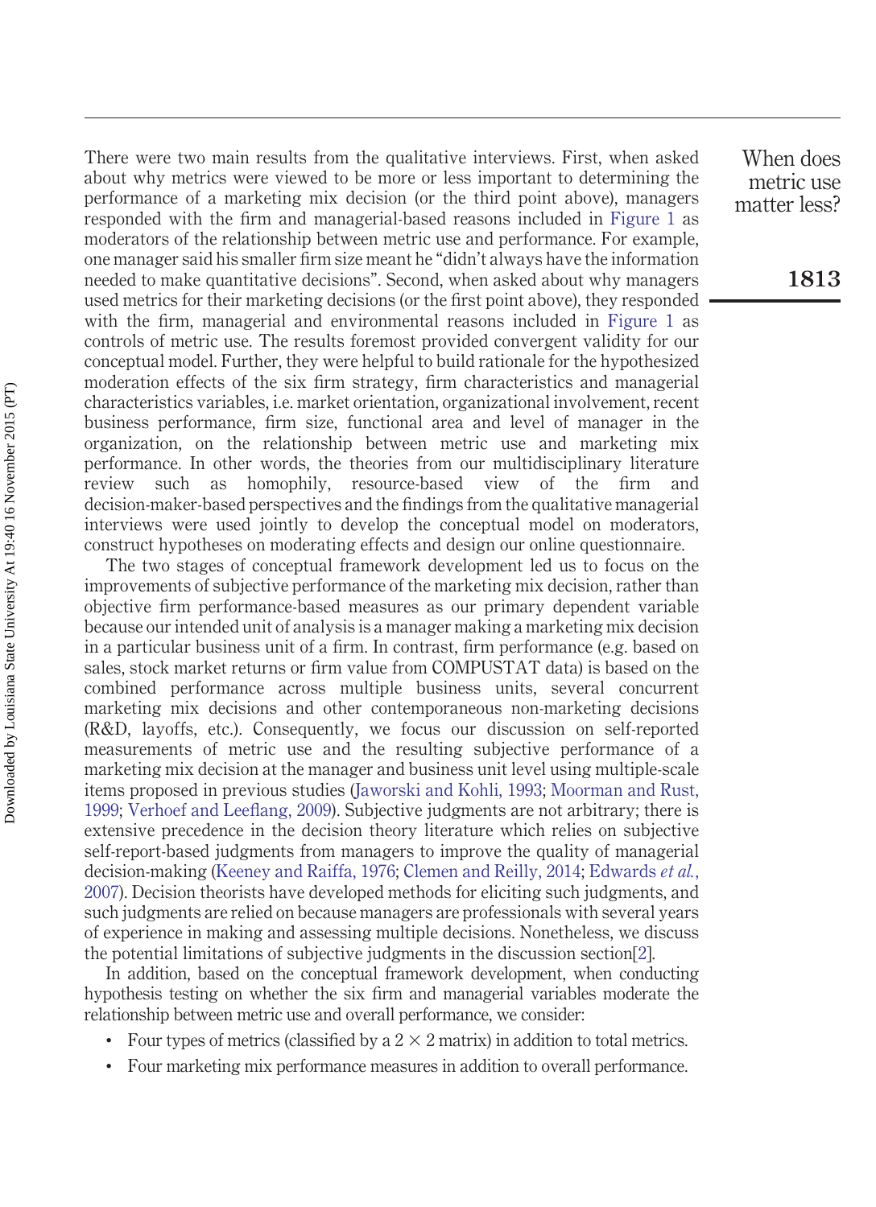There were two main results from the qualitative interviews. First, when asked about why metrics were viewed to be more or less important to determining the performance of a marketing mix decision (or the third point above), managers responded with the firm and managerial-based reasons included in Figure 1 as moderators of the relationship between metric use and performance. For example, one manager said his smaller firm size meant he "didn't always have the information needed to make quantitative decisions". Second, when asked about why managers used metrics for their marketing decisions (or the first point above), they responded with the firm, managerial and environmental reasons included in Figure 1 as controls of metric use. The results foremost provided convergent validity for our conceptual model. Further, they were helpful to build rationale for the hypothesized moderation effects of the six firm strategy, firm characteristics and managerial characteristics variables, i.e. market orientation, organizational involvement, recent business performance, firm size, functional area and level of manager in the organization, on the relationship between metric use and marketing mix performance. In other words, the theories from our multidisciplinary literature review such as homophily, resource-based view of the firm and decision-maker-based perspectives and the findings from the qualitative managerial interviews were used jointly to develop the conceptual model on moderators, construct hypotheses on moderating effects and design our online questionnaire.

The two stages of conceptual framework development led us to focus on the improvements of subjective performance of the marketing mix decision, rather than objective firm performance-based measures as our primary dependent variable because our intended unit of analysis is a manager making a marketing mix decision in a particular business unit of a firm. In contrast, firm performance (e.g. based on sales, stock market returns or firm value from COMPUSTAT data) is based on the combined performance across multiple business units, several concurrent marketing mix decisions and other contemporaneous non-marketing decisions (R&D, layoffs, etc.). Consequently, we focus our discussion on self-reported measurements of metric use and the resulting subjective performance of a marketing mix decision at the manager and business unit level using multiple-scale items proposed in previous studies (Jaworski and Kohli, 1993; Moorman and Rust, 1999; Verhoef and Leeflang, 2009). Subjective judgments are not arbitrary; there is extensive precedence in the decision theory literature which relies on subjective self-report-based judgments from managers to improve the quality of managerial decision-making (Keeney and Raiffa, 1976; Clemen and Reilly, 2014; Edwards *et al.*, 2007). Decision theorists have developed methods for eliciting such judgments, and such judgments are relied on because managers are professionals with several years of experience in making and assessing multiple decisions. Nonetheless, we discuss the potential limitations of subjective judgments in the discussion section[2].

In addition, based on the conceptual framework development, when conducting hypothesis testing on whether the six firm and managerial variables moderate the relationship between metric use and overall performance, we consider:

- Four types of metrics (classified by a $2 \times 2$ matrix) in addition to total metrics.
- Four marketing mix performance measures in addition to overall performance.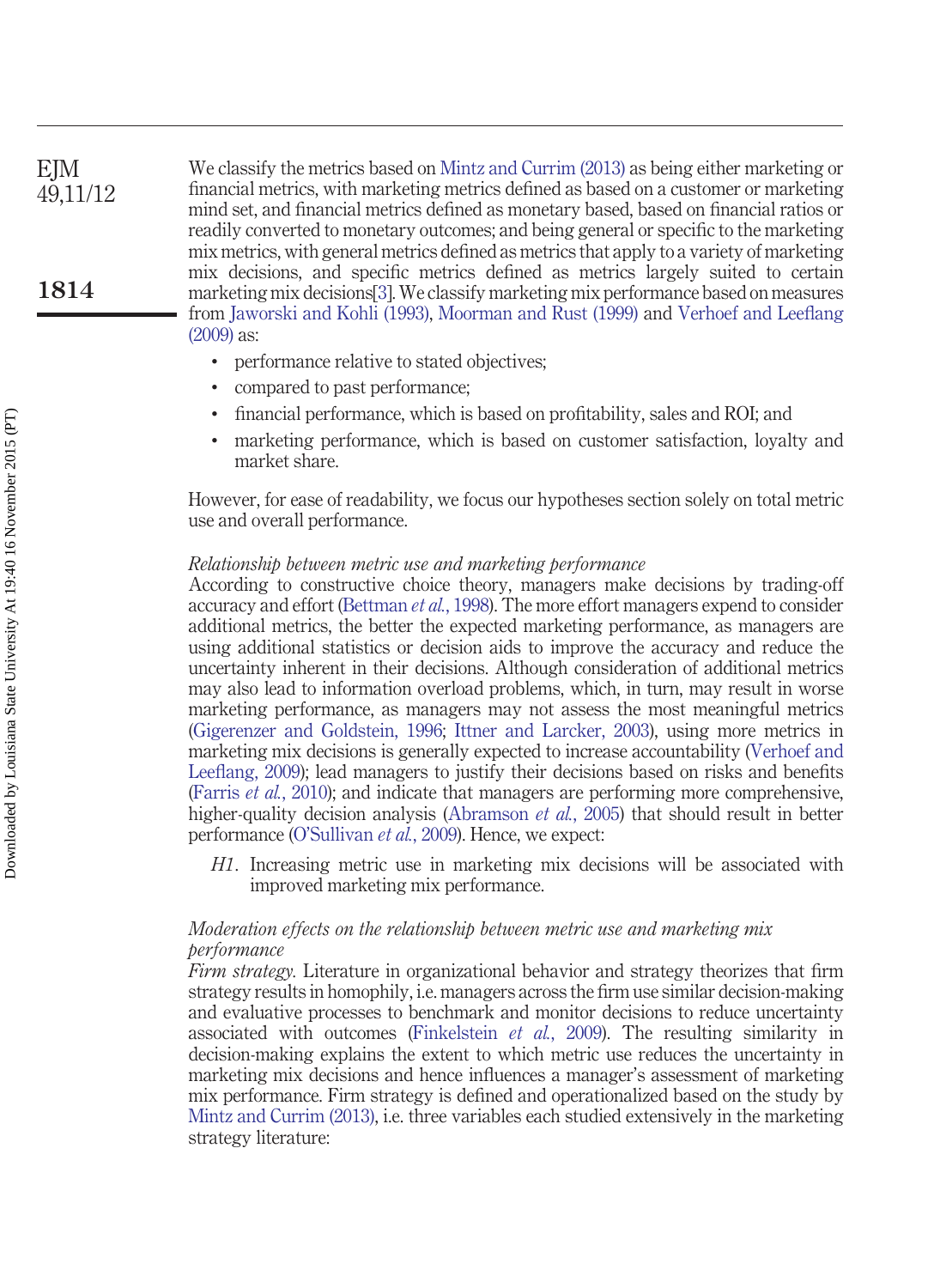We classify the metrics based on Mintz and Currim (2013) as being either marketing or financial metrics, with marketing metrics defined as based on a customer or marketing mind set, and financial metrics defined as monetary based, based on financial ratios or readily converted to monetary outcomes; and being general or specific to the marketing mix metrics, with general metrics defined as metrics that apply to a variety of marketing mix decisions, and specific metrics defined as metrics largely suited to certain marketing mix decisions[3]. We classify marketing mix performance based on measures from Jaworski and Kohli (1993), Moorman and Rust (1999) and Verhoef and Leeflang (2009) as:

- performance relative to stated objectives;
- compared to past performance;
- financial performance, which is based on profitability, sales and ROI; and
- marketing performance, which is based on customer satisfaction, loyalty and market share.

However, for ease of readability, we focus our hypotheses section solely on total metric use and overall performance.

*Relationship between metric use and marketing performance*

According to constructive choice theory, managers make decisions by trading-off accuracy and effort (Bettman *et al.*, 1998). The more effort managers expend to consider additional metrics, the better the expected marketing performance, as managers are using additional statistics or decision aids to improve the accuracy and reduce the uncertainty inherent in their decisions. Although consideration of additional metrics may also lead to information overload problems, which, in turn, may result in worse marketing performance, as managers may not assess the most meaningful metrics (Gigerenzer and Goldstein, 1996; Ittner and Larcker, 2003), using more metrics in marketing mix decisions is generally expected to increase accountability (Verhoef and Leeflang, 2009); lead managers to justify their decisions based on risks and benefits (Farris *et al.*, 2010); and indicate that managers are performing more comprehensive, higher-quality decision analysis (Abramson *et al.*, 2005) that should result in better performance (O'Sullivan *et al.*, 2009). Hence, we expect:

> *H1*. Increasing metric use in marketing mix decisions will be associated with improved marketing mix performance.

*Moderation effects on the relationship between metric use and marketing mix performance*

*Firm strategy.* Literature in organizational behavior and strategy theorizes that firm strategy results in homophily, i.e. managers across the firm use similar decision-making and evaluative processes to benchmark and monitor decisions to reduce uncertainty associated with outcomes (Finkelstein *et al.*, 2009). The resulting similarity in decision-making explains the extent to which metric use reduces the uncertainty in marketing mix decisions and hence influences a manager's assessment of marketing mix performance. Firm strategy is defined and operationalized based on the study by Mintz and Currim (2013), i.e. three variables each studied extensively in the marketing strategy literature: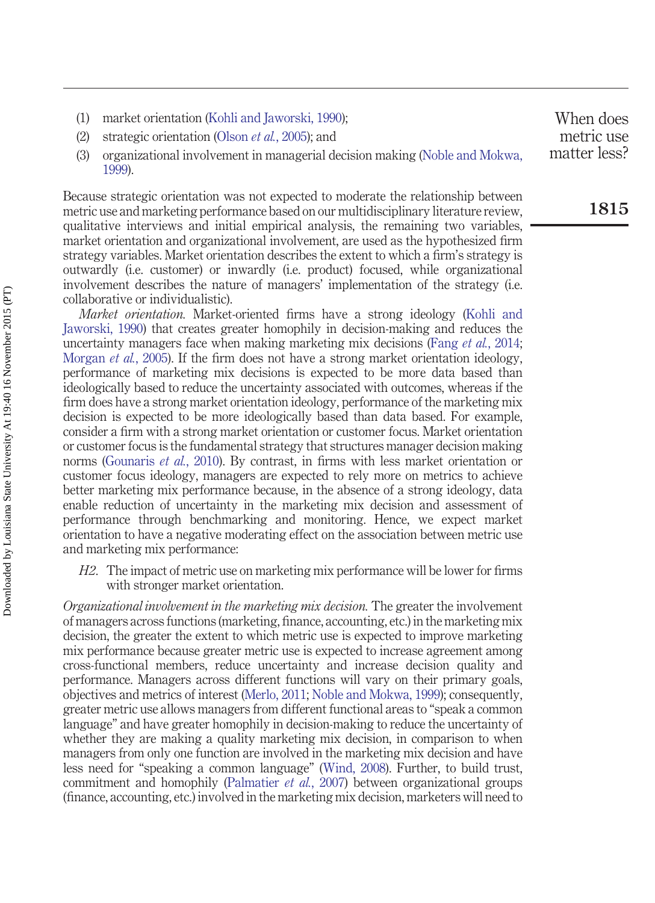(1) market orientation (Kohli and Jaworski, 1990);
(2) strategic orientation (Olson *et al.*, 2005); and
(3) organizational involvement in managerial decision making (Noble and Mokwa, 1999).

Because strategic orientation was not expected to moderate the relationship between metric use and marketing performance based on our multidisciplinary literature review, qualitative interviews and initial empirical analysis, the remaining two variables, market orientation and organizational involvement, are used as the hypothesized firm strategy variables. Market orientation describes the extent to which a firm's strategy is outwardly (i.e. customer) or inwardly (i.e. product) focused, while organizational involvement describes the nature of managers' implementation of the strategy (i.e. collaborative or individualistic).

*Market orientation.* Market-oriented firms have a strong ideology (Kohli and Jaworski, 1990) that creates greater homophily in decision-making and reduces the uncertainty managers face when making marketing mix decisions (Fang *et al.*, 2014; Morgan *et al.*, 2005). If the firm does not have a strong market orientation ideology, performance of marketing mix decisions is expected to be more data based than ideologically based to reduce the uncertainty associated with outcomes, whereas if the firm does have a strong market orientation ideology, performance of the marketing mix decision is expected to be more ideologically based than data based. For example, consider a firm with a strong market orientation or customer focus. Market orientation or customer focus is the fundamental strategy that structures manager decision making norms (Gounaris *et al.*, 2010). By contrast, in firms with less market orientation or customer focus ideology, managers are expected to rely more on metrics to achieve better marketing mix performance because, in the absence of a strong ideology, data enable reduction of uncertainty in the marketing mix decision and assessment of performance through benchmarking and monitoring. Hence, we expect market orientation to have a negative moderating effect on the association between metric use and marketing mix performance:

*H2.* The impact of metric use on marketing mix performance will be lower for firms with stronger market orientation.

*Organizational involvement in the marketing mix decision.* The greater the involvement of managers across functions (marketing, finance, accounting, etc.) in the marketing mix decision, the greater the extent to which metric use is expected to improve marketing mix performance because greater metric use is expected to increase agreement among cross-functional members, reduce uncertainty and increase decision quality and performance. Managers across different functions will vary on their primary goals, objectives and metrics of interest (Merlo, 2011; Noble and Mokwa, 1999); consequently, greater metric use allows managers from different functional areas to "speak a common language" and have greater homophily in decision-making to reduce the uncertainty of whether they are making a quality marketing mix decision, in comparison to when managers from only one function are involved in the marketing mix decision and have less need for "speaking a common language" (Wind, 2008). Further, to build trust, commitment and homophily (Palmatier *et al.*, 2007) between organizational groups (finance, accounting, etc.) involved in the marketing mix decision, marketers will need to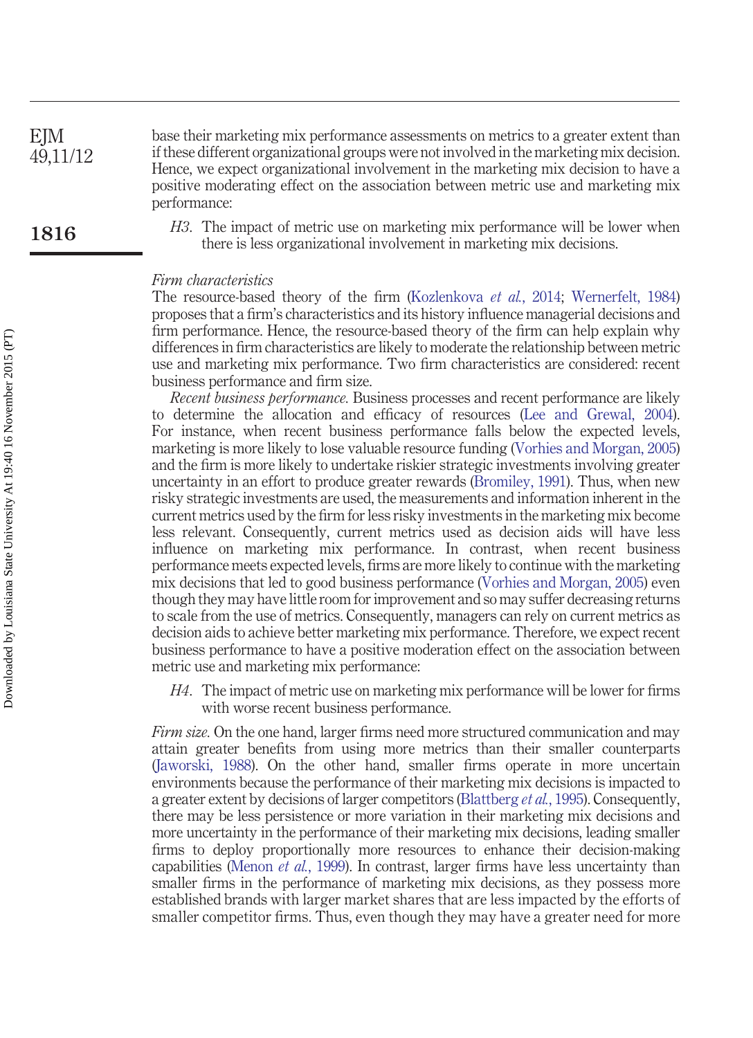base their marketing mix performance assessments on metrics to a greater extent than if these different organizational groups were not involved in the marketing mix decision. Hence, we expect organizational involvement in the marketing mix decision to have a positive moderating effect on the association between metric use and marketing mix performance:

> *H3*. The impact of metric use on marketing mix performance will be lower when there is less organizational involvement in marketing mix decisions.

### *Firm characteristics*

The resource-based theory of the firm (Kozlenkova *et al.*, 2014; Wernerfelt, 1984) proposes that a firm's characteristics and its history influence managerial decisions and firm performance. Hence, the resource-based theory of the firm can help explain why differences in firm characteristics are likely to moderate the relationship between metric use and marketing mix performance. Two firm characteristics are considered: recent business performance and firm size.

*Recent business performance.* Business processes and recent performance are likely to determine the allocation and efficacy of resources (Lee and Grewal, 2004). For instance, when recent business performance falls below the expected levels, marketing is more likely to lose valuable resource funding (Vorhies and Morgan, 2005) and the firm is more likely to undertake riskier strategic investments involving greater uncertainty in an effort to produce greater rewards (Bromiley, 1991). Thus, when new risky strategic investments are used, the measurements and information inherent in the current metrics used by the firm for less risky investments in the marketing mix become less relevant. Consequently, current metrics used as decision aids will have less influence on marketing mix performance. In contrast, when recent business performance meets expected levels, firms are more likely to continue with the marketing mix decisions that led to good business performance (Vorhies and Morgan, 2005) even though they may have little room for improvement and so may suffer decreasing returns to scale from the use of metrics. Consequently, managers can rely on current metrics as decision aids to achieve better marketing mix performance. Therefore, we expect recent business performance to have a positive moderation effect on the association between metric use and marketing mix performance:

> *H4*. The impact of metric use on marketing mix performance will be lower for firms with worse recent business performance.

*Firm size.* On the one hand, larger firms need more structured communication and may attain greater benefits from using more metrics than their smaller counterparts (Jaworski, 1988). On the other hand, smaller firms operate in more uncertain environments because the performance of their marketing mix decisions is impacted to a greater extent by decisions of larger competitors (Blattberg *et al.*, 1995). Consequently, there may be less persistence or more variation in their marketing mix decisions and more uncertainty in the performance of their marketing mix decisions, leading smaller firms to deploy proportionally more resources to enhance their decision-making capabilities (Menon *et al.*, 1999). In contrast, larger firms have less uncertainty than smaller firms in the performance of marketing mix decisions, as they possess more established brands with larger market shares that are less impacted by the efforts of smaller competitor firms. Thus, even though they may have a greater need for more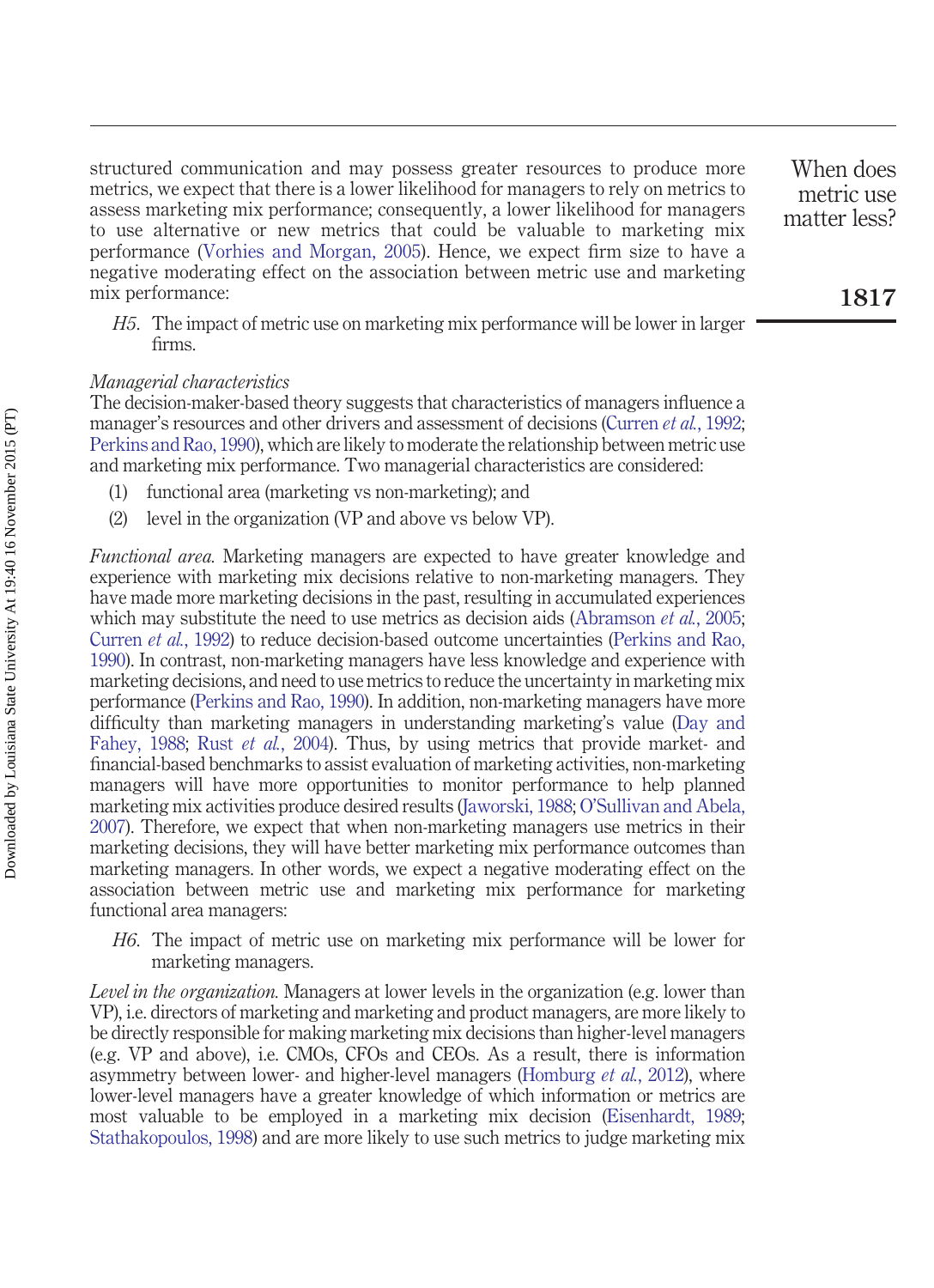structured communication and may possess greater resources to produce more metrics, we expect that there is a lower likelihood for managers to rely on metrics to assess marketing mix performance; consequently, a lower likelihood for managers to use alternative or new metrics that could be valuable to marketing mix performance (Vorhies and Morgan, 2005). Hence, we expect firm size to have a negative moderating effect on the association between metric use and marketing mix performance:

*H5*. The impact of metric use on marketing mix performance will be lower in larger firms.

*Managerial characteristics*

The decision-maker-based theory suggests that characteristics of managers influence a manager's resources and other drivers and assessment of decisions (Curren *et al.*, 1992; Perkins and Rao, 1990), which are likely to moderate the relationship between metric use and marketing mix performance. Two managerial characteristics are considered:

(1) functional area (marketing vs non-marketing); and

(2) level in the organization (VP and above vs below VP).

*Functional area.* Marketing managers are expected to have greater knowledge and experience with marketing mix decisions relative to non-marketing managers. They have made more marketing decisions in the past, resulting in accumulated experiences which may substitute the need to use metrics as decision aids (Abramson *et al.*, 2005; Curren *et al.*, 1992) to reduce decision-based outcome uncertainties (Perkins and Rao, 1990). In contrast, non-marketing managers have less knowledge and experience with marketing decisions, and need to use metrics to reduce the uncertainty in marketing mix performance (Perkins and Rao, 1990). In addition, non-marketing managers have more difficulty than marketing managers in understanding marketing's value (Day and Fahey, 1988; Rust *et al.*, 2004). Thus, by using metrics that provide market- and financial-based benchmarks to assist evaluation of marketing activities, non-marketing managers will have more opportunities to monitor performance to help planned marketing mix activities produce desired results (Jaworski, 1988; O'Sullivan and Abela, 2007). Therefore, we expect that when non-marketing managers use metrics in their marketing decisions, they will have better marketing mix performance outcomes than marketing managers. In other words, we expect a negative moderating effect on the association between metric use and marketing mix performance for marketing functional area managers:

*H6*. The impact of metric use on marketing mix performance will be lower for marketing managers.

*Level in the organization.* Managers at lower levels in the organization (e.g. lower than VP), i.e. directors of marketing and marketing and product managers, are more likely to be directly responsible for making marketing mix decisions than higher-level managers (e.g. VP and above), i.e. CMOs, CFOs and CEOs. As a result, there is information asymmetry between lower- and higher-level managers (Homburg *et al.*, 2012), where lower-level managers have a greater knowledge of which information or metrics are most valuable to be employed in a marketing mix decision (Eisenhardt, 1989; Stathakopoulos, 1998) and are more likely to use such metrics to judge marketing mix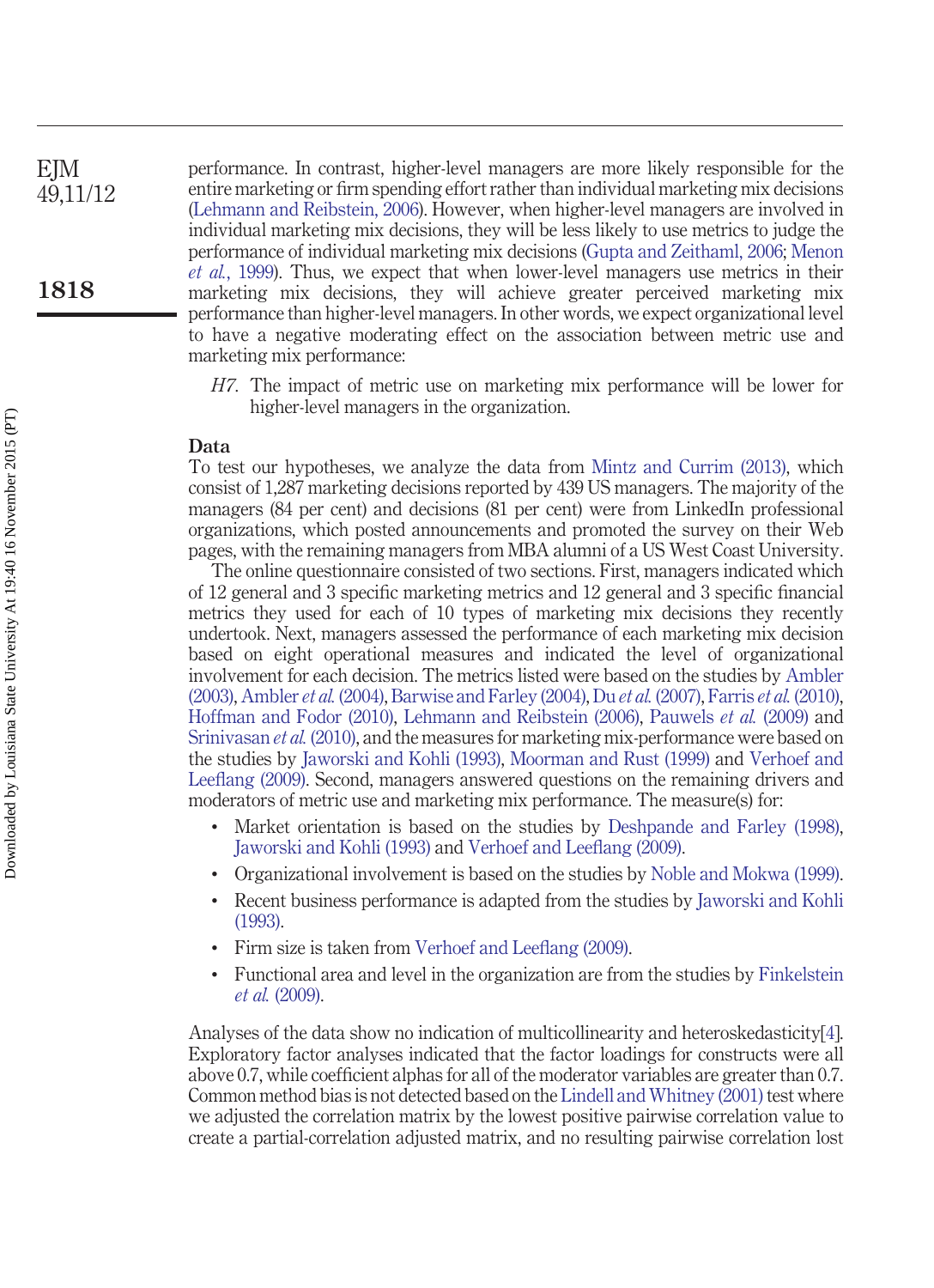performance. In contrast, higher-level managers are more likely responsible for the entire marketing or firm spending effort rather than individual marketing mix decisions (Lehmann and Reibstein, 2006). However, when higher-level managers are involved in individual marketing mix decisions, they will be less likely to use metrics to judge the performance of individual marketing mix decisions (Gupta and Zeithaml, 2006; Menon *et al.*, 1999). Thus, we expect that when lower-level managers use metrics in their marketing mix decisions, they will achieve greater perceived marketing mix performance than higher-level managers. In other words, we expect organizational level to have a negative moderating effect on the association between metric use and marketing mix performance:

*H7*. The impact of metric use on marketing mix performance will be lower for higher-level managers in the organization.

## Data

To test our hypotheses, we analyze the data from Mintz and Currim (2013), which consist of 1,287 marketing decisions reported by 439 US managers. The majority of the managers (84 per cent) and decisions (81 per cent) were from LinkedIn professional organizations, which posted announcements and promoted the survey on their Web pages, with the remaining managers from MBA alumni of a US West Coast University.

The online questionnaire consisted of two sections. First, managers indicated which of 12 general and 3 specific marketing metrics and 12 general and 3 specific financial metrics they used for each of 10 types of marketing mix decisions they recently undertook. Next, managers assessed the performance of each marketing mix decision based on eight operational measures and indicated the level of organizational involvement for each decision. The metrics listed were based on the studies by Ambler (2003), Ambler *et al.* (2004), Barwise and Farley (2004), Du *et al.* (2007), Farris *et al.* (2010), Hoffman and Fodor (2010), Lehmann and Reibstein (2006), Pauwels *et al.* (2009) and Srinivasan *et al.* (2010), and the measures for marketing mix-performance were based on the studies by Jaworski and Kohli (1993), Moorman and Rust (1999) and Verhoef and Leeflang (2009). Second, managers answered questions on the remaining drivers and moderators of metric use and marketing mix performance. The measure(s) for:

- Market orientation is based on the studies by Deshpande and Farley (1998), Jaworski and Kohli (1993) and Verhoef and Leeflang (2009).
- Organizational involvement is based on the studies by Noble and Mokwa (1999).
- Recent business performance is adapted from the studies by Jaworski and Kohli (1993).
- Firm size is taken from Verhoef and Leeflang (2009).
- Functional area and level in the organization are from the studies by Finkelstein *et al.* (2009).

Analyses of the data show no indication of multicollinearity and heteroskedasticity[4]. Exploratory factor analyses indicated that the factor loadings for constructs were all above 0.7, while coefficient alphas for all of the moderator variables are greater than 0.7. Common method bias is not detected based on the Lindell and Whitney (2001) test where we adjusted the correlation matrix by the lowest positive pairwise correlation value to create a partial-correlation adjusted matrix, and no resulting pairwise correlation lost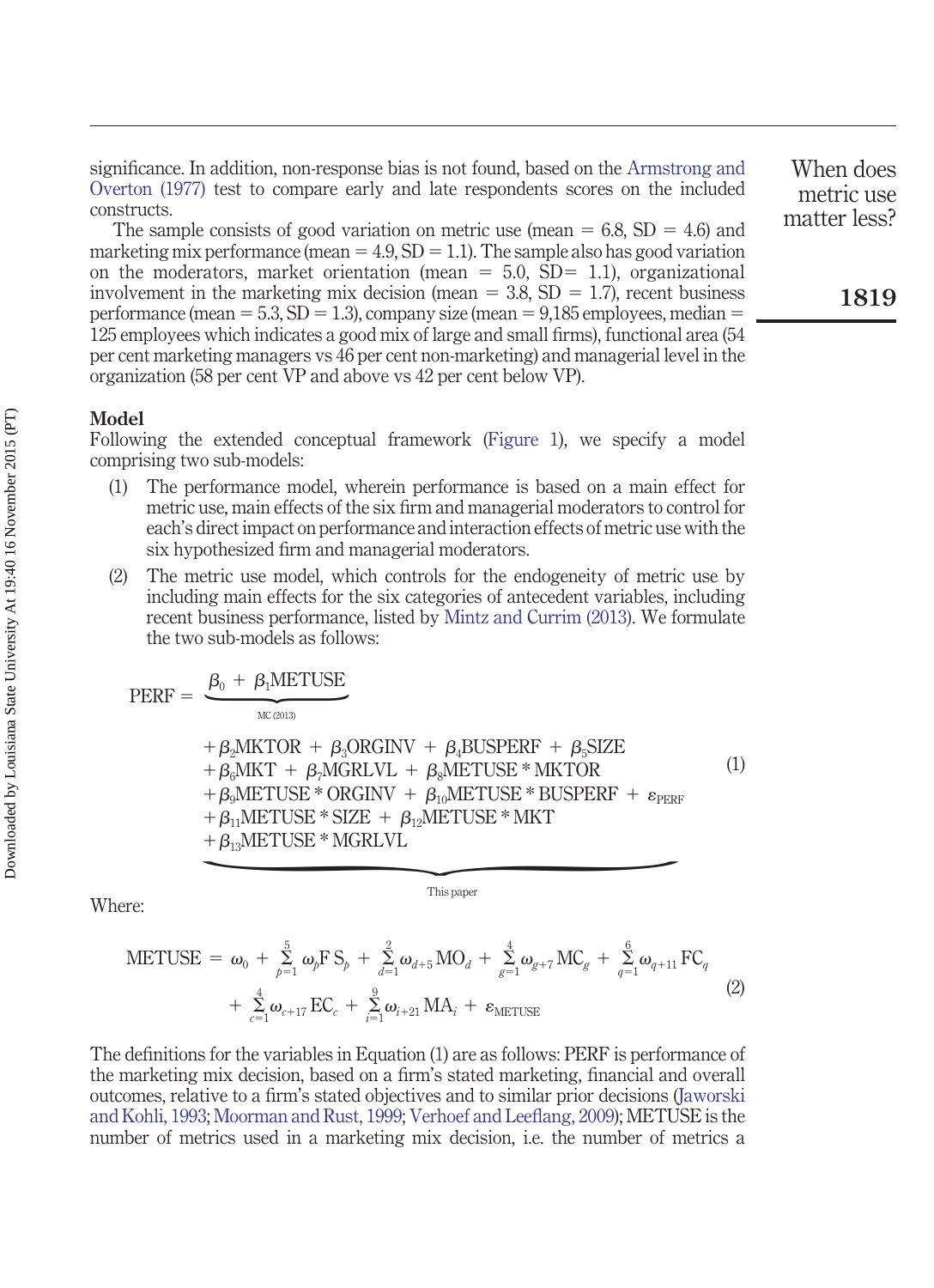significance. In addition, non-response bias is not found, based on the Armstrong and Overton (1977) test to compare early and late respondents scores on the included constructs.

The sample consists of good variation on metric use (mean = 6.8, SD = 4.6) and marketing mix performance (mean = 4.9, SD = 1.1). The sample also has good variation on the moderators, market orientation (mean = 5.0, SD= 1.1), organizational involvement in the marketing mix decision (mean = 3.8, SD = 1.7), recent business performance (mean = 5.3, SD = 1.3), company size (mean = 9,185 employees, median = 125 employees which indicates a good mix of large and small firms), functional area (54 per cent marketing managers vs 46 per cent non-marketing) and managerial level in the organization (58 per cent VP and above vs 42 per cent below VP).

### Model

Following the extended conceptual framework (Figure 1), we specify a model comprising two sub-models:

1. The performance model, wherein performance is based on a main effect for metric use, main effects of the six firm and managerial moderators to control for each's direct impact on performance and interaction effects of metric use with the six hypothesized firm and managerial moderators.
2. The metric use model, which controls for the endogeneity of metric use by including main effects for the six categories of antecedent variables, including recent business performance, listed by Mintz and Currim (2013). We formulate the two sub-models as follows:

$$
\begin{aligned}
\text{PERF} = \underbrace{\beta_0 + \beta_1\text{METUSE}}_{\text{MC (2013)}} \\
\underbrace{
\begin{aligned}
&+\beta_2\text{MKTOR} + \beta_3\text{ORGINV} + \beta_4\text{BUSPERF} + \beta_5\text{SIZE} \\
&+\beta_6\text{MKT} + \beta_7\text{MGRLVL} + \beta_8\text{METUSE}*\text{MKTOR} \\
&+\beta_9\text{METUSE}*\text{ORGINV} + \beta_{10}\text{METUSE}*\text{BUSPERF} + \varepsilon_{\text{PERF}} \\
&+\beta_{11}\text{METUSE}*\text{SIZE} + \beta_{12}\text{METUSE}*\text{MKT} \\
&+\beta_{13}\text{METUSE}*\text{MGRLVL}
\end{aligned}
}_{\text{This paper}}
\end{aligned}
\quad (1)
$$

Where:

$$
\begin{aligned}
\text{METUSE} = \omega_0 + \sum_{p=1}^{5}\omega_p\text{F S}_p + \sum_{d=1}^{2}\omega_{d+5}\text{MO}_d + \sum_{g=1}^{4}\omega_{g+7}\text{MC}_g + \sum_{q=1}^{6}\omega_{q+11}\text{FC}_q \\
+ \sum_{c=1}^{4}\omega_{c+17}\text{EC}_c + \sum_{i=1}^{9}\omega_{i+21}\text{MA}_i + \varepsilon_{\text{METUSE}}
\end{aligned}
\quad (2)
$$

The definitions for the variables in Equation (1) are as follows: PERF is performance of the marketing mix decision, based on a firm's stated marketing, financial and overall outcomes, relative to a firm's stated objectives and to similar prior decisions (Jaworski and Kohli, 1993; Moorman and Rust, 1999; Verhoef and Leeflang, 2009); METUSE is the number of metrics used in a marketing mix decision, i.e. the number of metrics a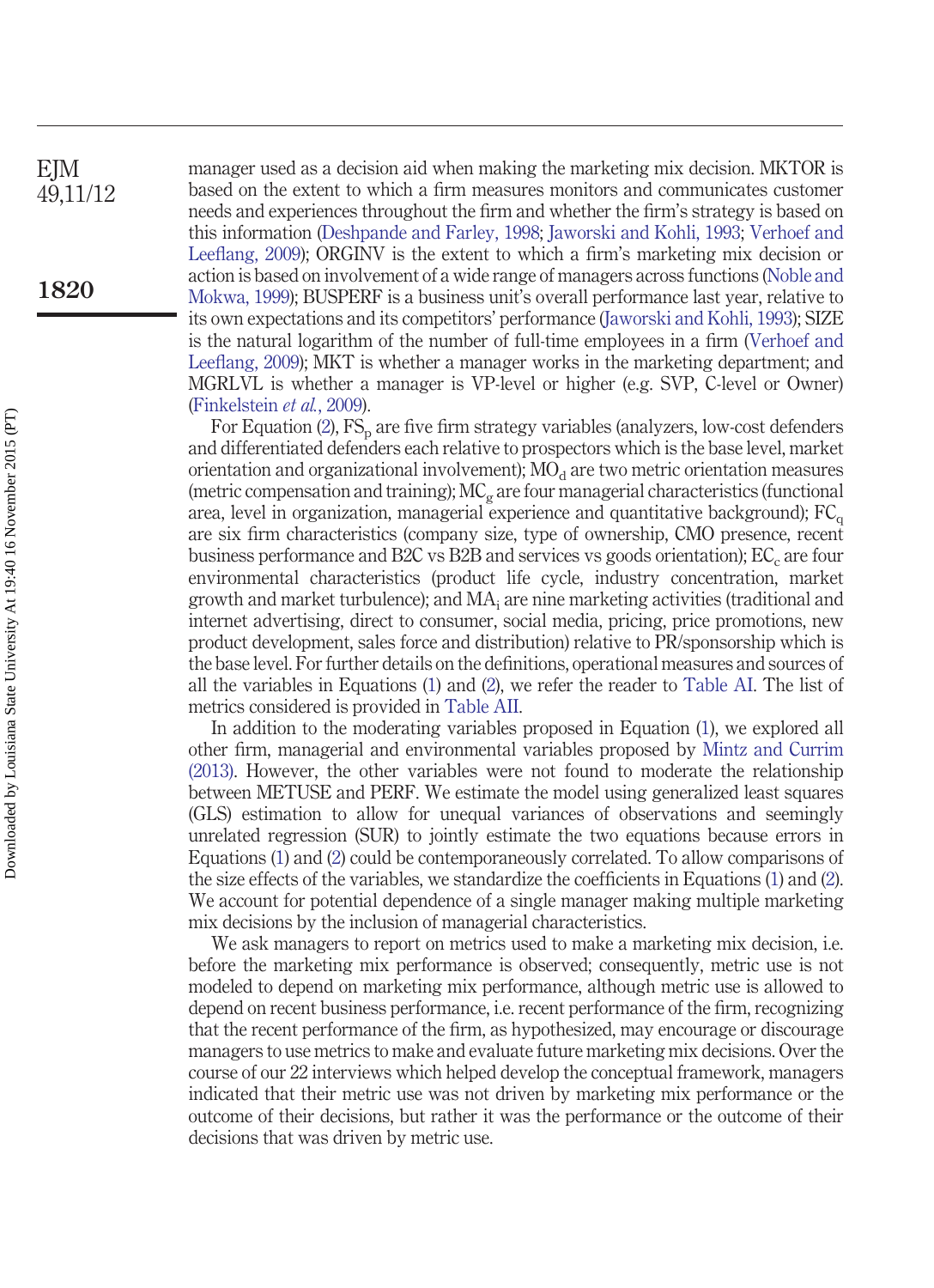manager used as a decision aid when making the marketing mix decision. MKTOR is based on the extent to which a firm measures monitors and communicates customer needs and experiences throughout the firm and whether the firm's strategy is based on this information (Deshpande and Farley, 1998; Jaworski and Kohli, 1993; Verhoef and Leeflang, 2009); ORGINV is the extent to which a firm's marketing mix decision or action is based on involvement of a wide range of managers across functions (Noble and Mokwa, 1999); BUSPERF is a business unit's overall performance last year, relative to its own expectations and its competitors' performance (Jaworski and Kohli, 1993); SIZE is the natural logarithm of the number of full-time employees in a firm (Verhoef and Leeflang, 2009); MKT is whether a manager works in the marketing department; and MGRLVL is whether a manager is VP-level or higher (e.g. SVP, C-level or Owner) (Finkelstein *et al.*, 2009).

For Equation (2), $FS_p$ are five firm strategy variables (analyzers, low-cost defenders and differentiated defenders each relative to prospectors which is the base level, market orientation and organizational involvement); $MO_d$ are two metric orientation measures (metric compensation and training); $MC_g$ are four managerial characteristics (functional area, level in organization, managerial experience and quantitative background); $FC_q$ are six firm characteristics (company size, type of ownership, CMO presence, recent business performance and B2C vs B2B and services vs goods orientation); $EC_c$ are four environmental characteristics (product life cycle, industry concentration, market growth and market turbulence); and $MA_i$ are nine marketing activities (traditional and internet advertising, direct to consumer, social media, pricing, price promotions, new product development, sales force and distribution) relative to PR/sponsorship which is the base level. For further details on the definitions, operational measures and sources of all the variables in Equations (1) and (2), we refer the reader to Table AI. The list of metrics considered is provided in Table AII.

In addition to the moderating variables proposed in Equation (1), we explored all other firm, managerial and environmental variables proposed by Mintz and Currim (2013). However, the other variables were not found to moderate the relationship between METUSE and PERF. We estimate the model using generalized least squares (GLS) estimation to allow for unequal variances of observations and seemingly unrelated regression (SUR) to jointly estimate the two equations because errors in Equations (1) and (2) could be contemporaneously correlated. To allow comparisons of the size effects of the variables, we standardize the coefficients in Equations (1) and (2). We account for potential dependence of a single manager making multiple marketing mix decisions by the inclusion of managerial characteristics.

We ask managers to report on metrics used to make a marketing mix decision, i.e. before the marketing mix performance is observed; consequently, metric use is not modeled to depend on marketing mix performance, although metric use is allowed to depend on recent business performance, i.e. recent performance of the firm, recognizing that the recent performance of the firm, as hypothesized, may encourage or discourage managers to use metrics to make and evaluate future marketing mix decisions. Over the course of our 22 interviews which helped develop the conceptual framework, managers indicated that their metric use was not driven by marketing mix performance or the outcome of their decisions, but rather it was the performance or the outcome of their decisions that was driven by metric use.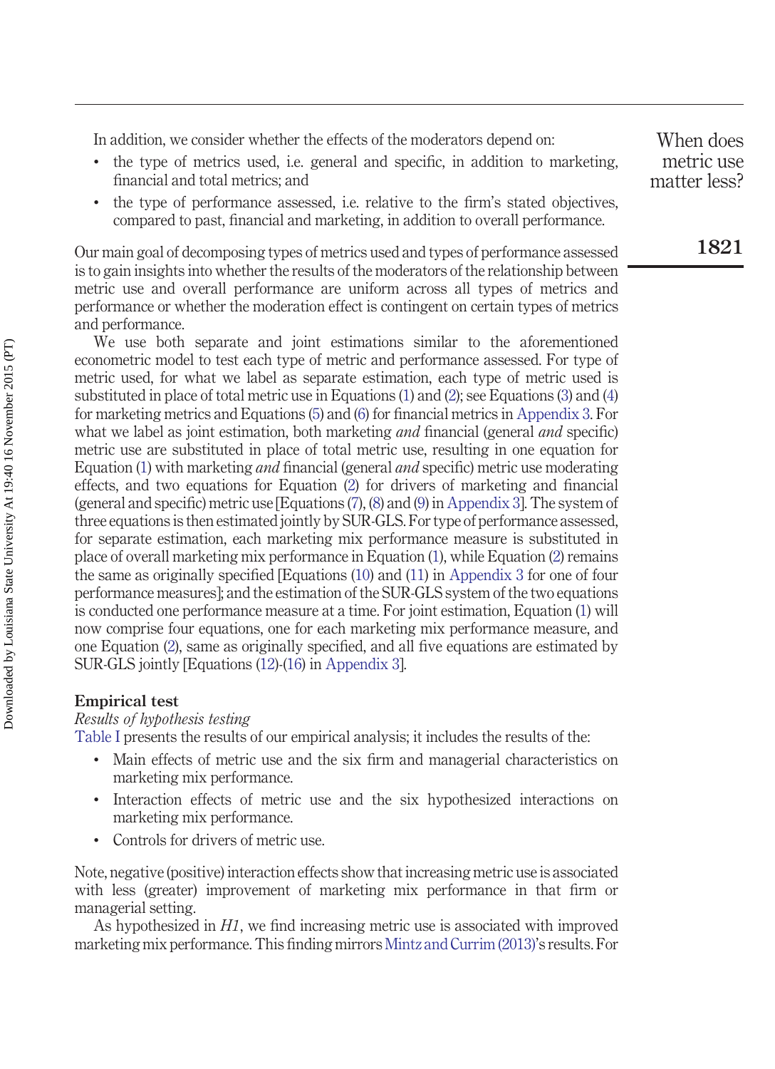In addition, we consider whether the effects of the moderators depend on:

- the type of metrics used, i.e. general and specific, in addition to marketing, financial and total metrics; and
- the type of performance assessed, i.e. relative to the firm's stated objectives, compared to past, financial and marketing, in addition to overall performance.

Our main goal of decomposing types of metrics used and types of performance assessed is to gain insights into whether the results of the moderators of the relationship between metric use and overall performance are uniform across all types of metrics and performance or whether the moderation effect is contingent on certain types of metrics and performance.

We use both separate and joint estimations similar to the aforementioned econometric model to test each type of metric and performance assessed. For type of metric used, for what we label as separate estimation, each type of metric used is substituted in place of total metric use in Equations (1) and (2); see Equations (3) and (4) for marketing metrics and Equations (5) and (6) for financial metrics in Appendix 3. For what we label as joint estimation, both marketing *and* financial (general *and* specific) metric use are substituted in place of total metric use, resulting in one equation for Equation (1) with marketing *and* financial (general *and* specific) metric use moderating effects, and two equations for Equation (2) for drivers of marketing and financial (general and specific) metric use [Equations (7), (8) and (9) in Appendix 3]. The system of three equations is then estimated jointly by SUR-GLS. For type of performance assessed, for separate estimation, each marketing mix performance measure is substituted in place of overall marketing mix performance in Equation (1), while Equation (2) remains the same as originally specified [Equations (10) and (11) in Appendix 3 for one of four performance measures]; and the estimation of the SUR-GLS system of the two equations is conducted one performance measure at a time. For joint estimation, Equation (1) will now comprise four equations, one for each marketing mix performance measure, and one Equation (2), same as originally specified, and all five equations are estimated by SUR-GLS jointly [Equations (12)-(16) in Appendix 3].

## Empirical test

### *Results of hypothesis testing*

Table I presents the results of our empirical analysis; it includes the results of the:

- Main effects of metric use and the six firm and managerial characteristics on marketing mix performance.
- Interaction effects of metric use and the six hypothesized interactions on marketing mix performance.
- Controls for drivers of metric use.

Note, negative (positive) interaction effects show that increasing metric use is associated with less (greater) improvement of marketing mix performance in that firm or managerial setting.

As hypothesized in *H1*, we find increasing metric use is associated with improved marketing mix performance. This finding mirrors Mintz and Currim (2013)'s results. For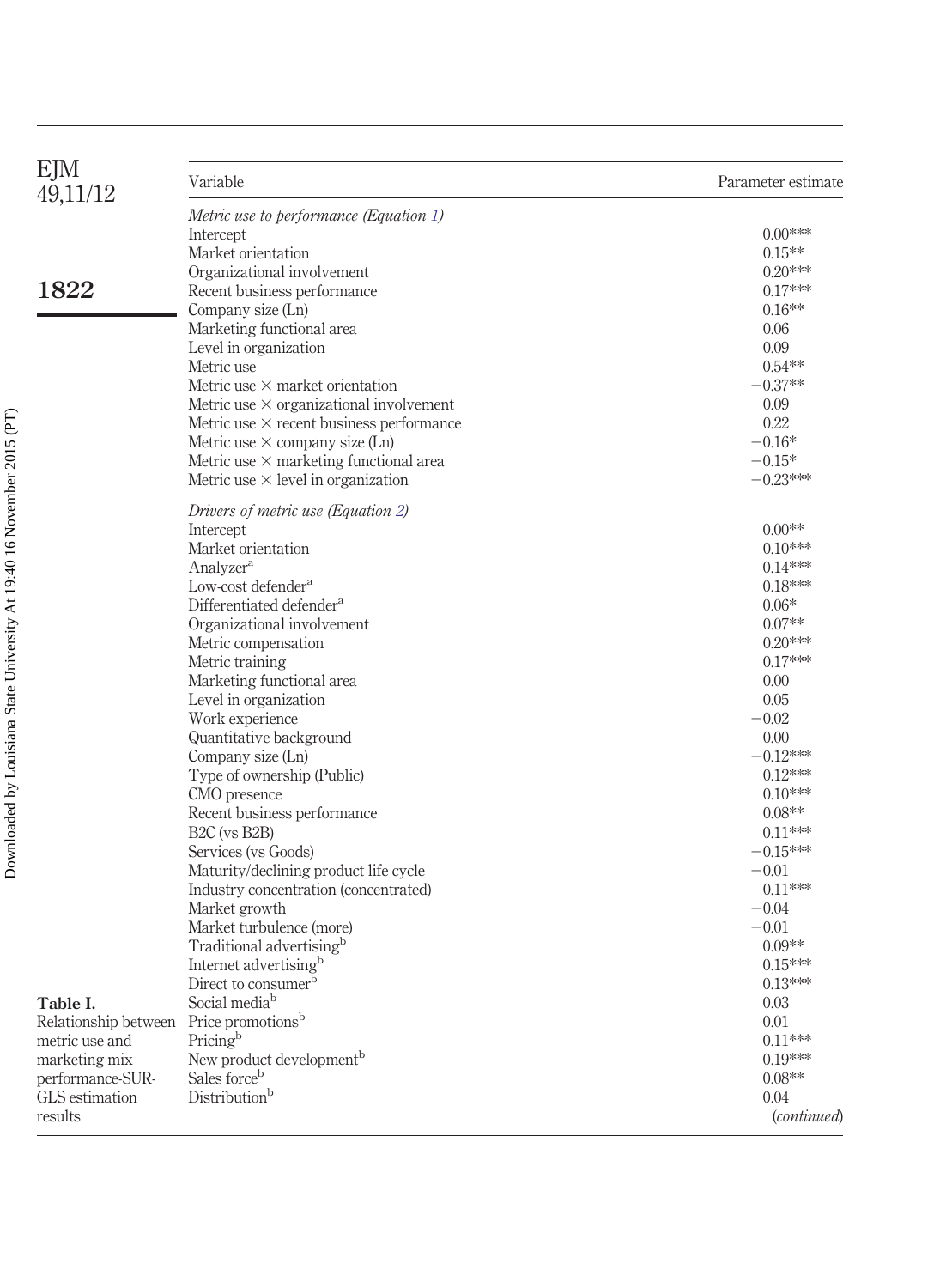**Table I.** Relationship between metric use and marketing mix performance-SUR-GLS estimation results

| Variable | Parameter estimate |
|---|---|
| *Metric use to performance (Equation 1)* | |
| Intercept | 0.00*** |
| Market orientation | 0.15** |
| Organizational involvement | 0.20*** |
| Recent business performance | 0.17*** |
| Company size (Ln) | 0.16** |
| Marketing functional area | 0.06 |
| Level in organization | 0.09 |
| Metric use | 0.54** |
| Metric use × market orientation | −0.37** |
| Metric use × organizational involvement | 0.09 |
| Metric use × recent business performance | 0.22 |
| Metric use × company size (Ln) | −0.16* |
| Metric use × marketing functional area | −0.15* |
| Metric use × level in organization | −0.23*** |
| *Drivers of metric use (Equation 2)* | |
| Intercept | 0.00** |
| Market orientation | 0.10*** |
| Analyzer[a] | 0.14*** |
| Low-cost defender[a] | 0.18*** |
| Differentiated defender[a] | 0.06* |
| Organizational involvement | 0.07** |
| Metric compensation | 0.20*** |
| Metric training | 0.17*** |
| Marketing functional area | 0.00 |
| Level in organization | 0.05 |
| Work experience | −0.02 |
| Quantitative background | 0.00 |
| Company size (Ln) | −0.12*** |
| Type of ownership (Public) | 0.12*** |
| CMO presence | 0.10*** |
| Recent business performance | 0.08** |
| B2C (vs B2B) | 0.11*** |
| Services (vs Goods) | −0.15*** |
| Maturity/declining product life cycle | −0.01 |
| Industry concentration (concentrated) | 0.11*** |
| Market growth | −0.04 |
| Market turbulence (more) | −0.01 |
| Traditional advertising[b] | 0.09** |
| Internet advertising[b] | 0.15*** |
| Direct to consumer[b] | 0.13*** |
| Social media[b] | 0.03 |
| Price promotions[b] | 0.01 |
| Pricing[b] | 0.11*** |
| New product development[b] | 0.19*** |
| Sales force[b] | 0.08** |
| Distribution[b] | 0.04 |

(*continued*)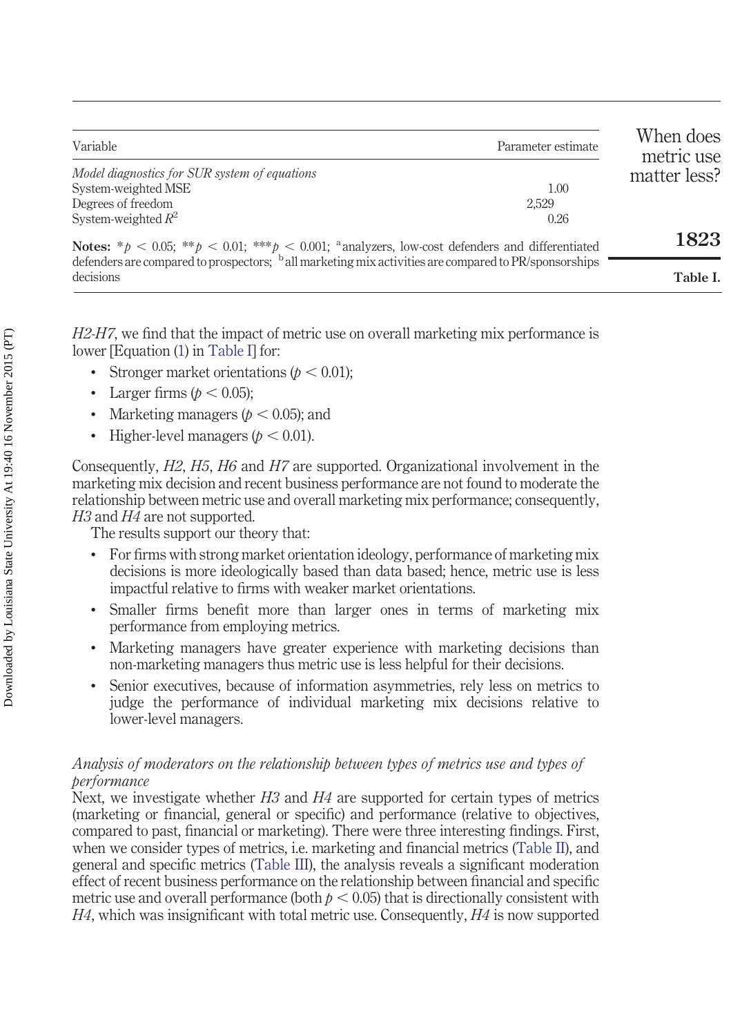| Variable | Parameter estimate |
|---|---|
| *Model diagnostics for SUR system of equations* | |
| System-weighted MSE | 1.00 |
| Degrees of freedom | 2,529 |
| System-weighted $R^2$ | 0.26 |

**Notes:** $*p < 0.05$; $**p < 0.01$; $***p < 0.001$; [a] analyzers, low-cost defenders and differentiated defenders are compared to prospectors; [b] all marketing mix activities are compared to PR/sponsorships decisions

**Table I.**

*H2-H7*, we find that the impact of metric use on overall marketing mix performance is lower [Equation (1) in Table I] for:

- Stronger market orientations ($p < 0.01$);
- Larger firms ($p < 0.05$);
- Marketing managers ($p < 0.05$); and
- Higher-level managers ($p < 0.01$).

Consequently, *H2*, *H5*, *H6* and *H7* are supported. Organizational involvement in the marketing mix decision and recent business performance are not found to moderate the relationship between metric use and overall marketing mix performance; consequently, *H3* and *H4* are not supported.

The results support our theory that:

- For firms with strong market orientation ideology, performance of marketing mix decisions is more ideologically based than data based; hence, metric use is less impactful relative to firms with weaker market orientations.
- Smaller firms benefit more than larger ones in terms of marketing mix performance from employing metrics.
- Marketing managers have greater experience with marketing decisions than non-marketing managers thus metric use is less helpful for their decisions.
- Senior executives, because of information asymmetries, rely less on metrics to judge the performance of individual marketing mix decisions relative to lower-level managers.

*Analysis of moderators on the relationship between types of metrics use and types of performance*

Next, we investigate whether *H3* and *H4* are supported for certain types of metrics (marketing or financial, general or specific) and performance (relative to objectives, compared to past, financial or marketing). There were three interesting findings. First, when we consider types of metrics, i.e. marketing and financial metrics (Table II), and general and specific metrics (Table III), the analysis reveals a significant moderation effect of recent business performance on the relationship between financial and specific metric use and overall performance (both $p < 0.05$) that is directionally consistent with *H4*, which was insignificant with total metric use. Consequently, *H4* is now supported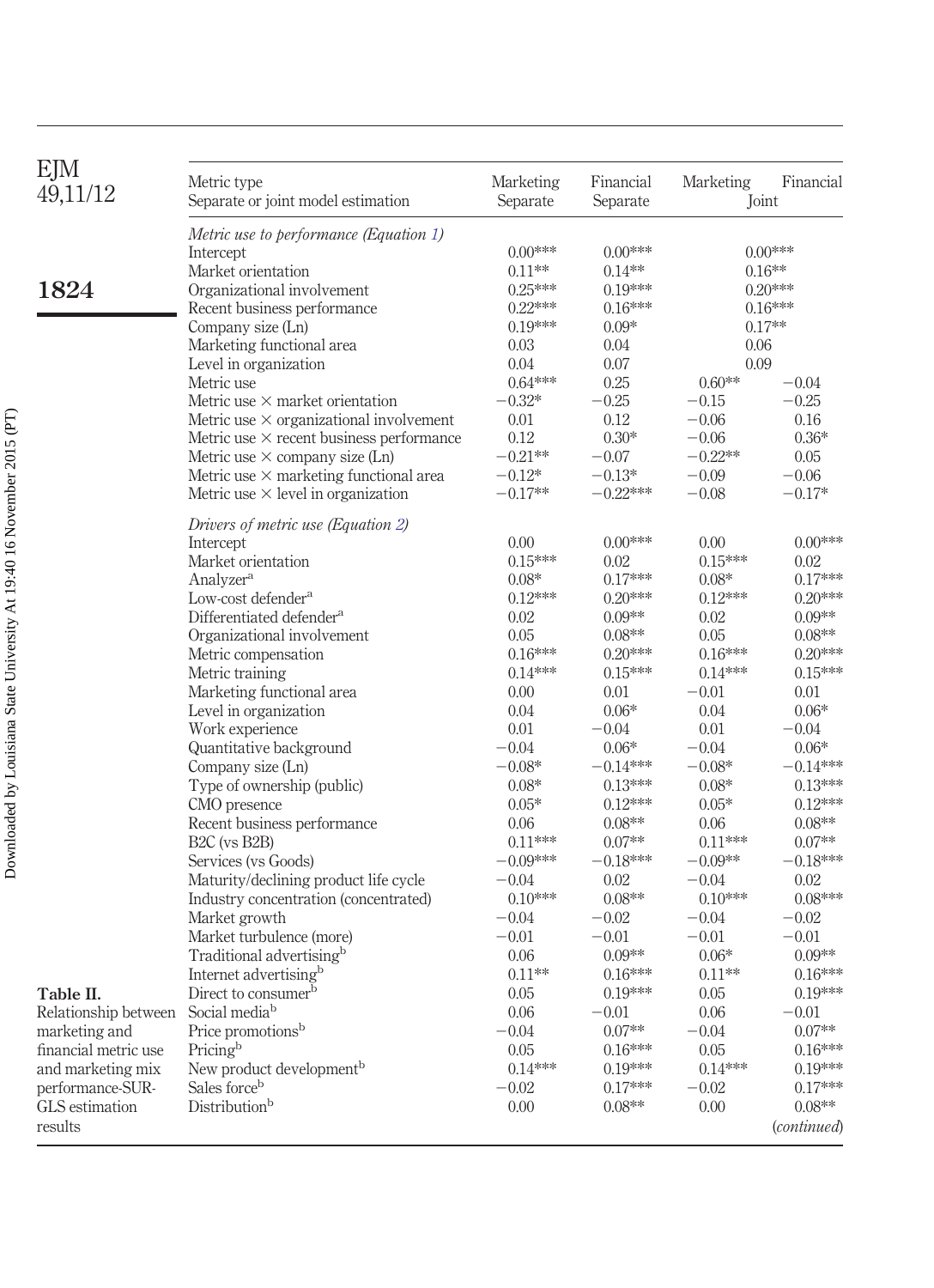**Table II.** Relationship between marketing and financial metric use and marketing mix performance-SUR-GLS estimation results

| Metric type<br>Separate or joint model estimation | Marketing<br>Separate | Financial<br>Separate | Marketing<br>Joint | Financial<br>Joint |
|---|---|---|---|---|
| *Metric use to performance (Equation 1)* | | | | |
| Intercept | 0.00*** | 0.00*** | 0.00*** | |
| Market orientation | 0.11** | 0.14** | 0.16** | |
| Organizational involvement | 0.25*** | 0.19*** | 0.20*** | |
| Recent business performance | 0.22*** | 0.16*** | 0.16*** | |
| Company size (Ln) | 0.19*** | 0.09* | 0.17** | |
| Marketing functional area | 0.03 | 0.04 | 0.06 | |
| Level in organization | 0.04 | 0.07 | 0.09 | |
| Metric use | 0.64*** | 0.25 | 0.60** | −0.04 |
| Metric use × market orientation | −0.32* | −0.25 | −0.15 | −0.25 |
| Metric use × organizational involvement | 0.01 | 0.12 | −0.06 | 0.16 |
| Metric use × recent business performance | 0.12 | 0.30* | −0.06 | 0.36* |
| Metric use × company size (Ln) | −0.21** | −0.07 | −0.22** | 0.05 |
| Metric use × marketing functional area | −0.12* | −0.13* | −0.09 | −0.06 |
| Metric use × level in organization | −0.17** | −0.22*** | −0.08 | −0.17* |
| *Drivers of metric use (Equation 2)* | | | | |
| Intercept | 0.00 | 0.00*** | 0.00 | 0.00*** |
| Market orientation | 0.15*** | 0.02 | 0.15*** | 0.02 |
| Analyzer[a] | 0.08* | 0.17*** | 0.08* | 0.17*** |
| Low-cost defender[a] | 0.12*** | 0.20*** | 0.12*** | 0.20*** |
| Differentiated defender[a] | 0.02 | 0.09** | 0.02 | 0.09** |
| Organizational involvement | 0.05 | 0.08** | 0.05 | 0.08** |
| Metric compensation | 0.16*** | 0.20*** | 0.16*** | 0.20*** |
| Metric training | 0.14*** | 0.15*** | 0.14*** | 0.15*** |
| Marketing functional area | 0.00 | 0.01 | −0.01 | 0.01 |
| Level in organization | 0.04 | 0.06* | 0.04 | 0.06* |
| Work experience | 0.01 | −0.04 | 0.01 | −0.04 |
| Quantitative background | −0.04 | 0.06* | −0.04 | 0.06* |
| Company size (Ln) | −0.08* | −0.14*** | −0.08* | −0.14*** |
| Type of ownership (public) | 0.08* | 0.13*** | 0.08* | 0.13*** |
| CMO presence | 0.05* | 0.12*** | 0.05* | 0.12*** |
| Recent business performance | 0.06 | 0.08** | 0.06 | 0.08** |
| B2C (vs B2B) | 0.11*** | 0.07** | 0.11*** | 0.07** |
| Services (vs Goods) | −0.09*** | −0.18*** | −0.09** | −0.18*** |
| Maturity/declining product life cycle | −0.04 | 0.02 | −0.04 | 0.02 |
| Industry concentration (concentrated) | 0.10*** | 0.08** | 0.10*** | 0.08*** |
| Market growth | −0.04 | −0.02 | −0.04 | −0.02 |
| Market turbulence (more) | −0.01 | −0.01 | −0.01 | −0.01 |
| Traditional advertising[b] | 0.06 | 0.09** | 0.06* | 0.09** |
| Internet advertising[b] | 0.11** | 0.16*** | 0.11** | 0.16*** |
| Direct to consumer[b] | 0.05 | 0.19*** | 0.05 | 0.19*** |
| Social media[b] | 0.06 | −0.01 | 0.06 | −0.01 |
| Price promotions[b] | −0.04 | 0.07** | −0.04 | 0.07** |
| Pricing[b] | 0.05 | 0.16*** | 0.05 | 0.16*** |
| New product development[b] | 0.14*** | 0.19*** | 0.14*** | 0.19*** |
| Sales force[b] | −0.02 | 0.17*** | −0.02 | 0.17*** |
| Distribution[b] | 0.00 | 0.08** | 0.00 | 0.08** |

(*continued*)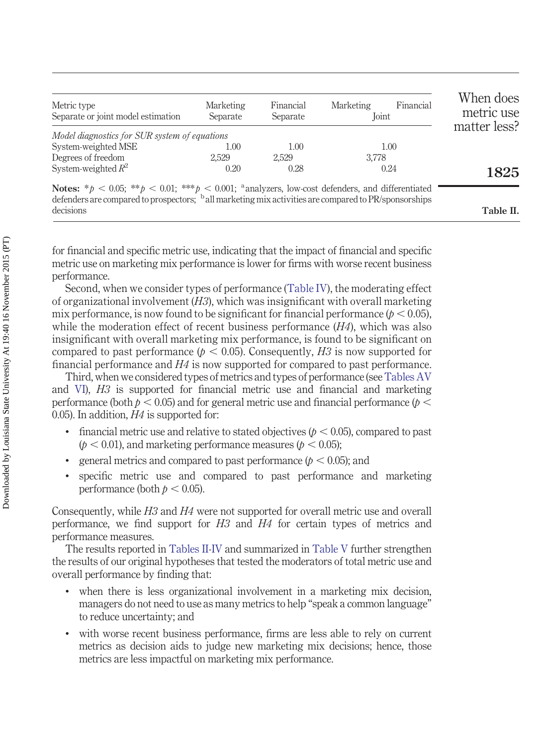| Metric type<br>Separate or joint model estimation | Marketing<br>Separate | Financial<br>Separate | Marketing<br>Joint | Financial |
|---|---|---|---|---|
| *Model diagnostics for SUR system of equations* | | | | |
| System-weighted MSE | 1.00 | 1.00 | 1.00 | |
| Degrees of freedom | 2,529 | 2,529 | 3,778 | |
| System-weighted $R^2$ | 0.20 | 0.28 | 0.24 | |

**Notes:** $*p < 0.05$; $**p < 0.01$; $***p < 0.001$; [a]analyzers, low-cost defenders, and differentiated defenders are compared to prospectors; [b]all marketing mix activities are compared to PR/sponsorships decisions

**Table II.**

for financial and specific metric use, indicating that the impact of financial and specific metric use on marketing mix performance is lower for firms with worse recent business performance.

Second, when we consider types of performance (Table IV), the moderating effect of organizational involvement (*H3*), which was insignificant with overall marketing mix performance, is now found to be significant for financial performance ($p < 0.05$), while the moderation effect of recent business performance (*H4*), which was also insignificant with overall marketing mix performance, is found to be significant on compared to past performance ($p < 0.05$). Consequently, *H3* is now supported for financial performance and *H4* is now supported for compared to past performance.

Third, when we considered types of metrics and types of performance (see Tables AV and VI), *H3* is supported for financial metric use and financial and marketing performance (both $p < 0.05$) and for general metric use and financial performance ($p < 0.05$). In addition, *H4* is supported for:

- financial metric use and relative to stated objectives ($p < 0.05$), compared to past ($p < 0.01$), and marketing performance measures ($p < 0.05$);
- general metrics and compared to past performance ($p < 0.05$); and
- specific metric use and compared to past performance and marketing performance (both $p < 0.05$).

Consequently, while *H3* and *H4* were not supported for overall metric use and overall performance, we find support for *H3* and *H4* for certain types of metrics and performance measures.

The results reported in Tables II-IV and summarized in Table V further strengthen the results of our original hypotheses that tested the moderators of total metric use and overall performance by finding that:

- when there is less organizational involvement in a marketing mix decision, managers do not need to use as many metrics to help "speak a common language" to reduce uncertainty; and
- with worse recent business performance, firms are less able to rely on current metrics as decision aids to judge new marketing mix decisions; hence, those metrics are less impactful on marketing mix performance.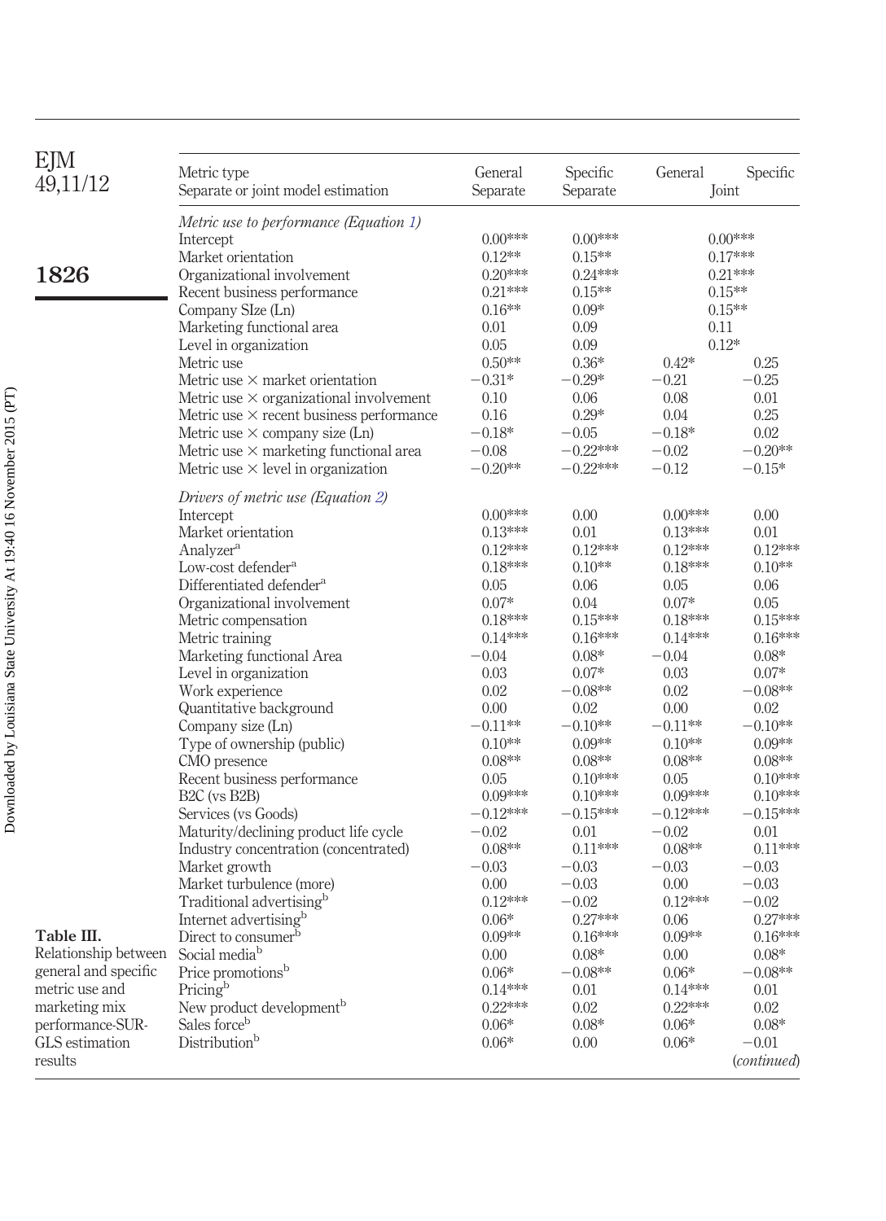**Table III.** Relationship between general and specific metric use and marketing mix performance-SUR-GLS estimation results

| Metric type<br>Separate or joint model estimation | General<br>Separate | Specific<br>Separate | General<br>Joint | Specific<br>Joint |
|---|---|---|---|---|
| *Metric use to performance (Equation 1)* | | | | |
| Intercept | 0.00*** | 0.00*** | 0.00*** | |
| Market orientation | 0.12** | 0.15** | 0.17*** | |
| Organizational involvement | 0.20*** | 0.24*** | 0.21*** | |
| Recent business performance | 0.21*** | 0.15** | 0.15** | |
| Company SIze (Ln) | 0.16** | 0.09* | 0.15** | |
| Marketing functional area | 0.01 | 0.09 | 0.11 | |
| Level in organization | 0.05 | 0.09 | 0.12* | |
| Metric use | 0.50** | 0.36* | 0.42* | 0.25 |
| Metric use × market orientation | −0.31* | −0.29* | −0.21 | −0.25 |
| Metric use × organizational involvement | 0.10 | 0.06 | 0.08 | 0.01 |
| Metric use × recent business performance | 0.16 | 0.29* | 0.04 | 0.25 |
| Metric use × company size (Ln) | −0.18* | −0.05 | −0.18* | 0.02 |
| Metric use × marketing functional area | −0.08 | −0.22*** | −0.02 | −0.20** |
| Metric use × level in organization | −0.20** | −0.22*** | −0.12 | −0.15* |
| *Drivers of metric use (Equation 2)* | | | | |
| Intercept | 0.00*** | 0.00 | 0.00*** | 0.00 |
| Market orientation | 0.13*** | 0.01 | 0.13*** | 0.01 |
| Analyzer[a] | 0.12*** | 0.12*** | 0.12*** | 0.12*** |
| Low-cost defender[a] | 0.18*** | 0.10** | 0.18*** | 0.10** |
| Differentiated defender[a] | 0.05 | 0.06 | 0.05 | 0.06 |
| Organizational involvement | 0.07* | 0.04 | 0.07* | 0.05 |
| Metric compensation | 0.18*** | 0.15*** | 0.18*** | 0.15*** |
| Metric training | 0.14*** | 0.16*** | 0.14*** | 0.16*** |
| Marketing functional Area | −0.04 | 0.08* | −0.04 | 0.08* |
| Level in organization | 0.03 | 0.07* | 0.03 | 0.07* |
| Work experience | 0.02 | −0.08** | 0.02 | −0.08** |
| Quantitative background | 0.00 | 0.02 | 0.00 | 0.02 |
| Company size (Ln) | −0.11** | −0.10** | −0.11** | −0.10** |
| Type of ownership (public) | 0.10** | 0.09** | 0.10** | 0.09** |
| CMO presence | 0.08** | 0.08** | 0.08** | 0.08** |
| Recent business performance | 0.05 | 0.10*** | 0.05 | 0.10*** |
| B2C (vs B2B) | 0.09*** | 0.10*** | 0.09*** | 0.10*** |
| Services (vs Goods) | −0.12*** | −0.15*** | −0.12*** | −0.15*** |
| Maturity/declining product life cycle | −0.02 | 0.01 | −0.02 | 0.01 |
| Industry concentration (concentrated) | 0.08** | 0.11*** | 0.08** | 0.11*** |
| Market growth | −0.03 | −0.03 | −0.03 | −0.03 |
| Market turbulence (more) | 0.00 | −0.03 | 0.00 | −0.03 |
| Traditional advertising[b] | 0.12*** | −0.02 | 0.12*** | −0.02 |
| Internet advertising[b] | 0.06* | 0.27*** | 0.06 | 0.27*** |
| Direct to consumer[b] | 0.09** | 0.16*** | 0.09** | 0.16*** |
| Social media[b] | 0.00 | 0.08* | 0.00 | 0.08* |
| Price promotions[b] | 0.06* | −0.08** | 0.06* | −0.08** |
| Pricing[b] | 0.14*** | 0.01 | 0.14*** | 0.01 |
| New product development[b] | 0.22*** | 0.02 | 0.22*** | 0.02 |
| Sales force[b] | 0.06* | 0.08* | 0.06* | 0.08* |
| Distribution[b] | 0.06* | 0.00 | 0.06* | −0.01 |

(*continued*)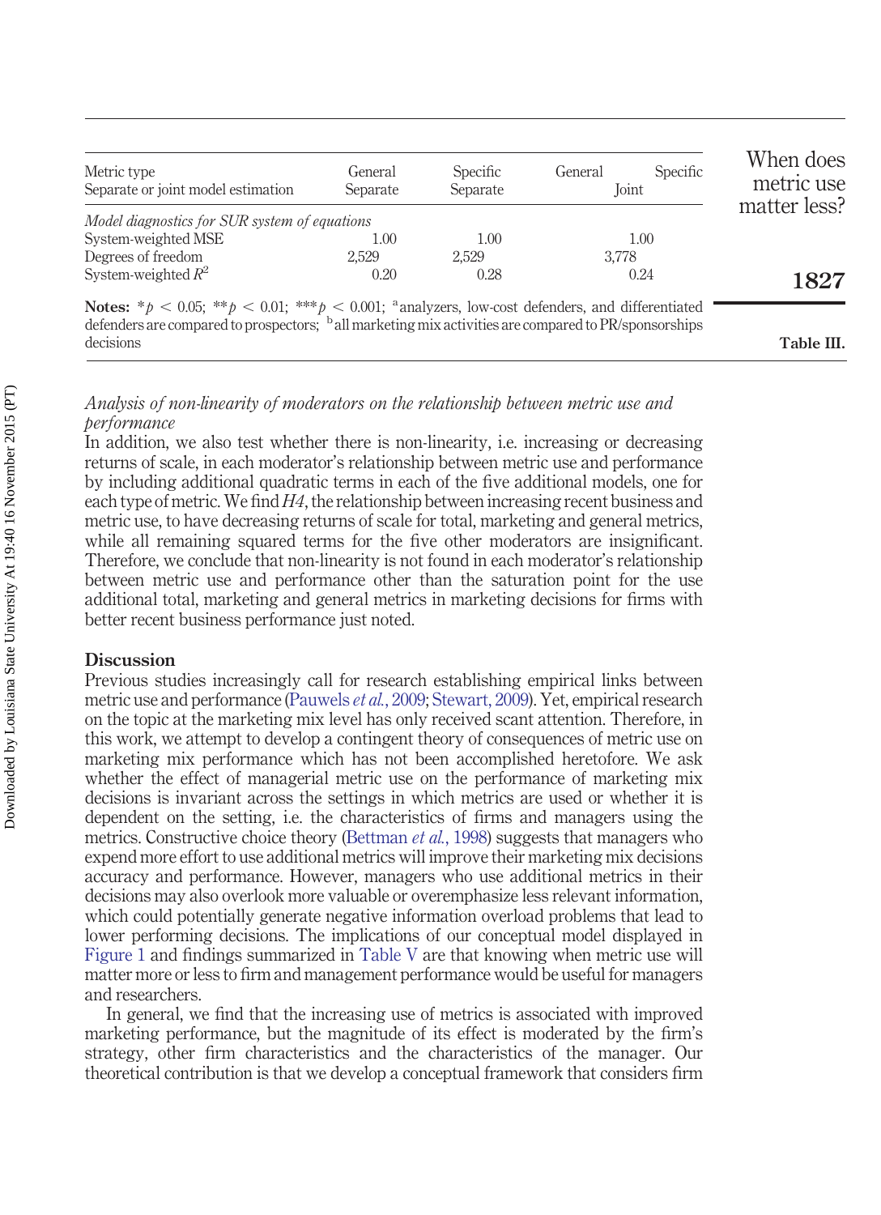| Metric type | General | Specific | General | Specific |
|---|---|---|---|---|
| Separate or joint model estimation | Separate | Separate | Joint | |
| *Model diagnostics for SUR system of equations* | | | | |
| System-weighted MSE | 1.00 | 1.00 | 1.00 | |
| Degrees of freedom | 2,529 | 2,529 | 3,778 | |
| System-weighted $R^2$ | 0.20 | 0.28 | 0.24 | |

**Notes:** $*p < 0.05$; $**p < 0.01$; $***p < 0.001$; [a]analyzers, low-cost defenders, and differentiated defenders are compared to prospectors; [b]all marketing mix activities are compared to PR/sponsorships decisions

**Table III.**

### *Analysis of non-linearity of moderators on the relationship between metric use and performance*

In addition, we also test whether there is non-linearity, i.e. increasing or decreasing returns of scale, in each moderator's relationship between metric use and performance by including additional quadratic terms in each of the five additional models, one for each type of metric. We find *H4*, the relationship between increasing recent business and metric use, to have decreasing returns of scale for total, marketing and general metrics, while all remaining squared terms for the five other moderators are insignificant. Therefore, we conclude that non-linearity is not found in each moderator's relationship between metric use and performance other than the saturation point for the use additional total, marketing and general metrics in marketing decisions for firms with better recent business performance just noted.

## Discussion

Previous studies increasingly call for research establishing empirical links between metric use and performance (Pauwels *et al.*, 2009; Stewart, 2009). Yet, empirical research on the topic at the marketing mix level has only received scant attention. Therefore, in this work, we attempt to develop a contingent theory of consequences of metric use on marketing mix performance which has not been accomplished heretofore. We ask whether the effect of managerial metric use on the performance of marketing mix decisions is invariant across the settings in which metrics are used or whether it is dependent on the setting, i.e. the characteristics of firms and managers using the metrics. Constructive choice theory (Bettman *et al.*, 1998) suggests that managers who expend more effort to use additional metrics will improve their marketing mix decisions accuracy and performance. However, managers who use additional metrics in their decisions may also overlook more valuable or overemphasize less relevant information, which could potentially generate negative information overload problems that lead to lower performing decisions. The implications of our conceptual model displayed in Figure 1 and findings summarized in Table V are that knowing when metric use will matter more or less to firm and management performance would be useful for managers and researchers.

In general, we find that the increasing use of metrics is associated with improved marketing performance, but the magnitude of its effect is moderated by the firm's strategy, other firm characteristics and the characteristics of the manager. Our theoretical contribution is that we develop a conceptual framework that considers firm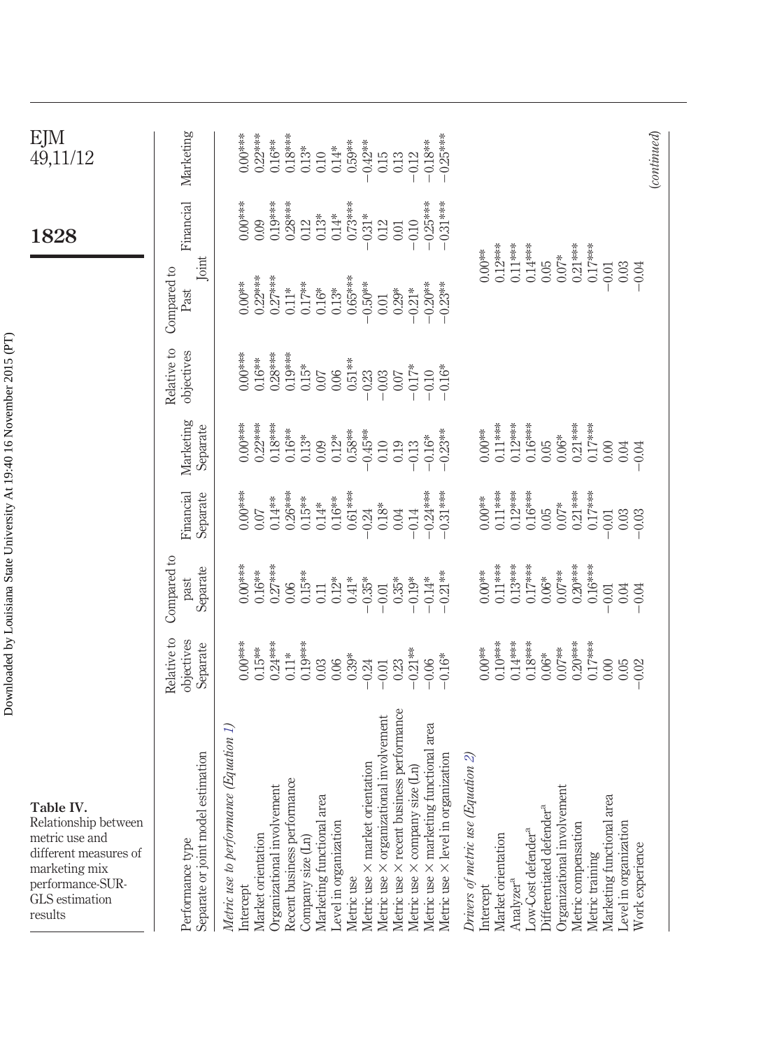**Table IV.** Relationship between metric use and different measures of marketing mix performance-SUR-GLS estimation results

| Performance type | Relative to objectives | Compared to past | Financial | Marketing | Relative to objectives | Compared to Past | Financial | Marketing |
|---|---|---|---|---|---|---|---|---|
| Separate or joint model estimation | Separate | Separate | Separate | Separate | | Joint | | |
| *Metric use to performance (Equation 1)* | | | | | | | | |
| Intercept | 0.00*** | 0.00*** | 0.00*** | 0.00*** | 0.00*** | 0.00** | 0.00*** | 0.00*** |
| Market orientation | 0.15** | 0.16** | 0.07 | 0.22*** | 0.16** | 0.22*** | 0.09 | 0.22*** |
| Organizational involvement | 0.24*** | 0.27*** | 0.14** | 0.18*** | 0.28*** | 0.27*** | 0.19*** | 0.16** |
| Recent business performance | 0.11* | 0.06 | 0.26*** | 0.16** | 0.19*** | 0.11* | 0.28*** | 0.18*** |
| Company size (Ln) | 0.19*** | 0.15** | 0.15** | 0.13* | 0.15* | 0.17** | 0.12 | 0.13* |
| Marketing functional area | 0.03 | 0.11 | 0.14* | 0.09 | 0.07 | 0.16* | 0.13* | 0.10 |
| Level in organization | 0.06 | 0.12* | 0.16** | 0.12* | 0.06 | 0.13* | 0.14* | 0.14* |
| Metric use | 0.39* | 0.41* | 0.61*** | 0.58** | 0.51** | 0.65*** | 0.73*** | 0.59** |
| Metric use × market orientation | −0.24 | −0.35* | −0.24 | −0.45** | −0.23 | −0.50** | −0.31* | −0.42** |
| Metric use × organizational involvement | −0.01 | −0.01 | 0.18* | 0.10 | −0.03 | 0.01 | 0.12 | 0.15 |
| Metric use × recent business performance | 0.23 | 0.35* | 0.04 | 0.19 | 0.07 | 0.29* | 0.01 | 0.13 |
| Metric use × company size (Ln) | −0.21** | −0.19* | −0.14 | −0.13 | −0.17* | −0.21* | −0.10 | −0.12 |
| Metric use × marketing functional area | −0.06 | −0.14* | −0.24*** | −0.16* | −0.10 | −0.20** | −0.25*** | −0.18** |
| Metric use × level in organization | −0.16* | −0.21** | −0.31*** | −0.23** | −0.16* | −0.23** | −0.31*** | −0.25*** |
| *Drivers of metric use (Equation 2)* | | | | | | | | |
| Intercept | 0.00** | 0.00** | 0.00** | 0.00** | | 0.00** | | |
| Market orientation | 0.10*** | 0.11*** | 0.11*** | 0.11*** | | 0.12*** | | |
| Analyzer[a] | 0.14*** | 0.13*** | 0.12*** | 0.12*** | | 0.11*** | | |
| Low-Cost defender[a] | 0.18*** | 0.17*** | 0.16*** | 0.16*** | | 0.14*** | | |
| Differentiated defender[a] | 0.06* | 0.06* | 0.05 | 0.05 | | 0.05 | | |
| Organizational involvement | 0.07** | 0.07** | 0.07* | 0.06* | | 0.07* | | |
| Metric compensation | 0.20*** | 0.20*** | 0.21*** | 0.21*** | | 0.21*** | | |
| Metric training | 0.17*** | 0.16*** | 0.17*** | 0.17*** | | 0.17*** | | |
| Marketing functional area | 0.00 | −0.01 | −0.01 | 0.00 | | −0.01 | | |
| Level in organization | 0.05 | 0.04 | 0.03 | 0.04 | | 0.03 | | |
| Work experience | −0.02 | −0.04 | −0.03 | −0.04 | | −0.04 | | |

(*continued*)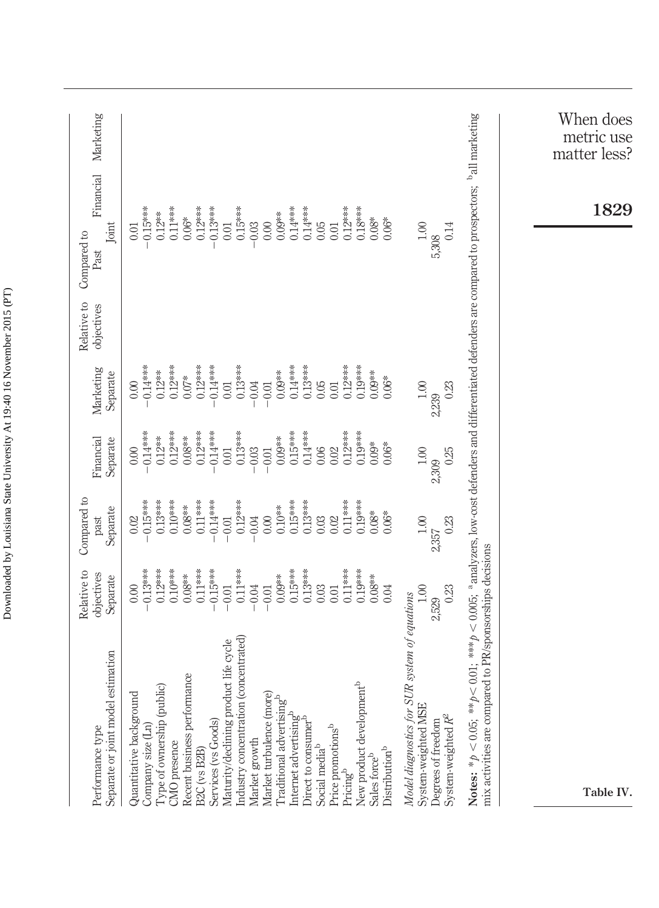| Performance type | Relative to objectives | Compared to past | Financial | Marketing | Relative to objectives | Compared to Past | Financial | Marketing |
|---|---|---|---|---|---|---|---|---|
| Separate or joint model estimation | Separate | Separate | Separate | Separate | | Joint | | |
| Quantitative background | 0.00 | 0.02 | 0.00 | 0.00 | | 0.01 | | |
| Company size (Ln) | −0.13*** | −0.15*** | −0.14*** | −0.14*** | | −0.15*** | | |
| Type of ownership (public) | 0.12*** | 0.13*** | 0.12** | 0.12** | | 0.12** | | |
| CMO presence | 0.10*** | 0.10*** | 0.12*** | 0.12*** | | 0.11*** | | |
| Recent business performance | 0.08** | 0.08** | 0.08** | 0.07* | | 0.06* | | |
| B2C (vs B2B) | 0.11*** | 0.11*** | 0.12*** | 0.12*** | | 0.12*** | | |
| Services (vs Goods) | −0.15*** | −0.14*** | −0.14*** | −0.14*** | | −0.13*** | | |
| Maturity/declining product life cycle | −0.01 | −0.01 | 0.01 | 0.01 | | 0.01 | | |
| Industry concentration (concentrated) | 0.11*** | 0.12*** | 0.13*** | 0.13*** | | 0.15*** | | |
| Market growth | −0.04 | −0.04 | −0.03 | −0.04 | | −0.03 | | |
| Market turbulence (more) | −0.01 | 0.00 | −0.01 | −0.01 | | 0.00 | | |
| Traditional advertising[b] | 0.09** | 0.10** | 0.09** | 0.09** | | 0.09** | | |
| Internet advertising[b] | 0.15*** | 0.15*** | 0.15*** | 0.14*** | | 0.14*** | | |
| Direct to consumer[b] | 0.13*** | 0.13*** | 0.14*** | 0.13*** | | 0.14*** | | |
| Social media[b] | 0.03 | 0.03 | 0.06 | 0.05 | | 0.05 | | |
| Price promotions[b] | 0.01 | 0.02 | 0.02 | 0.01 | | 0.01 | | |
| Pricing[b] | 0.11*** | 0.11*** | 0.12*** | 0.12*** | | 0.12*** | | |
| New product development[b] | 0.19*** | 0.19*** | 0.19*** | 0.19*** | | 0.18*** | | |
| Sales force[b] | 0.08** | 0.08* | 0.09* | 0.09** | | 0.08* | | |
| Distribution[b] | 0.04 | 0.06* | 0.06* | 0.06* | | 0.06* | | |
| *Model diagnostics for SUR system of equations* | | | | | | | | |
| System-weighted MSE | 1.00 | 1.00 | 1.00 | 1.00 | | 1.00 | | |
| Degrees of freedom | 2,529 | 2,357 | 2,309 | 2,239 | | 5,308 | | |
| System-weighted $R^2$ | 0.23 | 0.23 | 0.25 | 0.23 | | 0.14 | | |

**Notes:** $*p < 0.05$; $**p < 0.01$; $***p < 0.005$; [a]analyzers, low-cost defenders and differentiated defenders are compared to prospectors; [b]all marketing mix activities are compared to PR/sponsorships decisions

**Table IV.**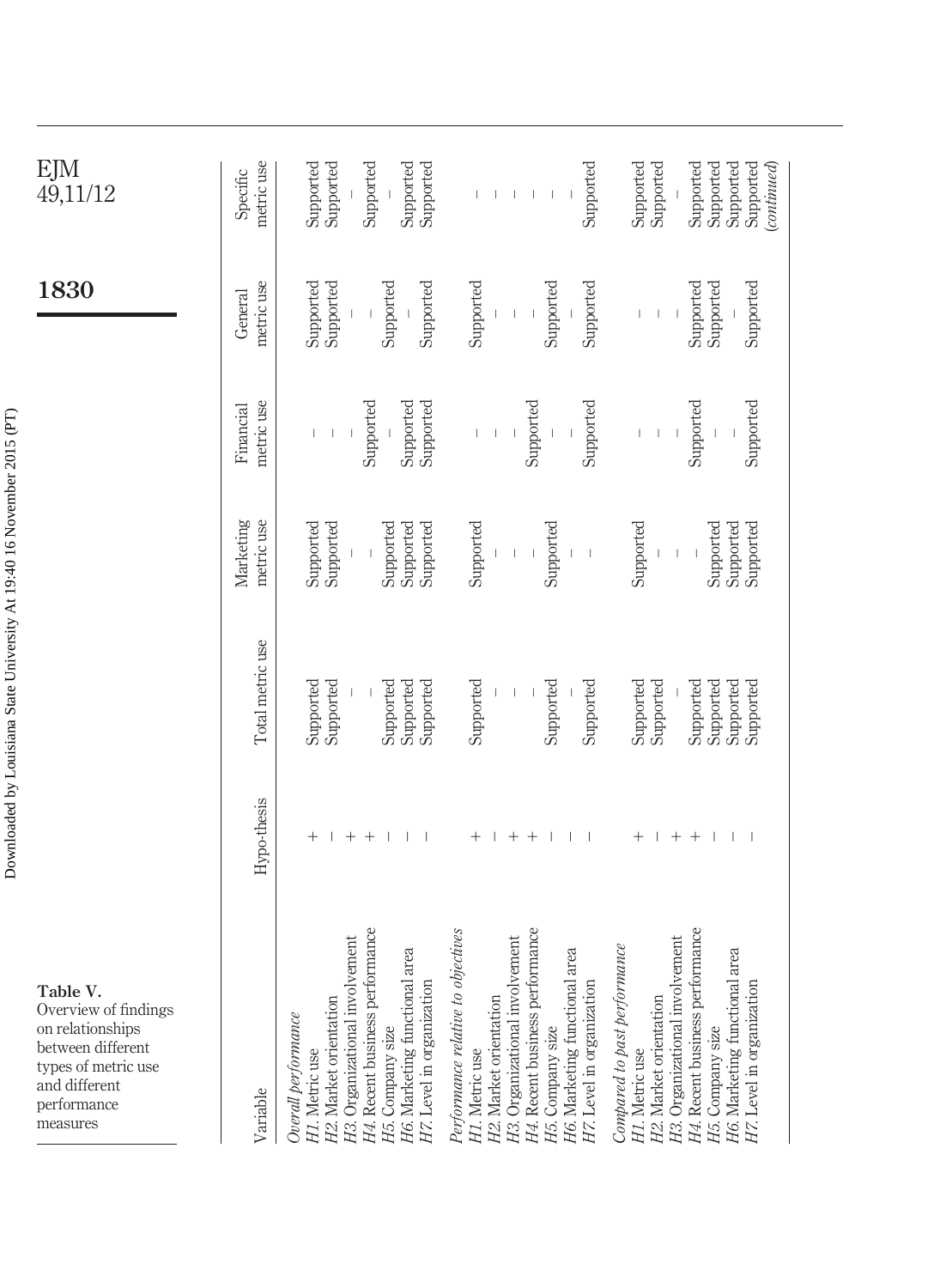**Table V.** Overview of findings on relationships between different types of metric use and different performance measures

| Variable | Hypo-thesis | Total metric use | Marketing metric use | Financial metric use | General metric use | Specific metric use |
|---|---|---|---|---|---|---|
| *Overall performance* | | | | | | |
| *H1*. Metric use | + | Supported | Supported | – | Supported | Supported |
| *H2*. Market orientation | – | Supported | Supported | – | Supported | Supported |
| *H3*. Organizational involvement | + | – | – | – | – | – |
| *H4*. Recent business performance | + | – | – | Supported | – | Supported |
| *H5*. Company size | – | Supported | Supported | – | Supported | – |
| *H6*. Marketing functional area | – | Supported | Supported | Supported | – | Supported |
| *H7*. Level in organization | – | Supported | Supported | Supported | Supported | Supported |
| *Performance relative to objectives* | | | | | | |
| *H1*. Metric use | + | Supported | Supported | – | Supported | – |
| *H2*. Market orientation | – | – | – | – | – | – |
| *H3*. Organizational involvement | + | – | – | – | – | – |
| *H4*. Recent business performance | + | – | – | Supported | – | – |
| *H5*. Company size | – | Supported | Supported | – | Supported | – |
| *H6*. Marketing functional area | – | – | – | – | – | – |
| *H7*. Level in organization | – | Supported | – | Supported | Supported | Supported |
| *Compared to past performance* | | | | | | |
| *H1*. Metric use | + | Supported | Supported | – | – | Supported |
| *H2*. Market orientation | – | Supported | – | – | – | Supported |
| *H3*. Organizational involvement | + | – | – | – | – | – |
| *H4*. Recent business performance | + | Supported | – | Supported | Supported | Supported |
| *H5*. Company size | – | Supported | Supported | – | Supported | Supported |
| *H6*. Marketing functional area | – | Supported | Supported | – | – | Supported |
| *H7*. Level in organization | – | Supported | Supported | Supported | Supported | Supported |

(*continued*)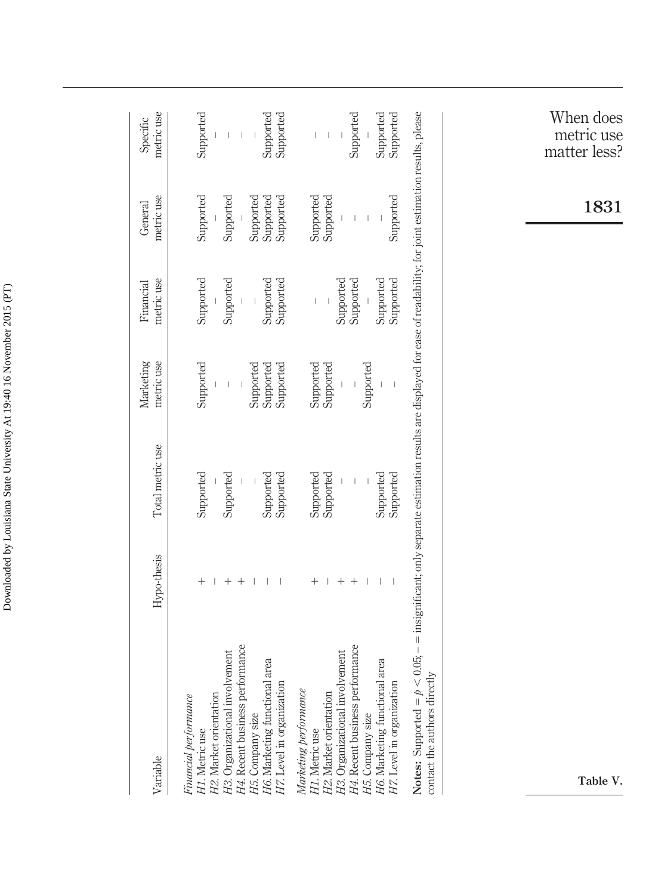**Table V.**

| Variable | Hypo-thesis | Total metric use | Marketing metric use | Financial metric use | General metric use | Specific metric use |
|---|---|---|---|---|---|---|
| *Financial performance* | | | | | | |
| *H1.* Metric use | + | Supported | Supported | Supported | Supported | Supported |
| *H2.* Market orientation | – | – | – | – | – | – |
| *H3.* Organizational involvement | + | Supported | – | Supported | Supported | – |
| *H4.* Recent business performance | + | – | – | – | – | – |
| *H5.* Company size | – | – | Supported | – | Supported | – |
| *H6.* Marketing functional area | – | Supported | Supported | Supported | Supported | Supported |
| *H7.* Level in organization | – | Supported | Supported | Supported | Supported | Supported |
| *Marketing performance* | | | | | | |
| *H1.* Metric use | + | Supported | Supported | – | Supported | – |
| *H2.* Market orientation | – | Supported | Supported | – | Supported | – |
| *H3.* Organizational involvement | + | – | – | Supported | – | – |
| *H4.* Recent business performance | + | – | – | Supported | – | Supported |
| *H5.* Company size | – | – | Supported | – | – | – |
| *H6.* Marketing functional area | – | Supported | – | Supported | – | Supported |
| *H7.* Level in organization | – | Supported | – | Supported | Supported | Supported |

**Notes:** Supported = $p < 0.05$; – = insignificant; only separate estimation results are displayed for ease of readability; for joint estimation results, please contact the authors directly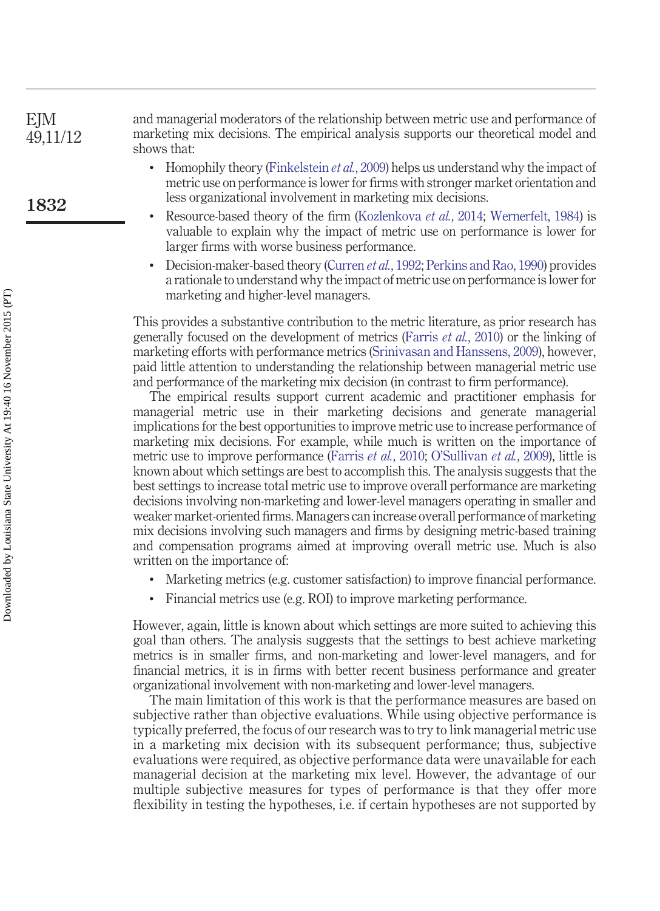and managerial moderators of the relationship between metric use and performance of marketing mix decisions. The empirical analysis supports our theoretical model and shows that:

- Homophily theory (Finkelstein *et al.*, 2009) helps us understand why the impact of metric use on performance is lower for firms with stronger market orientation and less organizational involvement in marketing mix decisions.
- Resource-based theory of the firm (Kozlenkova *et al.*, 2014; Wernerfelt, 1984) is valuable to explain why the impact of metric use on performance is lower for larger firms with worse business performance.
- Decision-maker-based theory (Curren *et al.*, 1992; Perkins and Rao, 1990) provides a rationale to understand why the impact of metric use on performance is lower for marketing and higher-level managers.

This provides a substantive contribution to the metric literature, as prior research has generally focused on the development of metrics (Farris *et al.*, 2010) or the linking of marketing efforts with performance metrics (Srinivasan and Hanssens, 2009), however, paid little attention to understanding the relationship between managerial metric use and performance of the marketing mix decision (in contrast to firm performance).

The empirical results support current academic and practitioner emphasis for managerial metric use in their marketing decisions and generate managerial implications for the best opportunities to improve metric use to increase performance of marketing mix decisions. For example, while much is written on the importance of metric use to improve performance (Farris *et al.*, 2010; O'Sullivan *et al.*, 2009), little is known about which settings are best to accomplish this. The analysis suggests that the best settings to increase total metric use to improve overall performance are marketing decisions involving non-marketing and lower-level managers operating in smaller and weaker market-oriented firms. Managers can increase overall performance of marketing mix decisions involving such managers and firms by designing metric-based training and compensation programs aimed at improving overall metric use. Much is also written on the importance of:

- Marketing metrics (e.g. customer satisfaction) to improve financial performance.
- Financial metrics use (e.g. ROI) to improve marketing performance.

However, again, little is known about which settings are more suited to achieving this goal than others. The analysis suggests that the settings to best achieve marketing metrics is in smaller firms, and non-marketing and lower-level managers, and for financial metrics, it is in firms with better recent business performance and greater organizational involvement with non-marketing and lower-level managers.

The main limitation of this work is that the performance measures are based on subjective rather than objective evaluations. While using objective performance is typically preferred, the focus of our research was to try to link managerial metric use in a marketing mix decision with its subsequent performance; thus, subjective evaluations were required, as objective performance data were unavailable for each managerial decision at the marketing mix level. However, the advantage of our multiple subjective measures for types of performance is that they offer more flexibility in testing the hypotheses, i.e. if certain hypotheses are not supported by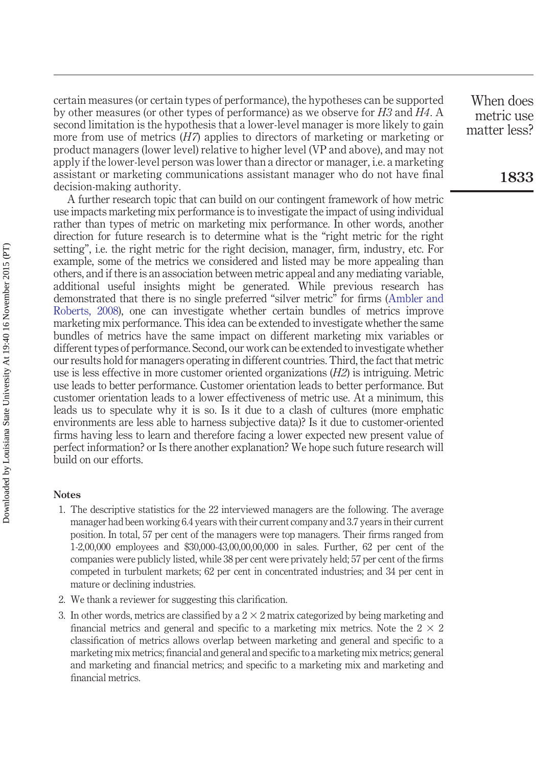certain measures (or certain types of performance), the hypotheses can be supported by other measures (or other types of performance) as we observe for *H3* and *H4*. A second limitation is the hypothesis that a lower-level manager is more likely to gain more from use of metrics (*H7*) applies to directors of marketing or marketing or product managers (lower level) relative to higher level (VP and above), and may not apply if the lower-level person was lower than a director or manager, i.e. a marketing assistant or marketing communications assistant manager who do not have final decision-making authority.

A further research topic that can build on our contingent framework of how metric use impacts marketing mix performance is to investigate the impact of using individual rather than types of metric on marketing mix performance. In other words, another direction for future research is to determine what is the "right metric for the right setting", i.e. the right metric for the right decision, manager, firm, industry, etc. For example, some of the metrics we considered and listed may be more appealing than others, and if there is an association between metric appeal and any mediating variable, additional useful insights might be generated. While previous research has demonstrated that there is no single preferred "silver metric" for firms (Ambler and Roberts, 2008), one can investigate whether certain bundles of metrics improve marketing mix performance. This idea can be extended to investigate whether the same bundles of metrics have the same impact on different marketing mix variables or different types of performance. Second, our work can be extended to investigate whether our results hold for managers operating in different countries. Third, the fact that metric use is less effective in more customer oriented organizations (*H2*) is intriguing. Metric use leads to better performance. Customer orientation leads to better performance. But customer orientation leads to a lower effectiveness of metric use. At a minimum, this leads us to speculate why it is so. Is it due to a clash of cultures (more emphatic environments are less able to harness subjective data)? Is it due to customer-oriented firms having less to learn and therefore facing a lower expected new present value of perfect information? or Is there another explanation? We hope such future research will build on our efforts.

## Notes

1. The descriptive statistics for the 22 interviewed managers are the following. The average manager had been working 6.4 years with their current company and 3.7 years in their current position. In total, 57 per cent of the managers were top managers. Their firms ranged from 1-2,00,000 employees and $30,000-43,00,00,00,000 in sales. Further, 62 per cent of the companies were publicly listed, while 38 per cent were privately held; 57 per cent of the firms competed in turbulent markets; 62 per cent in concentrated industries; and 34 per cent in mature or declining industries.
2. We thank a reviewer for suggesting this clarification.
3. In other words, metrics are classified by a $2 \times 2$ matrix categorized by being marketing and financial metrics and general and specific to a marketing mix metrics. Note the $2 \times 2$ classification of metrics allows overlap between marketing and general and specific to a marketing mix metrics; financial and general and specific to a marketing mix metrics; general and marketing and financial metrics; and specific to a marketing mix and marketing and financial metrics.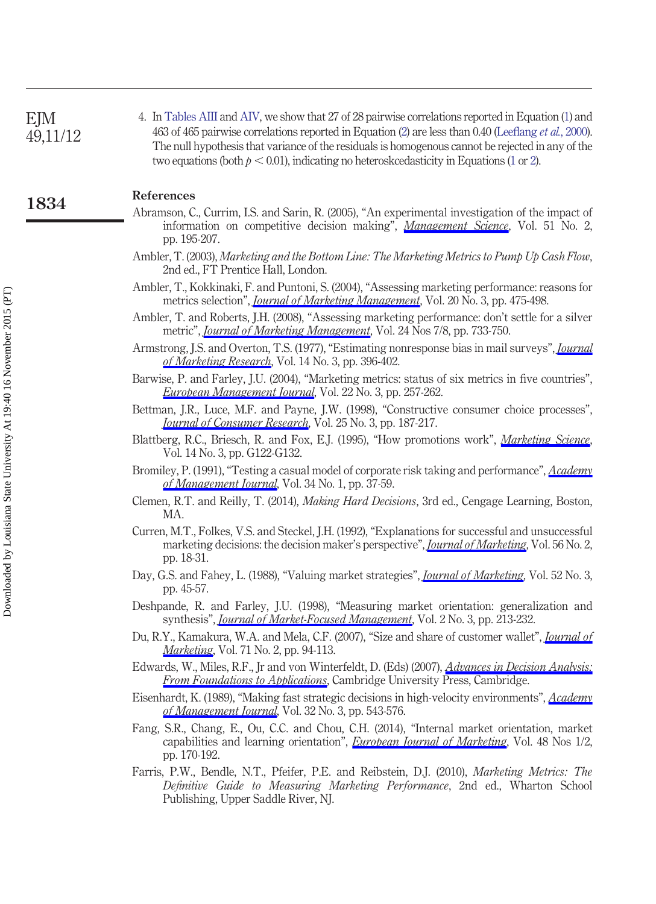4. In Tables AIII and AIV, we show that 27 of 28 pairwise correlations reported in Equation (1) and 463 of 465 pairwise correlations reported in Equation (2) are less than 0.40 (Leeflang *et al.*, 2000). The null hypothesis that variance of the residuals is homogenous cannot be rejected in any of the two equations (both $p < 0.01$), indicating no heteroskcedasticity in Equations (1 or 2).

## References

Abramson, C., Currim, I.S. and Sarin, R. (2005), "An experimental investigation of the impact of information on competitive decision making", *Management Science*, Vol. 51 No. 2, pp. 195-207.

Ambler, T. (2003), *Marketing and the Bottom Line: The Marketing Metrics to Pump Up Cash Flow*, 2nd ed., FT Prentice Hall, London.

Ambler, T., Kokkinaki, F. and Puntoni, S. (2004), "Assessing marketing performance: reasons for metrics selection", *Journal of Marketing Management*, Vol. 20 No. 3, pp. 475-498.

Ambler, T. and Roberts, J.H. (2008), "Assessing marketing performance: don't settle for a silver metric", *Journal of Marketing Management*, Vol. 24 Nos 7/8, pp. 733-750.

Armstrong, J.S. and Overton, T.S. (1977), "Estimating nonresponse bias in mail surveys", *Journal of Marketing Research*, Vol. 14 No. 3, pp. 396-402.

Barwise, P. and Farley, J.U. (2004), "Marketing metrics: status of six metrics in five countries", *European Management Journal*, Vol. 22 No. 3, pp. 257-262.

Bettman, J.R., Luce, M.F. and Payne, J.W. (1998), "Constructive consumer choice processes", *Journal of Consumer Research*, Vol. 25 No. 3, pp. 187-217.

Blattberg, R.C., Briesch, R. and Fox, E.J. (1995), "How promotions work", *Marketing Science*, Vol. 14 No. 3, pp. G122-G132.

Bromiley, P. (1991), "Testing a casual model of corporate risk taking and performance", *Academy of Management Journal*, Vol. 34 No. 1, pp. 37-59.

Clemen, R.T. and Reilly, T. (2014), *Making Hard Decisions*, 3rd ed., Cengage Learning, Boston, MA.

Curren, M.T., Folkes, V.S. and Steckel, J.H. (1992), "Explanations for successful and unsuccessful marketing decisions: the decision maker's perspective", *Journal of Marketing*, Vol. 56 No. 2, pp. 18-31.

Day, G.S. and Fahey, L. (1988), "Valuing market strategies", *Journal of Marketing*, Vol. 52 No. 3, pp. 45-57.

Deshpande, R. and Farley, J.U. (1998), "Measuring market orientation: generalization and synthesis", *Journal of Market-Focused Management*, Vol. 2 No. 3, pp. 213-232.

Du, R.Y., Kamakura, W.A. and Mela, C.F. (2007), "Size and share of customer wallet", *Journal of Marketing*, Vol. 71 No. 2, pp. 94-113.

Edwards, W., Miles, R.F., Jr and von Winterfeldt, D. (Eds) (2007), *Advances in Decision Analysis: From Foundations to Applications*, Cambridge University Press, Cambridge.

Eisenhardt, K. (1989), "Making fast strategic decisions in high-velocity environments", *Academy of Management Journal*, Vol. 32 No. 3, pp. 543-576.

Fang, S.R., Chang, E., Ou, C.C. and Chou, C.H. (2014), "Internal market orientation, market capabilities and learning orientation", *European Journal of Marketing*, Vol. 48 Nos 1/2, pp. 170-192.

Farris, P.W., Bendle, N.T., Pfeifer, P.E. and Reibstein, D.J. (2010), *Marketing Metrics: The Definitive Guide to Measuring Marketing Performance*, 2nd ed., Wharton School Publishing, Upper Saddle River, NJ.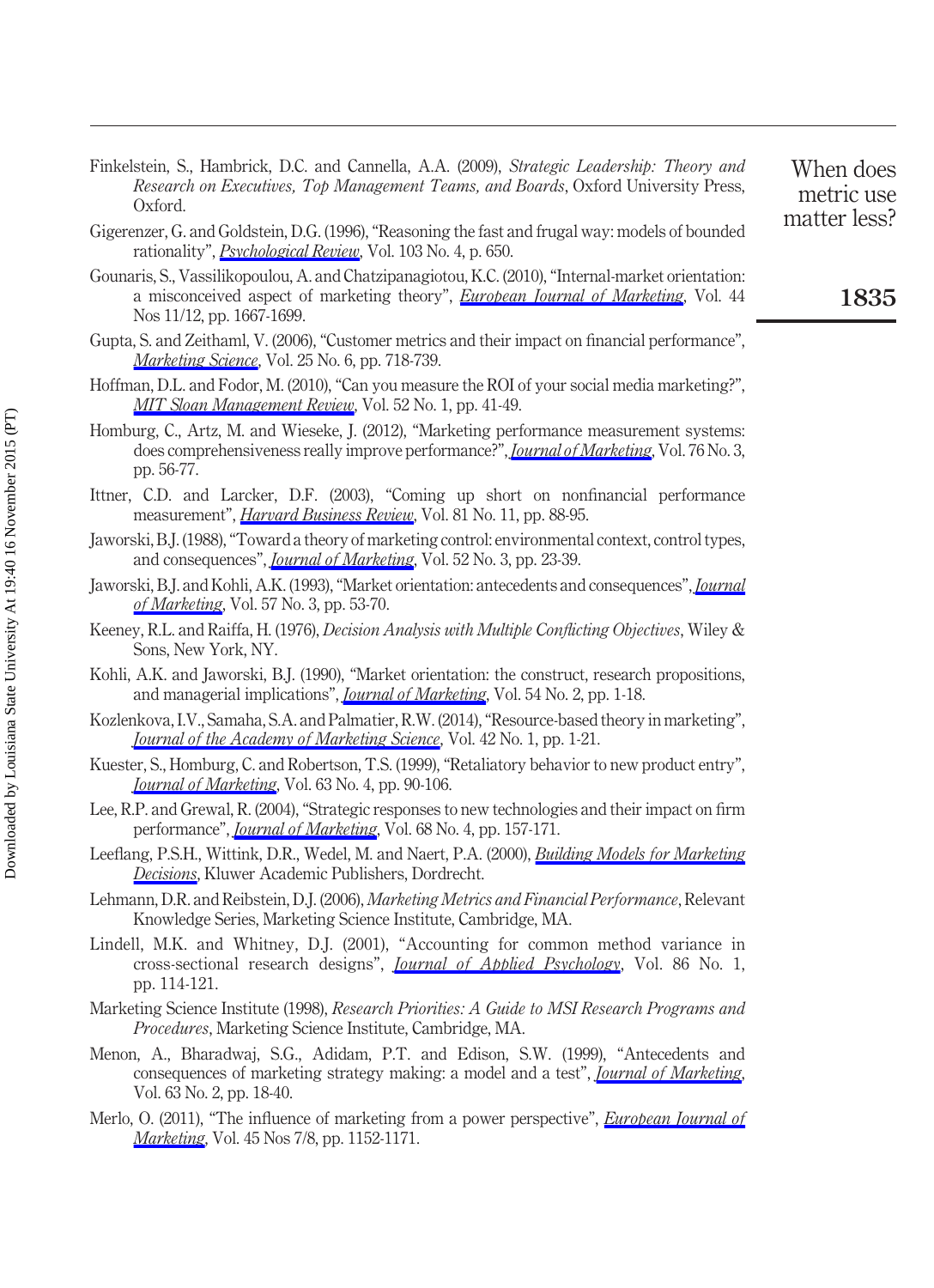Finkelstein, S., Hambrick, D.C. and Cannella, A.A. (2009), *Strategic Leadership: Theory and Research on Executives, Top Management Teams, and Boards*, Oxford University Press, Oxford.

Gigerenzer, G. and Goldstein, D.G. (1996), "Reasoning the fast and frugal way: models of bounded rationality", *Psychological Review*, Vol. 103 No. 4, p. 650.

Gounaris, S., Vassilikopoulou, A. and Chatzipanagiotou, K.C. (2010), "Internal-market orientation: a misconceived aspect of marketing theory", *European Journal of Marketing*, Vol. 44 Nos 11/12, pp. 1667-1699.

Gupta, S. and Zeithaml, V. (2006), "Customer metrics and their impact on financial performance", *Marketing Science*, Vol. 25 No. 6, pp. 718-739.

Hoffman, D.L. and Fodor, M. (2010), "Can you measure the ROI of your social media marketing?", *MIT Sloan Management Review*, Vol. 52 No. 1, pp. 41-49.

Homburg, C., Artz, M. and Wieseke, J. (2012), "Marketing performance measurement systems: does comprehensiveness really improve performance?", *Journal of Marketing*, Vol. 76 No. 3, pp. 56-77.

Ittner, C.D. and Larcker, D.F. (2003), "Coming up short on nonfinancial performance measurement", *Harvard Business Review*, Vol. 81 No. 11, pp. 88-95.

Jaworski, B.J. (1988), "Toward a theory of marketing control: environmental context, control types, and consequences", *Journal of Marketing*, Vol. 52 No. 3, pp. 23-39.

Jaworski, B.J. and Kohli, A.K. (1993), "Market orientation: antecedents and consequences", *Journal of Marketing*, Vol. 57 No. 3, pp. 53-70.

Keeney, R.L. and Raiffa, H. (1976), *Decision Analysis with Multiple Conflicting Objectives*, Wiley & Sons, New York, NY.

Kohli, A.K. and Jaworski, B.J. (1990), "Market orientation: the construct, research propositions, and managerial implications", *Journal of Marketing*, Vol. 54 No. 2, pp. 1-18.

Kozlenkova, I.V., Samaha, S.A. and Palmatier, R.W. (2014), "Resource-based theory in marketing", *Journal of the Academy of Marketing Science*, Vol. 42 No. 1, pp. 1-21.

Kuester, S., Homburg, C. and Robertson, T.S. (1999), "Retaliatory behavior to new product entry", *Journal of Marketing*, Vol. 63 No. 4, pp. 90-106.

Lee, R.P. and Grewal, R. (2004), "Strategic responses to new technologies and their impact on firm performance", *Journal of Marketing*, Vol. 68 No. 4, pp. 157-171.

Leeflang, P.S.H., Wittink, D.R., Wedel, M. and Naert, P.A. (2000), *Building Models for Marketing Decisions*, Kluwer Academic Publishers, Dordrecht.

Lehmann, D.R. and Reibstein, D.J. (2006), *Marketing Metrics and Financial Performance*, Relevant Knowledge Series, Marketing Science Institute, Cambridge, MA.

Lindell, M.K. and Whitney, D.J. (2001), "Accounting for common method variance in cross-sectional research designs", *Journal of Applied Psychology*, Vol. 86 No. 1, pp. 114-121.

Marketing Science Institute (1998), *Research Priorities: A Guide to MSI Research Programs and Procedures*, Marketing Science Institute, Cambridge, MA.

Menon, A., Bharadwaj, S.G., Adidam, P.T. and Edison, S.W. (1999), "Antecedents and consequences of marketing strategy making: a model and a test", *Journal of Marketing*, Vol. 63 No. 2, pp. 18-40.

Merlo, O. (2011), "The influence of marketing from a power perspective", *European Journal of Marketing*, Vol. 45 Nos 7/8, pp. 1152-1171.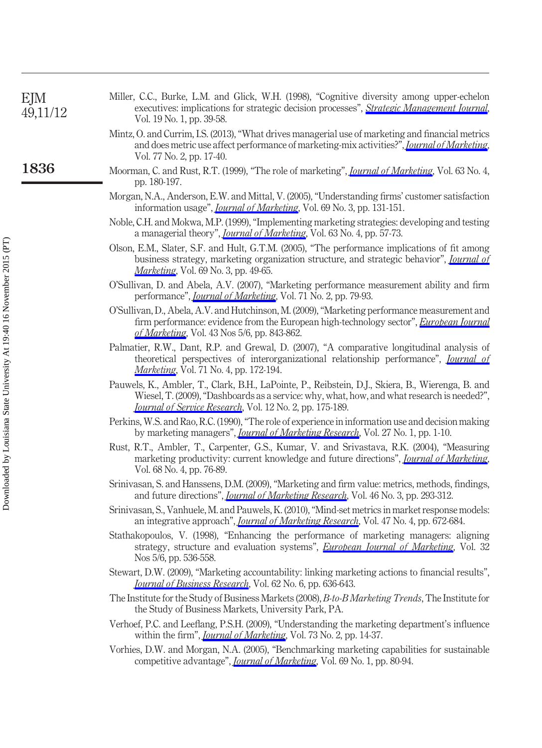Miller, C.C., Burke, L.M. and Glick, W.H. (1998), "Cognitive diversity among upper-echelon executives: implications for strategic decision processes", *Strategic Management Journal*, Vol. 19 No. 1, pp. 39-58.

Mintz, O. and Currim, I.S. (2013), "What drives managerial use of marketing and financial metrics and does metric use affect performance of marketing-mix activities?", *Journal of Marketing*, Vol. 77 No. 2, pp. 17-40.

Moorman, C. and Rust, R.T. (1999), "The role of marketing", *Journal of Marketing*, Vol. 63 No. 4, pp. 180-197.

Morgan, N.A., Anderson, E.W. and Mittal, V. (2005), "Understanding firms' customer satisfaction information usage", *Journal of Marketing*, Vol. 69 No. 3, pp. 131-151.

Noble, C.H. and Mokwa, M.P. (1999), "Implementing marketing strategies: developing and testing a managerial theory", *Journal of Marketing*, Vol. 63 No. 4, pp. 57-73.

Olson, E.M., Slater, S.F. and Hult, G.T.M. (2005), "The performance implications of fit among business strategy, marketing organization structure, and strategic behavior", *Journal of Marketing*, Vol. 69 No. 3, pp. 49-65.

O'Sullivan, D. and Abela, A.V. (2007), "Marketing performance measurement ability and firm performance", *Journal of Marketing*, Vol. 71 No. 2, pp. 79-93.

O'Sullivan, D., Abela, A.V. and Hutchinson, M. (2009), "Marketing performance measurement and firm performance: evidence from the European high-technology sector", *European Journal of Marketing*, Vol. 43 Nos 5/6, pp. 843-862.

Palmatier, R.W., Dant, R.P. and Grewal, D. (2007), "A comparative longitudinal analysis of theoretical perspectives of interorganizational relationship performance", *Journal of Marketing*, Vol. 71 No. 4, pp. 172-194.

Pauwels, K., Ambler, T., Clark, B.H., LaPointe, P., Reibstein, D.J., Skiera, B., Wierenga, B. and Wiesel, T. (2009), "Dashboards as a service: why, what, how, and what research is needed?", *Journal of Service Research*, Vol. 12 No. 2, pp. 175-189.

Perkins, W.S. and Rao, R.C. (1990), "The role of experience in information use and decision making by marketing managers", *Journal of Marketing Research*, Vol. 27 No. 1, pp. 1-10.

Rust, R.T., Ambler, T., Carpenter, G.S., Kumar, V. and Srivastava, R.K. (2004), "Measuring marketing productivity: current knowledge and future directions", *Journal of Marketing*, Vol. 68 No. 4, pp. 76-89.

Srinivasan, S. and Hanssens, D.M. (2009), "Marketing and firm value: metrics, methods, findings, and future directions", *Journal of Marketing Research*, Vol. 46 No. 3, pp. 293-312.

Srinivasan, S., Vanhuele, M. and Pauwels, K. (2010), "Mind-set metrics in market response models: an integrative approach", *Journal of Marketing Research*, Vol. 47 No. 4, pp. 672-684.

Stathakopoulos, V. (1998), "Enhancing the performance of marketing managers: aligning strategy, structure and evaluation systems", *European Journal of Marketing*, Vol. 32 Nos 5/6, pp. 536-558.

Stewart, D.W. (2009), "Marketing accountability: linking marketing actions to financial results", *Journal of Business Research*, Vol. 62 No. 6, pp. 636-643.

The Institute for the Study of Business Markets (2008), *B-to-B Marketing Trends*, The Institute for the Study of Business Markets, University Park, PA.

Verhoef, P.C. and Leeflang, P.S.H. (2009), "Understanding the marketing department's influence within the firm", *Journal of Marketing*, Vol. 73 No. 2, pp. 14-37.

Vorhies, D.W. and Morgan, N.A. (2005), "Benchmarking marketing capabilities for sustainable competitive advantage", *Journal of Marketing*, Vol. 69 No. 1, pp. 80-94.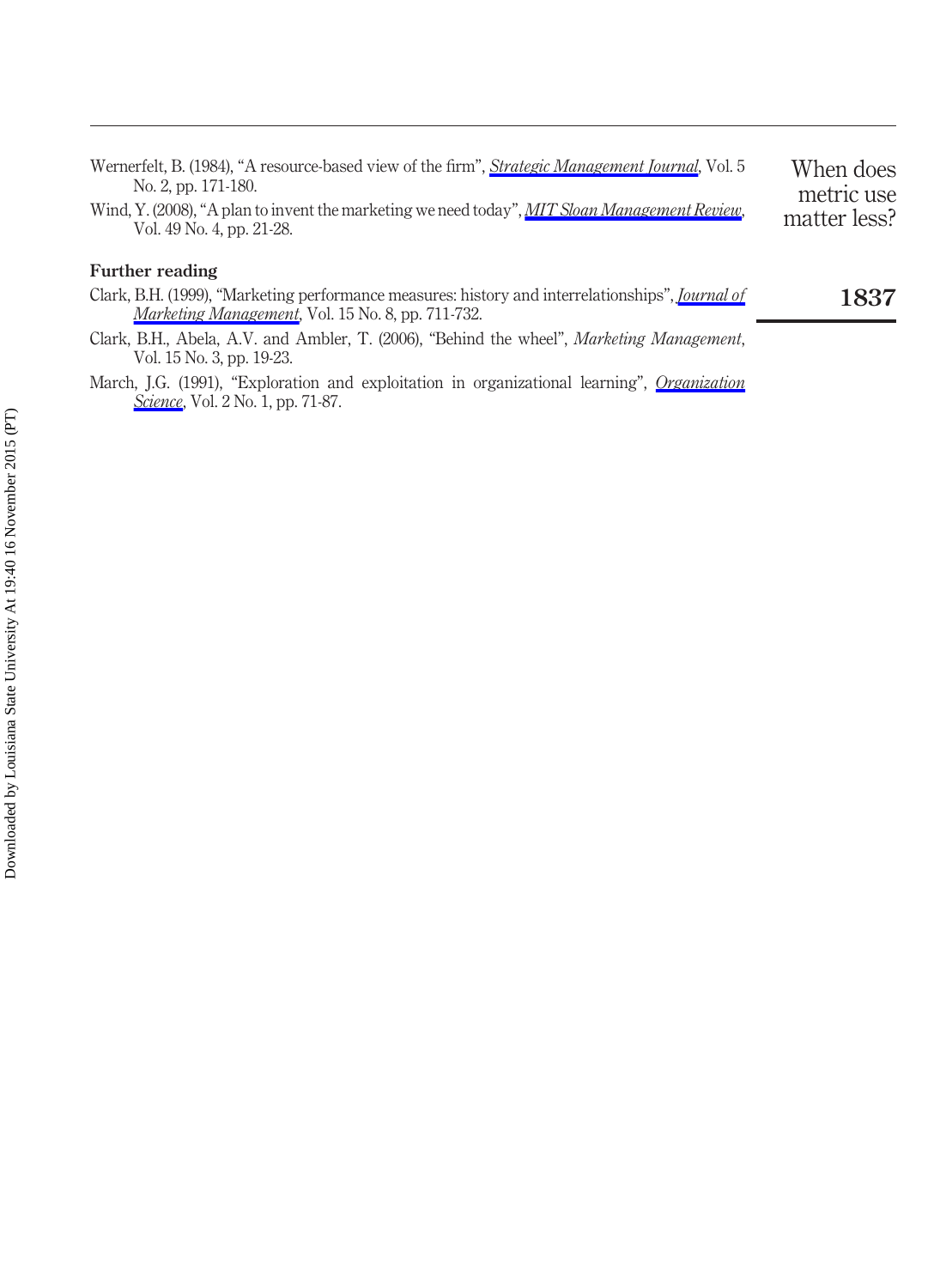Wernerfelt, B. (1984), "A resource-based view of the firm", *Strategic Management Journal*, Vol. 5 No. 2, pp. 171-180.

Wind, Y. (2008), "A plan to invent the marketing we need today", *MIT Sloan Management Review*, Vol. 49 No. 4, pp. 21-28.

## Further reading

Clark, B.H. (1999), "Marketing performance measures: history and interrelationships", *Journal of Marketing Management*, Vol. 15 No. 8, pp. 711-732.

Clark, B.H., Abela, A.V. and Ambler, T. (2006), "Behind the wheel", *Marketing Management*, Vol. 15 No. 3, pp. 19-23.

March, J.G. (1991), "Exploration and exploitation in organizational learning", *Organization Science*, Vol. 2 No. 1, pp. 71-87.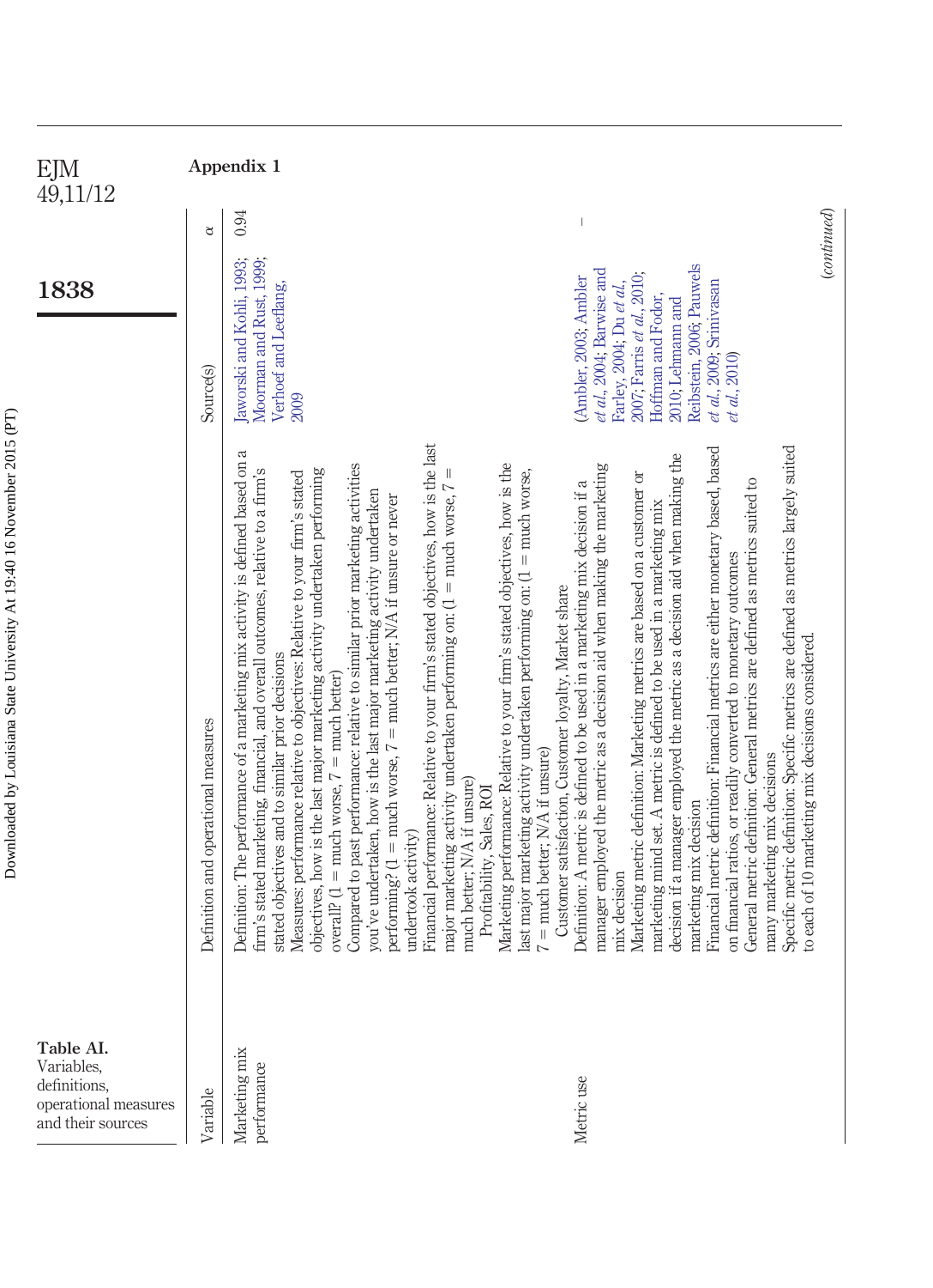## Appendix 1

**Table AI.** Variables, definitions, operational measures and their sources

| Variable | Definition and operational measures | Source(s) | α |
|---|---|---|---|
| Marketing mix performance | Definition: The performance of a marketing mix activity is defined based on a firm's stated marketing, financial, and overall outcomes, relative to a firm's stated objectives and to similar prior decisions<br>Measures: performance relative to objectives: Relative to your firm's stated objectives, how is the last major marketing activity undertaken performing overall? (1 = much worse, 7 = much better)<br>Compared to past performance: relative to similar prior marketing activities you've undertaken, how is the last major marketing activity undertaken performing? (1 = much worse, 7 = much better; N/A if unsure or never undertook activity)<br>Financial performance: Relative to your firm's stated objectives, how is the last major marketing activity undertaken performing on: (1 = much worse, 7 = much better; N/A if unsure)<br>Profitability, Sales, ROI<br>Marketing performance: Relative to your firm's stated objectives, how is the last major marketing activity undertaken performing on: (1 = much worse, 7 = much better; N/A if unsure)<br>Customer satisfaction, Customer loyalty, Market share | Jaworski and Kohli, 1993; Moorman and Rust, 1999; Verhoef and Leeflang, 2009 | 0.94 |
| Metric use | Definition: A metric is defined to be used in a marketing mix decision if a manager employed the metric as a decision aid when making the marketing mix decision<br>Marketing metric definition: Marketing metrics are based on a customer or marketing mind set. A metric is defined to be used in a marketing mix decision if a manager employed the metric as a decision aid when making the marketing mix decision<br>Financial metric definition: Financial metrics are either monetary based, based on financial ratios, or readily converted to monetary outcomes<br>General metric definition: General metrics are defined as metrics suited to many marketing mix decisions<br>Specific metric definition: Specific metrics are defined as metrics largely suited to each of 10 marketing mix decisions considered. | (Ambler, 2003; Ambler *et al.*, 2004; Barwise and Farley, 2004; Du *et al.*, 2007; Farris *et al.*, 2010; Hoffman and Fodor, 2010; Lehmann and Reibstein, 2006; Pauwels *et al.*, 2009; Srinivasan *et al.*, 2010) | – |

(*continued*)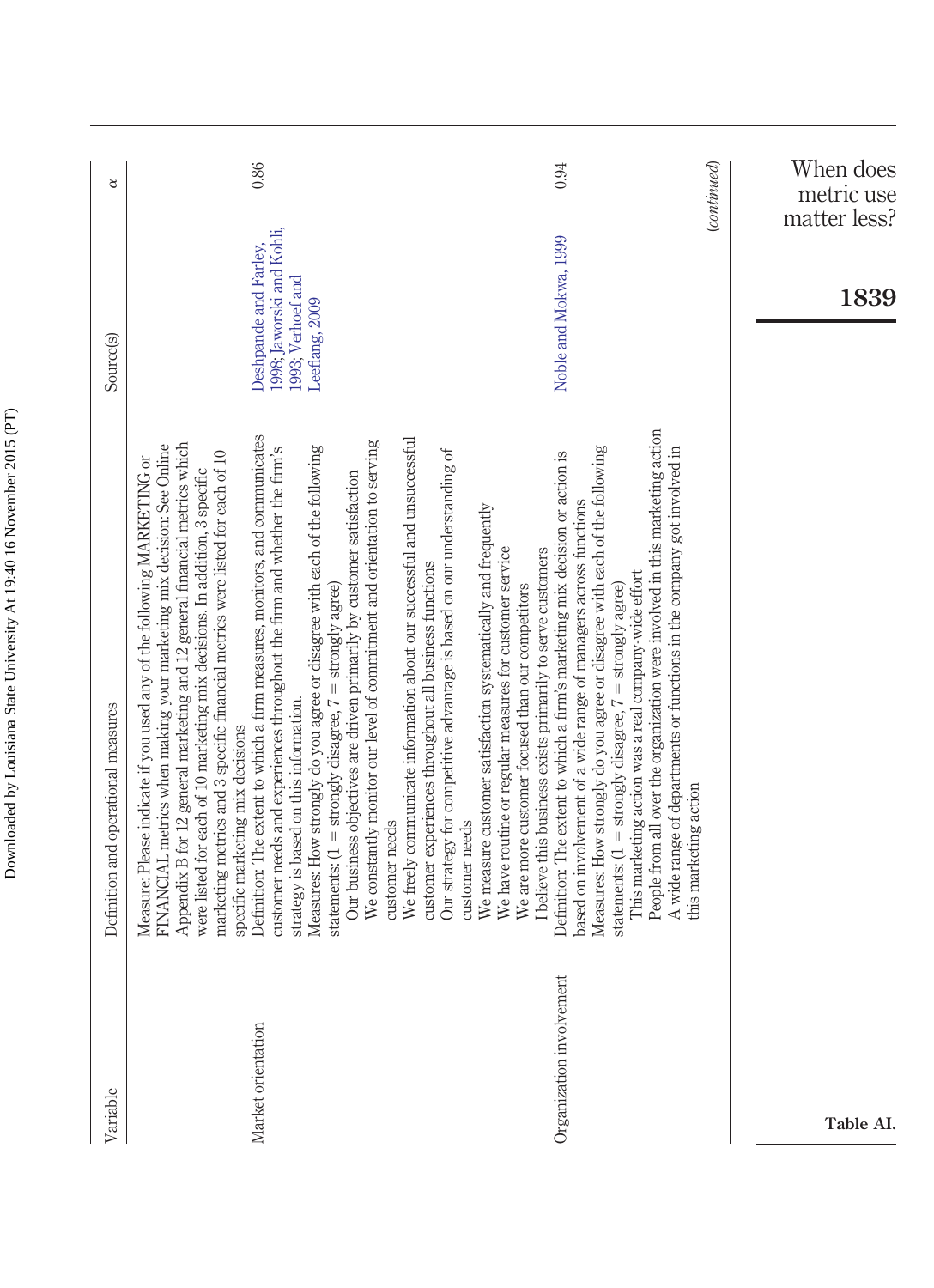| Variable | Definition and operational measures | Source(s) | α |
|---|---|---|---|
| | Measure: Please indicate if you used any of the following MARKETING or FINANCIAL metrics when making your marketing mix decision: See Online Appendix B for 12 general marketing and 12 general financial metrics which were listed for each of 10 marketing mix decisions. In addition, 3 specific marketing metrics and 3 specific financial metrics were listed for each of 10 specific marketing mix decisions | | |
| Market orientation | Definition: The extent to which a firm measures, monitors, and communicates customer needs and experiences throughout the firm and whether the firm's strategy is based on this information.<br>Measures: How strongly do you agree or disagree with each of the following statements: (1 = strongly disagree, 7 = strongly agree)<br>Our business objectives are driven primarily by customer satisfaction<br>We constantly monitor our level of commitment and orientation to serving customer needs<br>We freely communicate information about our successful and unsuccessful customer experiences throughout all business functions<br>Our strategy for competitive advantage is based on our understanding of customer needs<br>We measure customer satisfaction systematically and frequently<br>We have routine or regular measures for customer service<br>We are more customer focused than our competitors<br>I believe this business exists primarily to serve customers | Deshpande and Farley, 1998; Jaworski and Kohli, 1993; Verhoef and Leeflang, 2009 | 0.86 |
| Organization involvement | Definition: The extent to which a firm's marketing mix decision or action is based on involvement of a wide range of managers across functions<br>Measures: How strongly do you agree or disagree with each of the following statements: (1 = strongly disagree, 7 = strongly agree)<br>This marketing action was a real company-wide effort<br>People from all over the organization were involved in this marketing action<br>A wide range of departments or functions in the company got involved in this marketing action | Noble and Mokwa, 1999 | 0.94 |

(*continued*)

**Table AI.**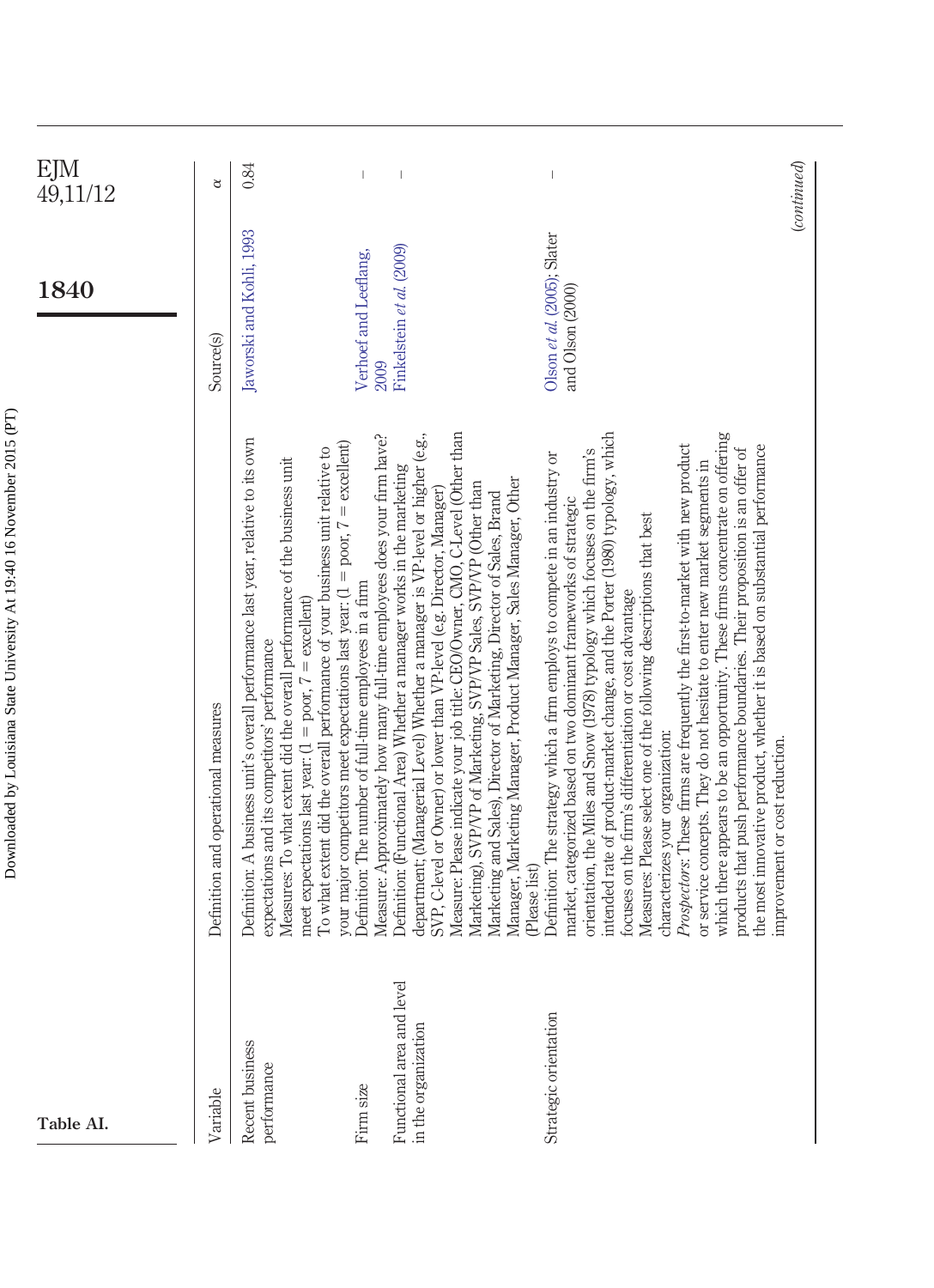**Table AI.**

| Variable | Definition and operational measures | Source(s) | α |
|---|---|---|---|
| Recent business performance | Definition: A business unit's overall performance last year, relative to its own expectations and its competitors' performance<br>Measures: To what extent did the overall performance of the business unit meet expectations last year: (1 = poor, 7 = excellent)<br>To what extent did the overall performance of your business unit relative to your major competitors meet expectations last year: (1 = poor, 7 = excellent) | Jaworski and Kohli, 1993 | 0.84 |
| Firm size | Definition: The number of full-time employees in a firm<br>Measure: Approximately how many full-time employees does your firm have? | Verhoef and Leeflang, 2009 | – |
| Functional area and level in the organization | Definition: (Functional Area) Whether a manager works in the marketing department; (Managerial Level) Whether a manager is VP-level or higher (e.g., SVP, C-level or Owner) or lower than VP-level (e.g. Director, Manager)<br>Measure: Please indicate your job title: CEO/Owner, CMO, C-Level (Other than Marketing), SVP/VP of Marketing, SVP/VP Sales, SVP/VP (Other than Marketing and Sales), Director of Marketing, Director of Sales, Brand Manager, Marketing Manager, Product Manager, Sales Manager, Other (Please list) | Finkelstein *et al.* (2009) | – |
| Strategic orientation | Definition: The strategy which a firm employs to compete in an industry or market, categorized based on two dominant frameworks of strategic orientation, the Miles and Snow (1978) typology which focuses on the firm's intended rate of product-market change, and the Porter (1980) typology, which focuses on the firm's differentiation or cost advantage<br>Measures: Please select one of the following descriptions that best characterizes your organization:<br>*Prospectors*: These firms are frequently the first-to-market with new product or service concepts. They do not hesitate to enter new market segments in which there appears to be an opportunity. These firms concentrate on offering products that push performance boundaries. Their proposition is an offer of the most innovative product, whether it is based on substantial performance improvement or cost reduction. | Olson *et al.* (2005); Slater and Olson (2000) | – |

(*continued*)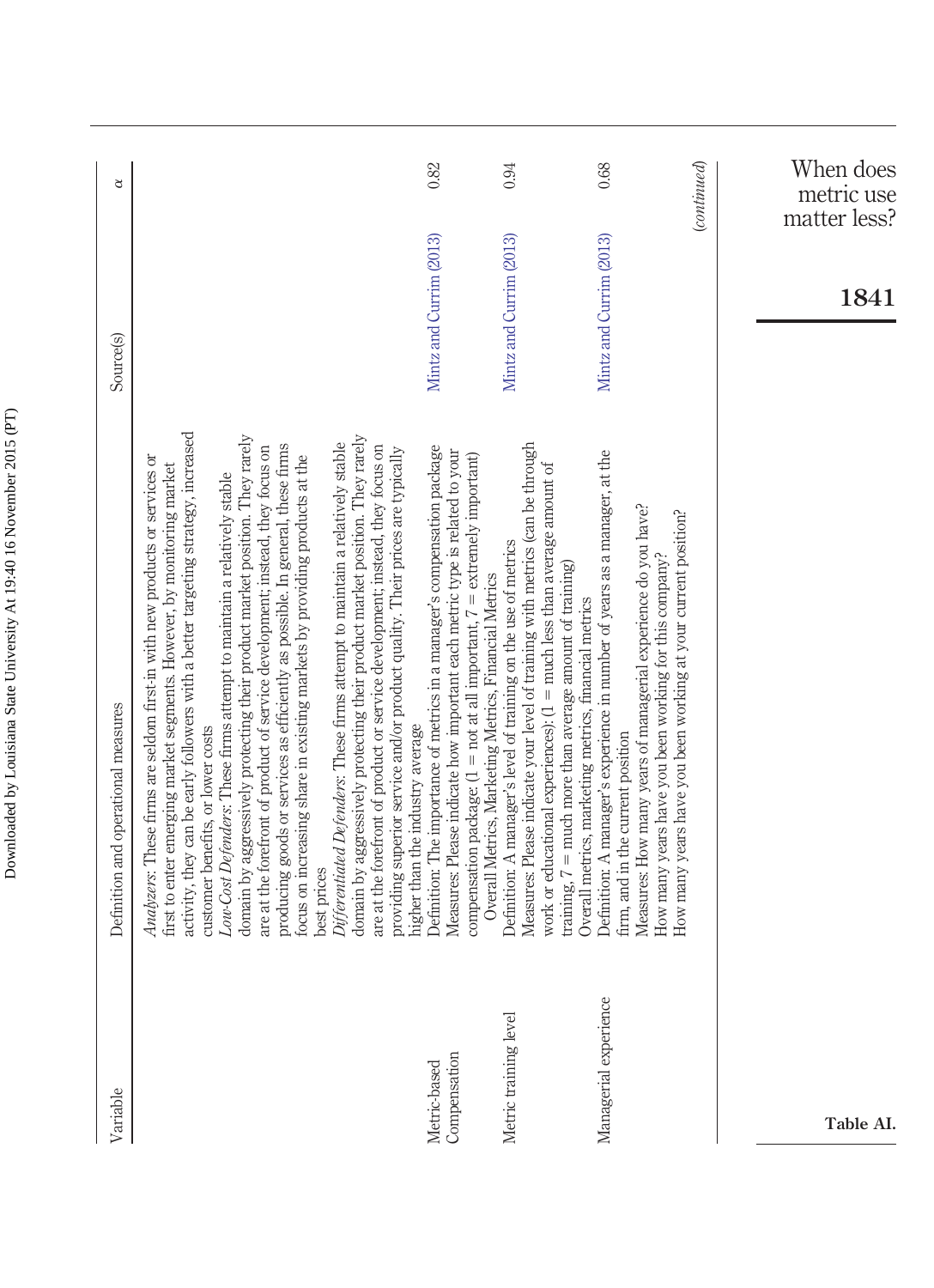| Variable | Definition and operational measures | Source(s) | α |
|---|---|---|---|
| | *Analyzers*: These firms are seldom first-in with new products or services or first to enter emerging market segments. However, by monitoring market activity, they can be early followers with a better targeting strategy, increased customer benefits, or lower costs<br>*Low-Cost Defenders*: These firms attempt to maintain a relatively stable domain by aggressively protecting their product market position. They rarely are at the forefront of product of service development; instead, they focus on producing goods or services as efficiently as possible. In general, these firms focus on increasing share in existing markets by providing products at the best prices<br>*Differentiated Defenders*: These firms attempt to maintain a relatively stable domain by aggressively protecting their product market position. They rarely are at the forefront of product or service development; instead, they focus on providing superior service and/or product quality. Their prices are typically higher than the industry average | | |
| Metric-based Compensation | Definition: The importance of metrics in a manager's compensation package<br>Measures: Please indicate how important each metric type is related to your compensation package: (1 = not at all important, 7 = extremely important)<br>Overall Metrics, Marketing Metrics, Financial Metrics | Mintz and Currim (2013) | 0.82 |
| Metric training level | Definition: A manager's level of training on the use of metrics<br>Measures: Please indicate your level of training with metrics (can be through work or educational experiences): (1 = much less than average amount of training, 7 = much more than average amount of training)<br>Overall metrics, marketing metrics, financial metrics | Mintz and Currim (2013) | 0.94 |
| Managerial experience | Definition: A manager's experience in number of years as a manager, at the firm, and in the current position<br>Measures: How many years of managerial experience do you have?<br>How many years have you been working for this company?<br>How many years have you been working at your current position? | Mintz and Currim (2013) | 0.68 |

(*continued*)

**Table AI.**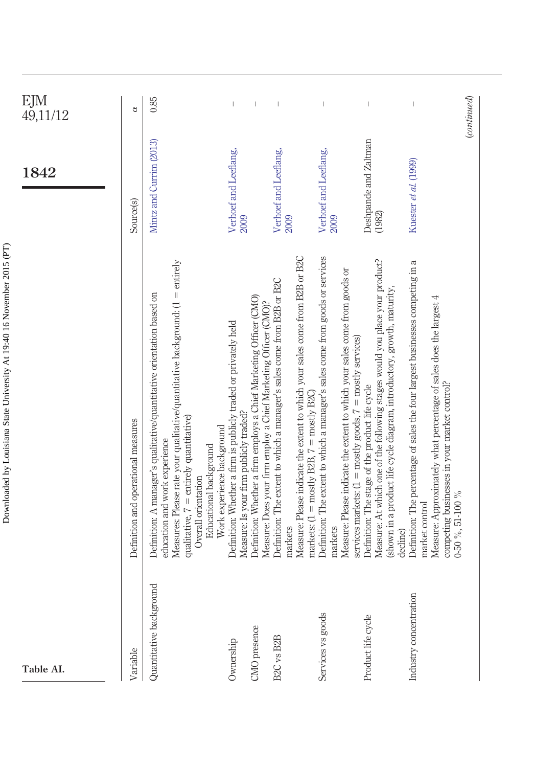Table AI.

| Variable | Definition and operational measures | Source(s) | α |
|---|---|---|---|
| Quantitative background | Definition: A manager's qualitative/quantitative orientation based on education and work experience<br>Measures: Please rate your qualitative/quantitative background: (1 = entirely qualitative, 7 = entirely quantitative)<br>Overall orientation<br>Educational background<br>Work experience background | Mintz and Currim (2013) | 0.85 |
| Ownership | Definition: Whether a firm is publicly traded or privately held<br>Measure: Is your firm publicly traded? | Verhoef and Leeflang, 2009 | – |
| CMO presence | Definition: Whether a firm employs a Chief Marketing Officer (CMO)<br>Measure: Does your firm employ a Chief Marketing Officer (CMO)? | | – |
| B2C vs B2B | Definition: The extent to which a manager's sales come from B2B or B2C markets<br>Measure: Please indicate the extent to which your sales come from B2B or B2C markets: (1 = mostly B2B, 7 = mostly B2C) | Verhoef and Leeflang, 2009 | – |
| Services vs goods | Definition: The extent to which a manager's sales come from goods or services markets<br>Measure: Please indicate the extent to which your sales come from goods or services markets: (1 = mostly goods, 7 = mostly services) | Verhoef and Leeflang, 2009 | – |
| Product life cycle | Definition: The stage of the product life cycle<br>Measure: At which one of the following stages would you place your product? (shown in a product life cycle diagram, introductory, growth, maturity, decline) | Deshpande and Zaltman (1982) | – |
| Industry concentration | Definition: The percentage of sales the four largest businesses competing in a market control<br>Measure: Approximately what percentage of sales does the largest 4 competing businesses in your market control?<br>0-50 %, 51-100 % | Kuester *et al.* (1999) | – |

*(continued)*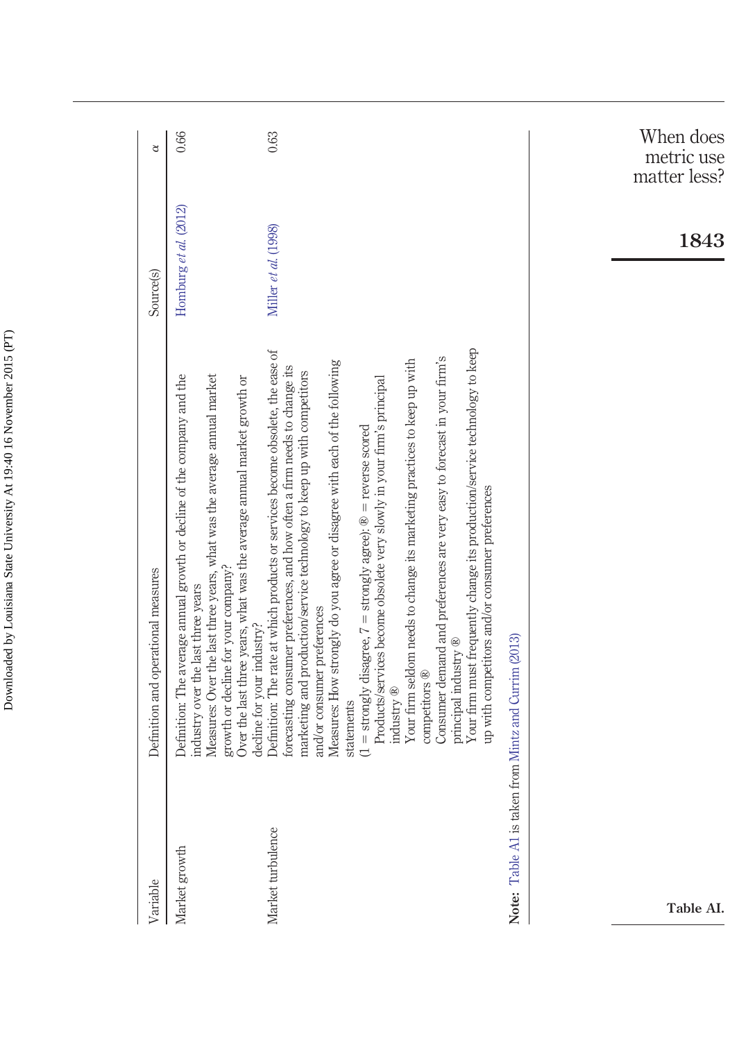| Variable | Definition and operational measures | Source(s) | α |
|---|---|---|---|
| Market growth | Definition: The average annual growth or decline of the company and the industry over the last three years<br>Measures: Over the last three years, what was the average annual market growth or decline for your company?<br>Over the last three years, what was the average annual market growth or decline for your industry? | Homburg *et al.* (2012) | 0.66 |
| Market turbulence | Definition: The rate at which products or services become obsolete, the ease of forecasting consumer preferences, and how often a firm needs to change its marketing and production/service technology to keep up with competitors and/or consumer preferences<br>Measures: How strongly do you agree or disagree with each of the following statements<br>(1 = strongly disagree, 7 = strongly agree); ® = reverse scored<br>Products/services become obsolete very slowly in your firm's principal industry ®<br>Your firm seldom needs to change its marketing practices to keep up with competitors ®<br>Consumer demand and preferences are very easy to forecast in your firm's principal industry ®<br>Your firm must frequently change its production/service technology to keep up with competitors and/or consumer preferences | Miller *et al.* (1998) | 0.63 |

**Note:** Table A1 is taken from Mintz and Currim (2013)

**Table AI.**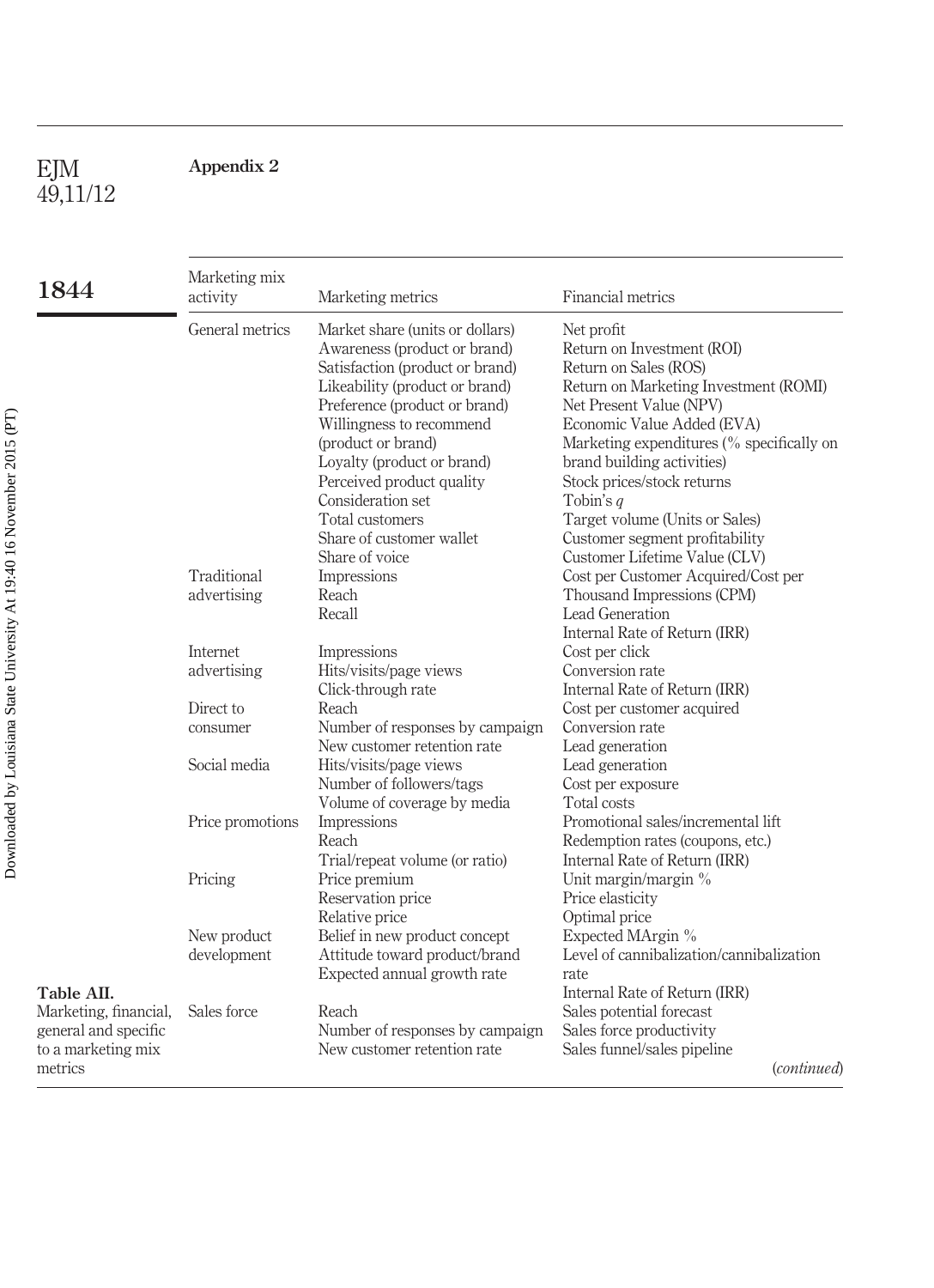## Appendix 2

| Marketing mix activity | Marketing metrics | Financial metrics |
|---|---|---|
| General metrics | Market share (units or dollars)<br>Awareness (product or brand)<br>Satisfaction (product or brand)<br>Likeability (product or brand)<br>Preference (product or brand)<br>Willingness to recommend (product or brand)<br>Loyalty (product or brand)<br>Perceived product quality<br>Consideration set<br>Total customers<br>Share of customer wallet<br>Share of voice | Net profit<br>Return on Investment (ROI)<br>Return on Sales (ROS)<br>Return on Marketing Investment (ROMI)<br>Net Present Value (NPV)<br>Economic Value Added (EVA)<br>Marketing expenditures (% specifically on brand building activities)<br>Stock prices/stock returns<br>Tobin's $q$<br>Target volume (Units or Sales)<br>Customer segment profitability<br>Customer Lifetime Value (CLV) |
| Traditional advertising | Impressions<br>Reach<br>Recall | Cost per Customer Acquired/Cost per Thousand Impressions (CPM)<br>Lead Generation<br>Internal Rate of Return (IRR) |
| Internet advertising | Impressions<br>Hits/visits/page views<br>Click-through rate | Cost per click<br>Conversion rate<br>Internal Rate of Return (IRR) |
| Direct to consumer | Reach<br>Number of responses by campaign<br>New customer retention rate | Cost per customer acquired<br>Conversion rate<br>Lead generation |
| Social media | Hits/visits/page views<br>Number of followers/tags<br>Volume of coverage by media | Lead generation<br>Cost per exposure<br>Total costs |
| Price promotions | Impressions<br>Reach<br>Trial/repeat volume (or ratio) | Promotional sales/incremental lift<br>Redemption rates (coupons, etc.)<br>Internal Rate of Return (IRR) |
| Pricing | Price premium<br>Reservation price<br>Relative price | Unit margin/margin %<br>Price elasticity<br>Optimal price |
| New product development | Belief in new product concept<br>Attitude toward product/brand<br>Expected annual growth rate | Expected MArgin %<br>Level of cannibalization/cannibalization rate<br>Internal Rate of Return (IRR) |
| Sales force | Reach<br>Number of responses by campaign<br>New customer retention rate | Sales potential forecast<br>Sales force productivity<br>Sales funnel/sales pipeline |

(*continued*)

**Table AII.** Marketing, financial, general and specific to a marketing mix metrics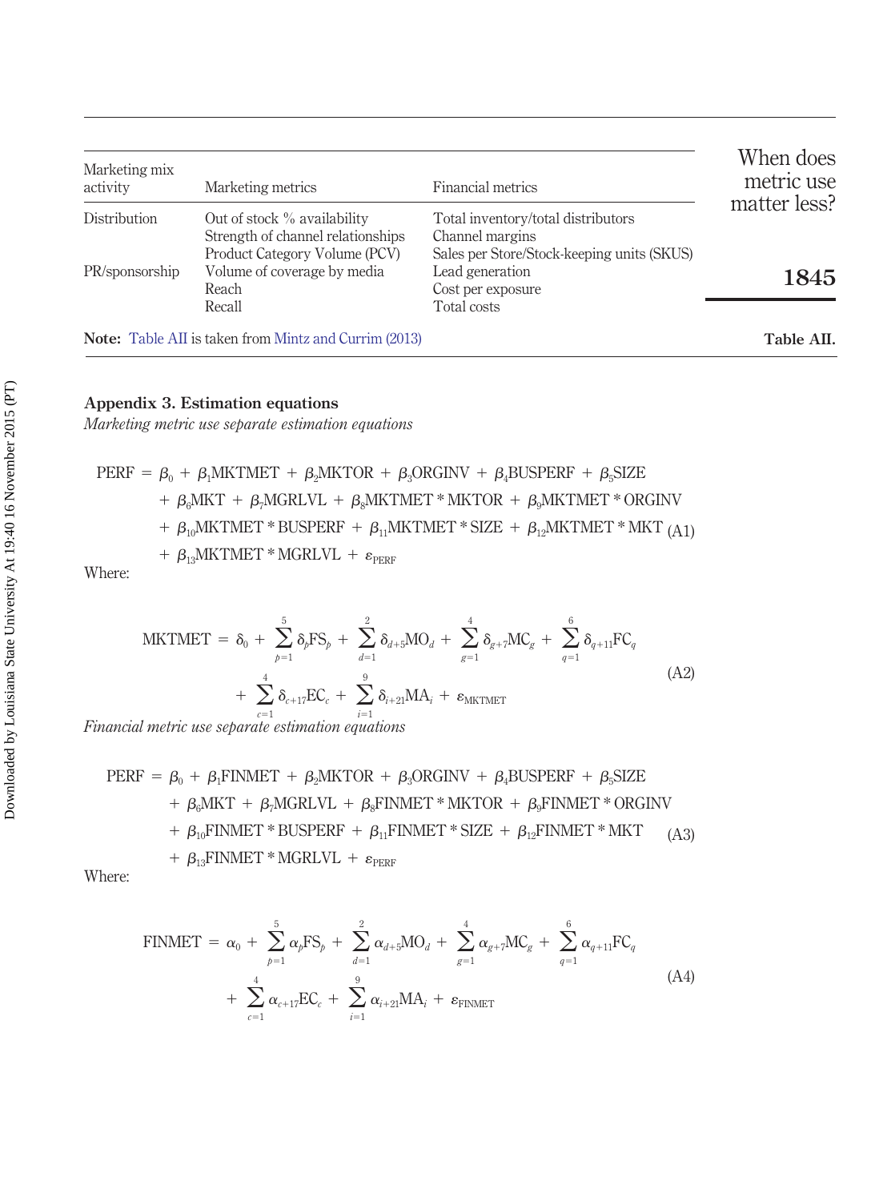| Marketing mix activity | Marketing metrics | Financial metrics |
| --- | --- | --- |
| Distribution | Out of stock % availability | Total inventory/total distributors |
| | Strength of channel relationships | Channel margins |
| | Product Category Volume (PCV) | Sales per Store/Stock-keeping units (SKUS) |
| PR/sponsorship | Volume of coverage by media | Lead generation |
| | Reach | Cost per exposure |
| | Recall | Total costs |

**Note:** Table AII is taken from Mintz and Currim (2013)

**Table AII.**

## Appendix 3. Estimation equations

*Marketing metric use separate estimation equations*

$$\begin{aligned} PERF = {} & \beta_0 + \beta_1 MKTMET + \beta_2 MKTOR + \beta_3 ORGINV + \beta_4 BUSPERF + \beta_5 SIZE \\ & + \beta_6 MKT + \beta_7 MGRLVL + \beta_8 MKTMET * MKTOR + \beta_9 MKTMET * ORGINV \\ & + \beta_{10} MKTMET * BUSPERF + \beta_{11} MKTMET * SIZE + \beta_{12} MKTMET * MKT \\ & + \beta_{13} MKTMET * MGRLVL + \varepsilon_{PERF} \end{aligned} \quad (A1)$$

Where:

$$\begin{aligned} MKTMET = {} & \delta_0 + \sum_{p=1}^{5} \delta_p FS_p + \sum_{d=1}^{2} \delta_{d+5} MO_d + \sum_{g=1}^{4} \delta_{g+7} MC_g + \sum_{q=1}^{6} \delta_{q+11} FC_q \\ & + \sum_{c=1}^{4} \delta_{c+17} EC_c + \sum_{i=1}^{9} \delta_{i+21} MA_i + \varepsilon_{MKTMET} \end{aligned} \quad (A2)$$

*Financial metric use separate estimation equations*

$$\begin{aligned} PERF = {} & \beta_0 + \beta_1 FINMET + \beta_2 MKTOR + \beta_3 ORGINV + \beta_4 BUSPERF + \beta_5 SIZE \\ & + \beta_6 MKT + \beta_7 MGRLVL + \beta_8 FINMET * MKTOR + \beta_9 FINMET * ORGINV \\ & + \beta_{10} FINMET * BUSPERF + \beta_{11} FINMET * SIZE + \beta_{12} FINMET * MKT \\ & + \beta_{13} FINMET * MGRLVL + \varepsilon_{PERF} \end{aligned} \quad (A3)$$

Where:

$$\begin{aligned} FINMET = {} & \alpha_0 + \sum_{p=1}^{5} \alpha_p FS_p + \sum_{d=1}^{2} \alpha_{d+5} MO_d + \sum_{g=1}^{4} \alpha_{g+7} MC_g + \sum_{q=1}^{6} \alpha_{q+11} FC_q \\ & + \sum_{c=1}^{4} \alpha_{c+17} EC_c + \sum_{i=1}^{9} \alpha_{i+21} MA_i + \varepsilon_{FINMET} \end{aligned} \quad (A4)$$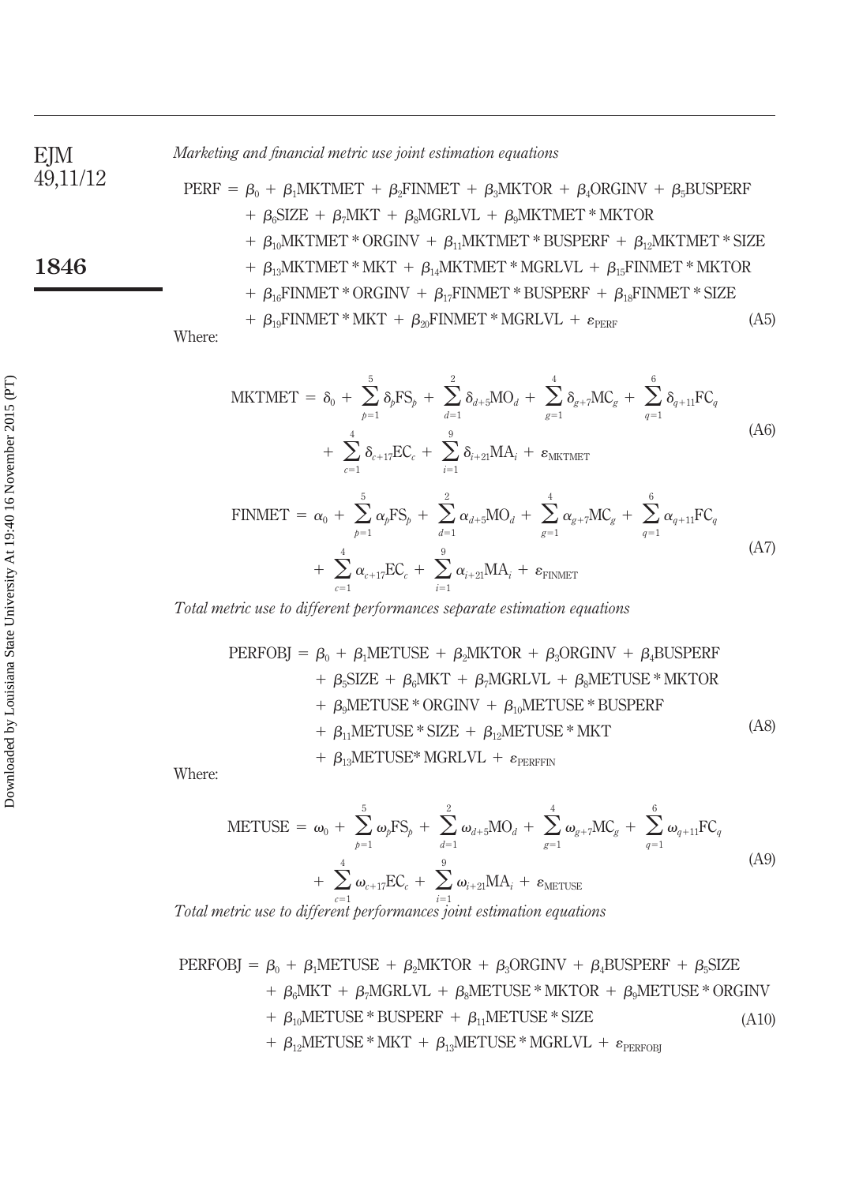*Marketing and financial metric use joint estimation equations*

$$
\begin{aligned}
\text{PERF} = {} & \beta_0 + \beta_1\text{MKTMET} + \beta_2\text{FINMET} + \beta_3\text{MKTOR} + \beta_4\text{ORGINV} + \beta_5\text{BUSPERF} \\
& + \beta_6\text{SIZE} + \beta_7\text{MKT} + \beta_8\text{MGRLVL} + \beta_9\text{MKTMET}*\text{MKTOR} \\
& + \beta_{10}\text{MKTMET}*\text{ORGINV} + \beta_{11}\text{MKTMET}*\text{BUSPERF} + \beta_{12}\text{MKTMET}*\text{SIZE} \\
& + \beta_{13}\text{MKTMET}*\text{MKT} + \beta_{14}\text{MKTMET}*\text{MGRLVL} + \beta_{15}\text{FINMET}*\text{MKTOR} \\
& + \beta_{16}\text{FINMET}*\text{ORGINV} + \beta_{17}\text{FINMET}*\text{BUSPERF} + \beta_{18}\text{FINMET}*\text{SIZE} \\
& + \beta_{19}\text{FINMET}*\text{MKT} + \beta_{20}\text{FINMET}*\text{MGRLVL} + \varepsilon_{\text{PERF}} \qquad \text{(A5)}
\end{aligned}
$$

Where:

$$
\begin{aligned}
\text{MKTMET} = {} & \delta_0 + \sum_{p=1}^{5}\delta_p\text{FS}_p + \sum_{d=1}^{2}\delta_{d+5}\text{MO}_d + \sum_{g=1}^{4}\delta_{g+7}\text{MC}_g + \sum_{q=1}^{6}\delta_{q+11}\text{FC}_q \\
& + \sum_{c=1}^{4}\delta_{c+17}\text{EC}_c + \sum_{i=1}^{9}\delta_{i+21}\text{MA}_i + \varepsilon_{\text{MKTMET}} \qquad \text{(A6)}
\end{aligned}
$$

$$
\begin{aligned}
\text{FINMET} = {} & \alpha_0 + \sum_{p=1}^{5}\alpha_p\text{FS}_p + \sum_{d=1}^{2}\alpha_{d+5}\text{MO}_d + \sum_{g=1}^{4}\alpha_{g+7}\text{MC}_g + \sum_{q=1}^{6}\alpha_{q+11}\text{FC}_q \\
& + \sum_{c=1}^{4}\alpha_{c+17}\text{EC}_c + \sum_{i=1}^{9}\alpha_{i+21}\text{MA}_i + \varepsilon_{\text{FINMET}} \qquad \text{(A7)}
\end{aligned}
$$

*Total metric use to different performances separate estimation equations*

$$
\begin{aligned}
\text{PERFOBJ} = {} & \beta_0 + \beta_1\text{METUSE} + \beta_2\text{MKTOR} + \beta_3\text{ORGINV} + \beta_4\text{BUSPERF} \\
& + \beta_5\text{SIZE} + \beta_6\text{MKT} + \beta_7\text{MGRLVL} + \beta_8\text{METUSE}*\text{MKTOR} \\
& + \beta_9\text{METUSE}*\text{ORGINV} + \beta_{10}\text{METUSE}*\text{BUSPERF} \\
& + \beta_{11}\text{METUSE}*\text{SIZE} + \beta_{12}\text{METUSE}*\text{MKT} \\
& + \beta_{13}\text{METUSE}*\text{MGRLVL} + \varepsilon_{\text{PERFFIN}} \qquad \text{(A8)}
\end{aligned}
$$

Where:

$$
\begin{aligned}
\text{METUSE} = {} & \omega_0 + \sum_{p=1}^{5}\omega_p\text{FS}_p + \sum_{d=1}^{2}\omega_{d+5}\text{MO}_d + \sum_{g=1}^{4}\omega_{g+7}\text{MC}_g + \sum_{q=1}^{6}\omega_{q+11}\text{FC}_q \\
& + \sum_{c=1}^{4}\omega_{c+17}\text{EC}_c + \sum_{i=1}^{9}\omega_{i+21}\text{MA}_i + \varepsilon_{\text{METUSE}} \qquad \text{(A9)}
\end{aligned}
$$

*Total metric use to different performances joint estimation equations*

$$
\begin{aligned}
\text{PERFOBJ} = {} & \beta_0 + \beta_1\text{METUSE} + \beta_2\text{MKTOR} + \beta_3\text{ORGINV} + \beta_4\text{BUSPERF} + \beta_5\text{SIZE} \\
& + \beta_6\text{MKT} + \beta_7\text{MGRLVL} + \beta_8\text{METUSE}*\text{MKTOR} + \beta_9\text{METUSE}*\text{ORGINV} \\
& + \beta_{10}\text{METUSE}*\text{BUSPERF} + \beta_{11}\text{METUSE}*\text{SIZE} \qquad \text{(A10)} \\
& + \beta_{12}\text{METUSE}*\text{MKT} + \beta_{13}\text{METUSE}*\text{MGRLVL} + \varepsilon_{\text{PERFOBJ}}
\end{aligned}
$$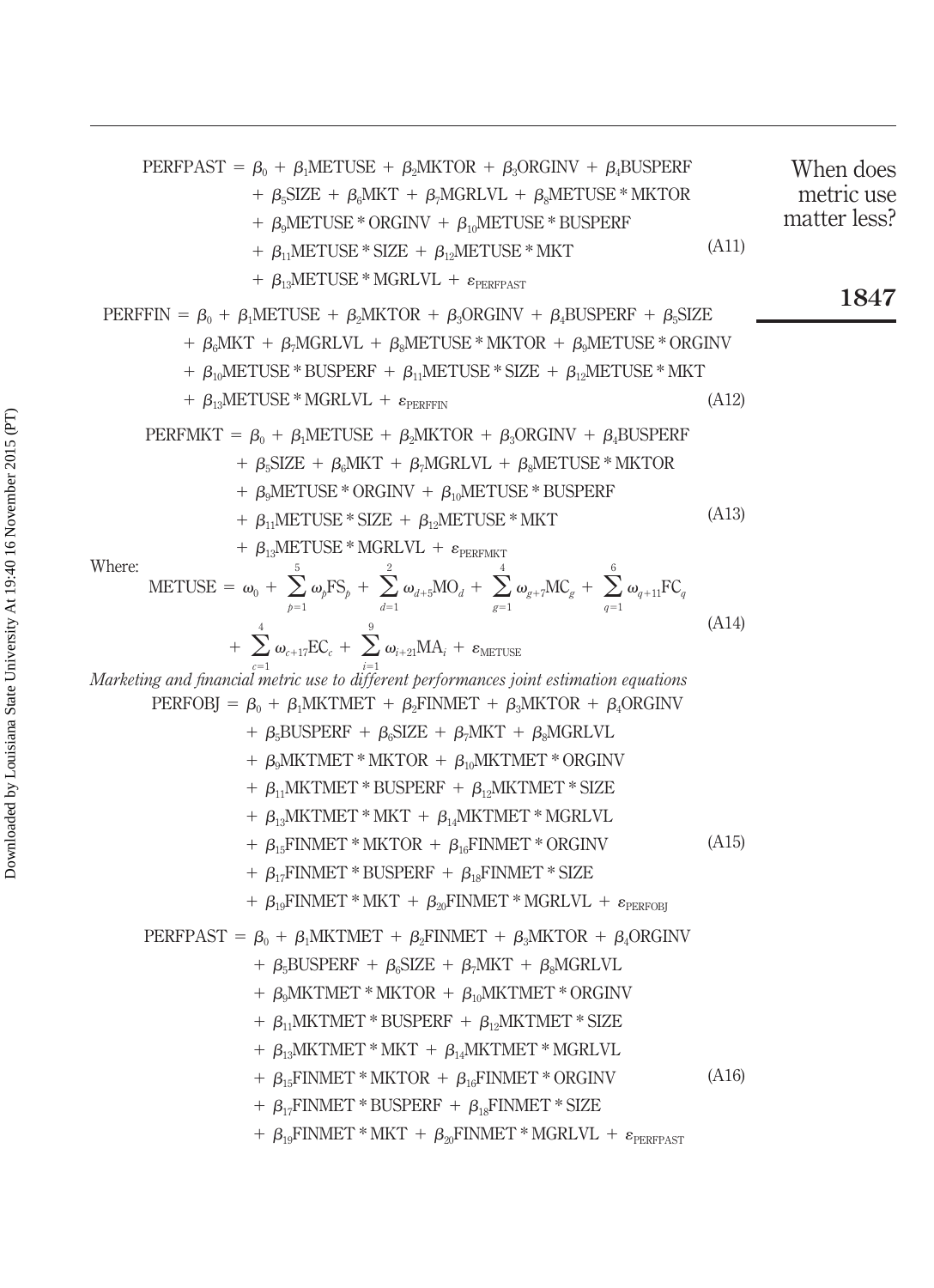$$
\begin{aligned}
PERFPAST = {} & \beta_0 + \beta_1 METUSE + \beta_2 MKTOR + \beta_3 ORGINV + \beta_4 BUSPERF \\
& + \beta_5 SIZE + \beta_6 MKT + \beta_7 MGRLVL + \beta_8 METUSE * MKTOR \\
& + \beta_9 METUSE * ORGINV + \beta_{10} METUSE * BUSPERF \\
& + \beta_{11} METUSE * SIZE + \beta_{12} METUSE * MKT \\
& + \beta_{13} METUSE * MGRLVL + \varepsilon_{PERFPAST}
\end{aligned} \tag{A11}
$$

$$
\begin{aligned}
PERFFIN = {} & \beta_0 + \beta_1 METUSE + \beta_2 MKTOR + \beta_3 ORGINV + \beta_4 BUSPERF + \beta_5 SIZE \\
& + \beta_6 MKT + \beta_7 MGRLVL + \beta_8 METUSE * MKTOR + \beta_9 METUSE * ORGINV \\
& + \beta_{10} METUSE * BUSPERF + \beta_{11} METUSE * SIZE + \beta_{12} METUSE * MKT \\
& + \beta_{13} METUSE * MGRLVL + \varepsilon_{PERFFIN}
\end{aligned} \tag{A12}
$$

$$
\begin{aligned}
PERFMKT = {} & \beta_0 + \beta_1 METUSE + \beta_2 MKTOR + \beta_3 ORGINV + \beta_4 BUSPERF \\
& + \beta_5 SIZE + \beta_6 MKT + \beta_7 MGRLVL + \beta_8 METUSE * MKTOR \\
& + \beta_9 METUSE * ORGINV + \beta_{10} METUSE * BUSPERF \\
& + \beta_{11} METUSE * SIZE + \beta_{12} METUSE * MKT \\
& + \beta_{13} METUSE * MGRLVL + \varepsilon_{PERFMKT}
\end{aligned} \tag{A13}
$$

Where:

$$
\begin{aligned}
METUSE = {} & \omega_0 + \sum_{p=1}^{5} \omega_p FS_p + \sum_{d=1}^{2} \omega_{d+5} MO_d + \sum_{g=1}^{4} \omega_{g+7} MC_g + \sum_{q=1}^{6} \omega_{q+11} FC_q \\
& + \sum_{c=1}^{4} \omega_{c+17} EC_c + \sum_{i=1}^{9} \omega_{i+21} MA_i + \varepsilon_{METUSE}
\end{aligned} \tag{A14}
$$

*Marketing and financial metric use to different performances joint estimation equations*

$$
\begin{aligned}
PERFOBJ = {} & \beta_0 + \beta_1 MKTMET + \beta_2 FINMET + \beta_3 MKTOR + \beta_4 ORGINV \\
& + \beta_5 BUSPERF + \beta_6 SIZE + \beta_7 MKT + \beta_8 MGRLVL \\
& + \beta_9 MKTMET * MKTOR + \beta_{10} MKTMET * ORGINV \\
& + \beta_{11} MKTMET * BUSPERF + \beta_{12} MKTMET * SIZE \\
& + \beta_{13} MKTMET * MKT + \beta_{14} MKTMET * MGRLVL \\
& + \beta_{15} FINMET * MKTOR + \beta_{16} FINMET * ORGINV \\
& + \beta_{17} FINMET * BUSPERF + \beta_{18} FINMET * SIZE \\
& + \beta_{19} FINMET * MKT + \beta_{20} FINMET * MGRLVL + \varepsilon_{PERFOBJ}
\end{aligned} \tag{A15}
$$

$$
\begin{aligned}
PERFPAST = {} & \beta_0 + \beta_1 MKTMET + \beta_2 FINMET + \beta_3 MKTOR + \beta_4 ORGINV \\
& + \beta_5 BUSPERF + \beta_6 SIZE + \beta_7 MKT + \beta_8 MGRLVL \\
& + \beta_9 MKTMET * MKTOR + \beta_{10} MKTMET * ORGINV \\
& + \beta_{11} MKTMET * BUSPERF + \beta_{12} MKTMET * SIZE \\
& + \beta_{13} MKTMET * MKT + \beta_{14} MKTMET * MGRLVL \\
& + \beta_{15} FINMET * MKTOR + \beta_{16} FINMET * ORGINV \\
& + \beta_{17} FINMET * BUSPERF + \beta_{18} FINMET * SIZE \\
& + \beta_{19} FINMET * MKT + \beta_{20} FINMET * MGRLVL + \varepsilon_{PERFPAST}
\end{aligned} \tag{A16}
$$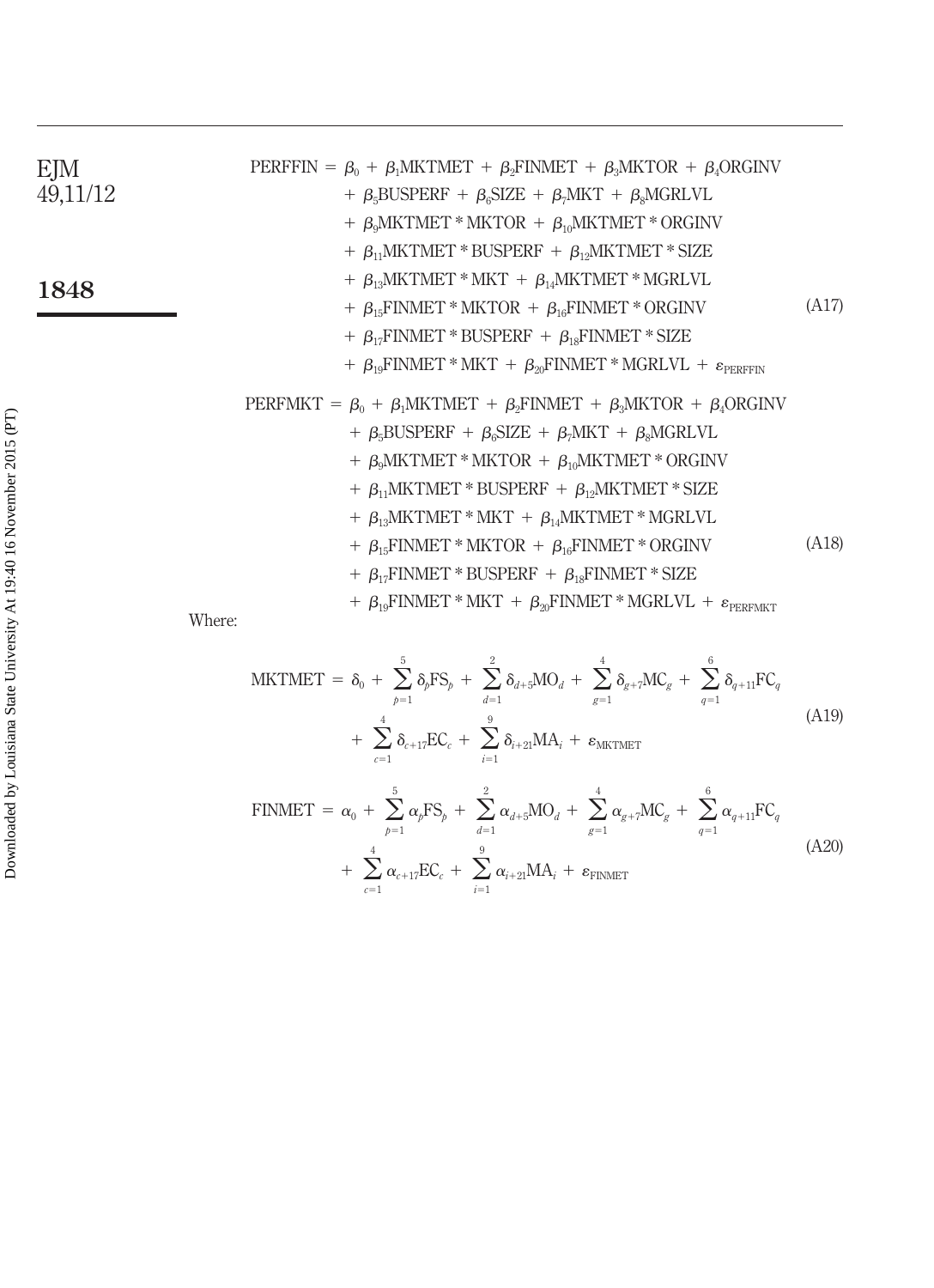$$
\begin{aligned}
\text{PERFFIN} = {} & \beta_0 + \beta_1\text{MKTMET} + \beta_2\text{FINMET} + \beta_3\text{MKTOR} + \beta_4\text{ORGINV} \\
& + \beta_5\text{BUSPERF} + \beta_6\text{SIZE} + \beta_7\text{MKT} + \beta_8\text{MGRLVL} \\
& + \beta_9\text{MKTMET} * \text{MKTOR} + \beta_{10}\text{MKTMET} * \text{ORGINV} \\
& + \beta_{11}\text{MKTMET} * \text{BUSPERF} + \beta_{12}\text{MKTMET} * \text{SIZE} \\
& + \beta_{13}\text{MKTMET} * \text{MKT} + \beta_{14}\text{MKTMET} * \text{MGRLVL} \\
& + \beta_{15}\text{FINMET} * \text{MKTOR} + \beta_{16}\text{FINMET} * \text{ORGINV} \\
& + \beta_{17}\text{FINMET} * \text{BUSPERF} + \beta_{18}\text{FINMET} * \text{SIZE} \\
& + \beta_{19}\text{FINMET} * \text{MKT} + \beta_{20}\text{FINMET} * \text{MGRLVL} + \varepsilon_{\text{PERFFIN}}
\end{aligned} \tag{A17}
$$

$$
\begin{aligned}
\text{PERFMKT} = {} & \beta_0 + \beta_1\text{MKTMET} + \beta_2\text{FINMET} + \beta_3\text{MKTOR} + \beta_4\text{ORGINV} \\
& + \beta_5\text{BUSPERF} + \beta_6\text{SIZE} + \beta_7\text{MKT} + \beta_8\text{MGRLVL} \\
& + \beta_9\text{MKTMET} * \text{MKTOR} + \beta_{10}\text{MKTMET} * \text{ORGINV} \\
& + \beta_{11}\text{MKTMET} * \text{BUSPERF} + \beta_{12}\text{MKTMET} * \text{SIZE} \\
& + \beta_{13}\text{MKTMET} * \text{MKT} + \beta_{14}\text{MKTMET} * \text{MGRLVL} \\
& + \beta_{15}\text{FINMET} * \text{MKTOR} + \beta_{16}\text{FINMET} * \text{ORGINV} \\
& + \beta_{17}\text{FINMET} * \text{BUSPERF} + \beta_{18}\text{FINMET} * \text{SIZE} \\
& + \beta_{19}\text{FINMET} * \text{MKT} + \beta_{20}\text{FINMET} * \text{MGRLVL} + \varepsilon_{\text{PERFMKT}}
\end{aligned} \tag{A18}
$$

Where:

$$
\begin{aligned}
\text{MKTMET} = {} & \delta_0 + \sum_{p=1}^{5}\delta_p\text{FS}_p + \sum_{d=1}^{2}\delta_{d+5}\text{MO}_d + \sum_{g=1}^{4}\delta_{g+7}\text{MC}_g + \sum_{q=1}^{6}\delta_{q+11}\text{FC}_q \\
& + \sum_{c=1}^{4}\delta_{c+17}\text{EC}_c + \sum_{i=1}^{9}\delta_{i+21}\text{MA}_i + \varepsilon_{\text{MKTMET}}
\end{aligned} \tag{A19}
$$

$$
\begin{aligned}
\text{FINMET} = {} & \alpha_0 + \sum_{p=1}^{5}\alpha_p\text{FS}_p + \sum_{d=1}^{2}\alpha_{d+5}\text{MO}_d + \sum_{g=1}^{4}\alpha_{g+7}\text{MC}_g + \sum_{q=1}^{6}\alpha_{q+11}\text{FC}_q \\
& + \sum_{c=1}^{4}\alpha_{c+17}\text{EC}_c + \sum_{i=1}^{9}\alpha_{i+21}\text{MA}_i + \varepsilon_{\text{FINMET}}
\end{aligned} \tag{A20}
$$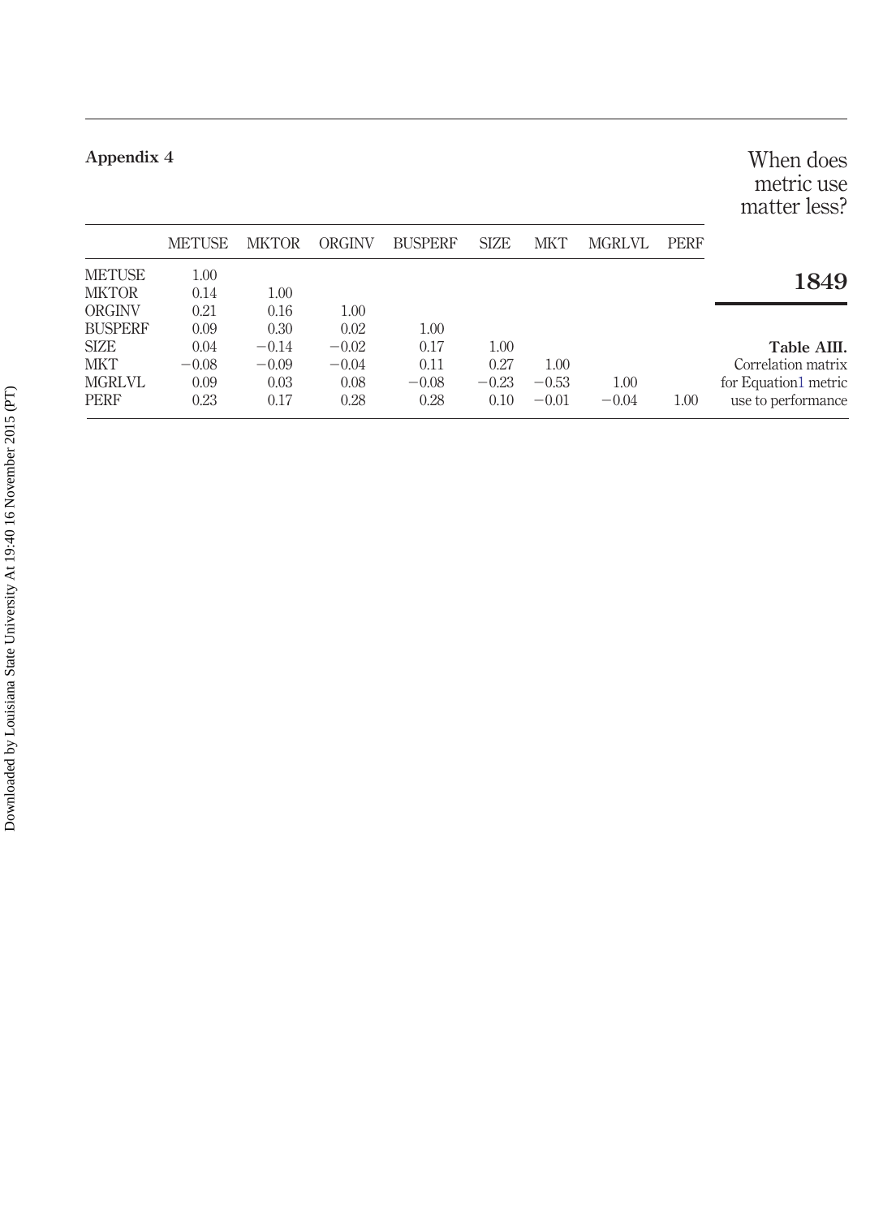## Appendix 4

| | METUSE | MKTOR | ORGINV | BUSPERF | SIZE | MKT | MGRLVL | PERF |
|---|---|---|---|---|---|---|---|---|
| METUSE | 1.00 | | | | | | | |
| MKTOR | 0.14 | 1.00 | | | | | | |
| ORGINV | 0.21 | 0.16 | 1.00 | | | | | |
| BUSPERF | 0.09 | 0.30 | 0.02 | 1.00 | | | | |
| SIZE | 0.04 | −0.14 | −0.02 | 0.17 | 1.00 | | | |
| MKT | −0.08 | −0.09 | −0.04 | 0.11 | 0.27 | 1.00 | | |
| MGRLVL | 0.09 | 0.03 | 0.08 | −0.08 | −0.23 | −0.53 | 1.00 | |
| PERF | 0.23 | 0.17 | 0.28 | 0.28 | 0.10 | −0.01 | −0.04 | 1.00 |

**Table AIII.** Correlation matrix for Equation1 metric use to performance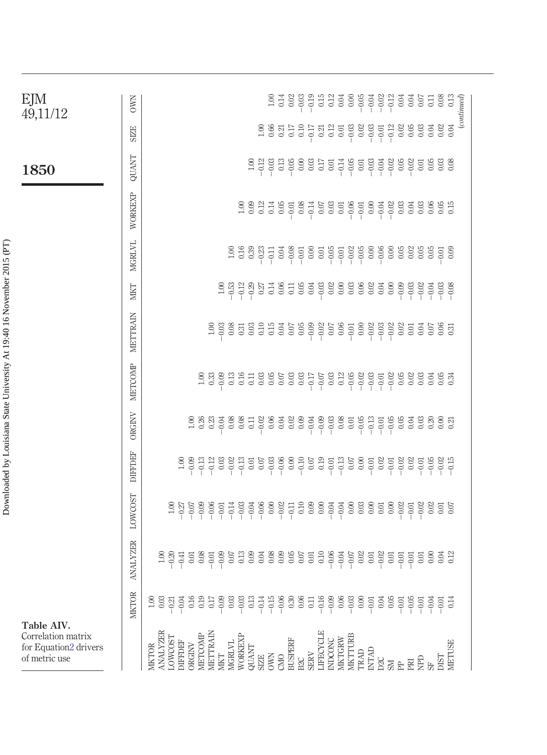**Table AIV.** Correlation matrix for Equation 2 drivers of metric use

| | MKTOR | ANALYZER | LOWCOST | DIFFDEF | ORGINV | METCOMP | METTRAIN | MKT | MGRLVL | WORKEXP | QUANT | SIZE | OWN |
|---|---|---|---|---|---|---|---|---|---|---|---|---|---|
| MKTOR | 1.00 | | | | | | | | | | | | |
| ANALYZER | 0.03 | 1.00 | | | | | | | | | | | |
| LOWCOST | −0.21 | −0.20 | 1.00 | | | | | | | | | | |
| DIFFDEF | −0.04 | −0.41 | −0.27 | 1.00 | | | | | | | | | |
| ORGINV | 0.16 | 0.01 | −0.07 | −0.09 | 1.00 | | | | | | | | |
| METCOMP | 0.19 | 0.08 | −0.09 | −0.13 | 0.26 | 1.00 | | | | | | | |
| METTRAIN | 0.17 | −0.01 | −0.06 | −0.12 | 0.23 | 0.33 | 1.00 | | | | | | |
| MKT | −0.09 | −0.09 | −0.01 | 0.03 | −0.04 | −0.09 | −0.03 | 1.00 | | | | | |
| MGRLVL | 0.03 | 0.07 | −0.14 | −0.02 | 0.08 | 0.13 | 0.08 | −0.53 | 1.00 | | | | |
| WORKEXP | −0.03 | 0.13 | −0.03 | −0.13 | 0.08 | 0.16 | 0.31 | −0.12 | 0.16 | 1.00 | | | |
| QUANT | 0.13 | 0.09 | −0.04 | 0.01 | 0.11 | 0.11 | 0.03 | −0.29 | 0.39 | 0.09 | 1.00 | | |
| SIZE | −0.14 | 0.04 | −0.06 | 0.07 | −0.02 | 0.03 | 0.10 | 0.27 | −0.23 | 0.12 | −0.12 | 1.00 | |
| OWN | −0.15 | 0.08 | 0.00 | −0.03 | 0.06 | 0.05 | 0.15 | 0.14 | −0.11 | 0.14 | −0.03 | 0.66 | 1.00 |
| CMO | −0.06 | 0.09 | −0.02 | −0.06 | 0.04 | 0.07 | 0.04 | 0.06 | 0.04 | 0.05 | 0.13 | 0.21 | 0.14 |
| BUSPERF | 0.30 | 0.05 | −0.11 | 0.00 | 0.02 | 0.03 | 0.07 | 0.11 | −0.08 | −0.01 | −0.05 | 0.17 | 0.02 |
| B2C | 0.06 | 0.07 | 0.10 | −0.10 | 0.09 | 0.03 | 0.05 | 0.05 | −0.01 | 0.08 | 0.00 | 0.10 | −0.03 |
| SERV | 0.11 | 0.01 | 0.09 | 0.07 | −0.04 | −0.17 | −0.09 | 0.04 | 0.00 | −0.14 | 0.03 | −0.17 | −0.19 |
| LIFECYCLE | −0.16 | 0.10 | 0.00 | 0.19 | −0.09 | −0.07 | −0.02 | −0.03 | 0.01 | 0.07 | 0.17 | 0.21 | 0.15 |
| INDCONC | −0.09 | −0.06 | −0.04 | −0.01 | −0.03 | 0.03 | 0.07 | 0.02 | −0.05 | 0.03 | 0.01 | 0.12 | 0.12 |
| MKTGRW | 0.06 | −0.04 | −0.04 | −0.13 | 0.08 | 0.12 | 0.06 | 0.00 | −0.01 | 0.01 | −0.14 | 0.01 | 0.04 |
| MKTTURB | −0.03 | −0.07 | 0.00 | 0.07 | 0.01 | −0.05 | −0.01 | 0.03 | −0.02 | −0.06 | −0.05 | −0.03 | 0.00 |
| TRAD | 0.00 | 0.02 | 0.03 | 0.00 | −0.05 | −0.02 | 0.00 | 0.06 | −0.05 | −0.01 | 0.01 | 0.02 | −0.05 |
| INTAD | −0.01 | 0.01 | 0.00 | −0.01 | −0.13 | −0.03 | −0.02 | 0.02 | 0.00 | 0.00 | −0.03 | −0.03 | −0.04 |
| D2C | 0.04 | −0.02 | 0.01 | 0.02 | −0.01 | −0.01 | −0.03 | 0.04 | −0.06 | −0.04 | −0.04 | −0.01 | −0.02 |
| SM | 0.05 | 0.01 | 0.00 | −0.01 | −0.05 | −0.02 | −0.02 | 0.00 | 0.00 | −0.02 | −0.02 | −0.12 | −0.12 |
| PP | −0.01 | −0.01 | −0.02 | −0.02 | 0.05 | 0.05 | 0.02 | −0.09 | 0.05 | 0.03 | 0.05 | 0.02 | 0.04 |
| PRI | −0.05 | −0.01 | −0.01 | 0.02 | 0.04 | 0.02 | 0.01 | −0.03 | 0.02 | 0.04 | −0.02 | 0.05 | 0.04 |
| NPD | −0.01 | 0.01 | −0.02 | −0.01 | 0.03 | 0.03 | 0.04 | −0.02 | 0.05 | 0.03 | 0.01 | 0.03 | 0.07 |
| SF | −0.04 | 0.00 | 0.02 | −0.05 | 0.20 | 0.04 | 0.07 | −0.04 | 0.05 | 0.06 | 0.05 | 0.04 | 0.11 |
| DIST | −0.01 | 0.04 | 0.01 | −0.02 | 0.00 | 0.05 | 0.06 | −0.03 | −0.01 | 0.05 | 0.03 | 0.02 | 0.08 |
| METUSE | 0.14 | 0.12 | 0.07 | −0.15 | 0.21 | 0.34 | 0.31 | −0.08 | 0.09 | 0.15 | 0.08 | 0.04 | 0.13 |

*(continued)*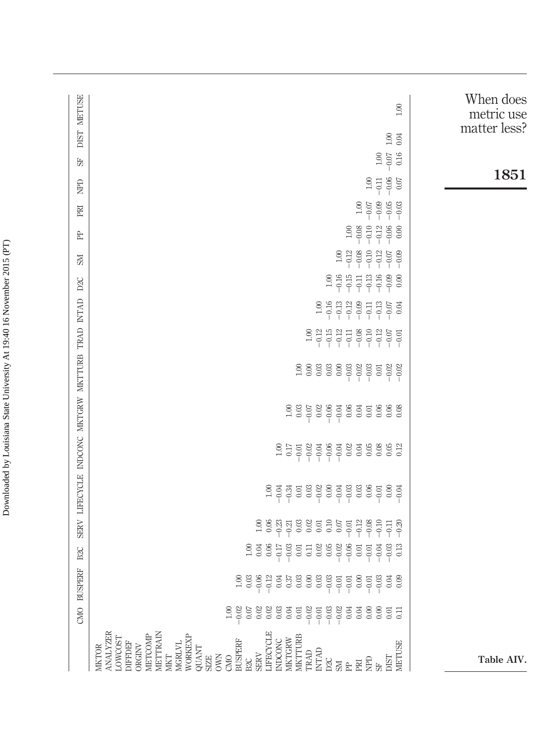| | CMO | BUSPERF | B2C | SERV | LIFECYCLE | INDCONC | MKTGRW | MKTTURB | TRAD | INTAD | D2C | SM | PP | PRI | NPD | SF | DIST | METUSE |
|---|---|---|---|---|---|---|---|---|---|---|---|---|---|---|---|---|---|---|
| MKTOR | | | | | | | | | | | | | | | | | | |
| ANALYZER | | | | | | | | | | | | | | | | | | |
| LOWCOST | | | | | | | | | | | | | | | | | | |
| DIFFDEF | | | | | | | | | | | | | | | | | | |
| ORGINV | | | | | | | | | | | | | | | | | | |
| METCOMP | | | | | | | | | | | | | | | | | | |
| METTRAIN | | | | | | | | | | | | | | | | | | |
| MKT | | | | | | | | | | | | | | | | | | |
| MGRLVL | | | | | | | | | | | | | | | | | | |
| WORKEXP | | | | | | | | | | | | | | | | | | |
| QUANT | | | | | | | | | | | | | | | | | | |
| SIZE | | | | | | | | | | | | | | | | | | |
| OWN | | | | | | | | | | | | | | | | | | |
| CMO | 1.00 | | | | | | | | | | | | | | | | | |
| BUSPERF | −0.02 | 1.00 | | | | | | | | | | | | | | | | |
| B2C | 0.07 | 0.03 | 1.00 | | | | | | | | | | | | | | | |
| SERV | 0.02 | −0.06 | 0.04 | 1.00 | | | | | | | | | | | | | | |
| LIFECYCLE | 0.02 | −0.12 | 0.06 | 0.06 | 1.00 | | | | | | | | | | | | | |
| INDCONC | 0.03 | 0.04 | −0.17 | −0.23 | −0.04 | 1.00 | | | | | | | | | | | | |
| MKTGRW | 0.04 | 0.37 | −0.03 | −0.21 | −0.34 | 0.17 | 1.00 | | | | | | | | | | | |
| MKTTURB | 0.01 | 0.03 | 0.01 | 0.03 | 0.01 | −0.01 | 0.03 | 1.00 | | | | | | | | | | |
| TRAD | −0.02 | 0.00 | 0.11 | 0.02 | 0.03 | −0.02 | −0.07 | 0.00 | 1.00 | | | | | | | | | |
| INTAD | −0.01 | 0.03 | 0.02 | 0.01 | −0.02 | −0.04 | 0.02 | 0.03 | −0.12 | 1.00 | | | | | | | | |
| D2C | −0.03 | −0.03 | 0.05 | 0.10 | 0.00 | −0.06 | −0.06 | 0.03 | −0.15 | −0.16 | 1.00 | | | | | | | |
| SM | −0.02 | −0.01 | −0.02 | 0.07 | −0.04 | −0.04 | −0.04 | 0.00 | −0.12 | −0.13 | −0.16 | 1.00 | | | | | | |
| PP | 0.04 | −0.01 | −0.06 | −0.01 | −0.03 | 0.02 | 0.06 | −0.03 | −0.11 | −0.12 | −0.15 | −0.12 | 1.00 | | | | | |
| PRI | 0.04 | 0.00 | 0.01 | −0.12 | 0.03 | 0.04 | 0.04 | −0.02 | −0.08 | −0.09 | −0.11 | −0.08 | −0.08 | 1.00 | | | | |
| NPD | 0.00 | −0.01 | −0.01 | −0.08 | 0.06 | 0.05 | 0.01 | −0.03 | −0.10 | −0.11 | −0.13 | −0.10 | −0.10 | −0.07 | 1.00 | | | |
| SF | 0.00 | −0.03 | −0.04 | −0.10 | −0.01 | 0.08 | 0.06 | 0.01 | −0.12 | −0.13 | −0.16 | −0.12 | −0.12 | −0.09 | −0.11 | 1.00 | | |
| DIST | 0.01 | 0.04 | −0.03 | −0.11 | 0.00 | 0.05 | 0.06 | −0.02 | −0.07 | −0.07 | −0.09 | −0.07 | −0.06 | −0.05 | −0.06 | −0.07 | 1.00 | |
| METUSE | 0.11 | 0.09 | 0.13 | −0.20 | −0.04 | 0.12 | 0.08 | −0.02 | −0.01 | 0.04 | 0.00 | −0.09 | 0.00 | −0.03 | 0.07 | 0.16 | 0.04 | 1.00 |

Table AIV.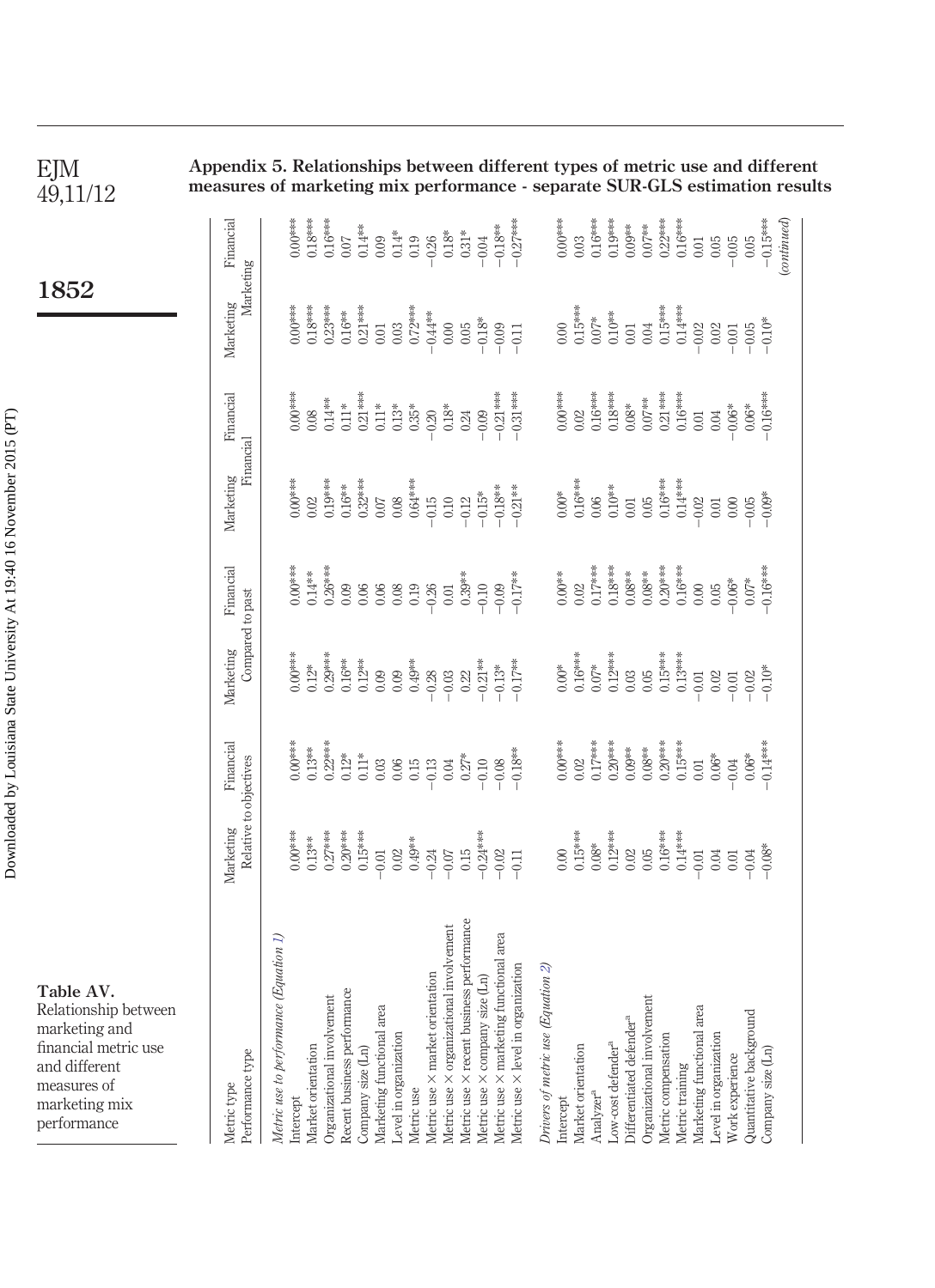## Appendix 5. Relationships between different types of metric use and different measures of marketing mix performance - separate SUR-GLS estimation results

**Table AV.** Relationship between marketing and financial metric use and different measures of marketing mix performance

| Metric type | Marketing | Financial | Marketing | Financial | Marketing | Financial | Marketing | Financial |
|---|---|---|---|---|---|---|---|---|
| Performance type | Relative to objectives | | Compared to past | | Financial | | Marketing | |
| *Metric use to performance (Equation 1)* | | | | | | | | |
| Intercept | 0.00*** | 0.00*** | 0.00*** | 0.00*** | 0.00*** | 0.00*** | 0.00*** | 0.00*** |
| Market orientation | 0.13** | 0.13** | 0.12* | 0.14** | 0.02 | 0.08 | 0.18*** | 0.18*** |
| Organizational involvement | 0.27*** | 0.22*** | 0.29*** | 0.26*** | 0.19*** | 0.14** | 0.23*** | 0.16*** |
| Recent business performance | 0.20*** | 0.12* | 0.16** | 0.09 | 0.16** | 0.11* | 0.16** | 0.07 |
| Company size (Ln) | 0.15*** | 0.11* | 0.12* | 0.06 | 0.32*** | 0.21*** | 0.21*** | 0.14** |
| Marketing functional area | −0.01 | 0.03 | 0.09 | 0.06 | 0.07 | 0.11* | 0.01 | 0.09 |
| Level in organization | 0.02 | 0.06 | 0.09 | 0.08 | 0.08 | 0.13* | 0.03 | 0.14* |
| Metric use | 0.49** | 0.15 | 0.49** | 0.19 | 0.64*** | 0.35* | 0.72*** | 0.19 |
| Metric use × market orientation | −0.24 | −0.13 | −0.28 | −0.26 | −0.15 | −0.20 | −0.44** | −0.26 |
| Metric use × organizational involvement | −0.07 | 0.04 | −0.03 | 0.01 | 0.10 | 0.18* | 0.00 | 0.18* |
| Metric use × recent business performance | 0.15 | 0.27* | 0.22 | 0.39** | −0.12 | 0.24 | 0.05 | 0.31* |
| Metric use × company size (Ln) | −0.24*** | −0.10 | −0.21** | −0.10 | −0.15* | −0.09 | −0.18* | −0.04 |
| Metric use × marketing functional area | −0.02 | −0.08 | −0.13* | −0.09 | −0.18** | −0.21*** | −0.09 | −0.18** |
| Metric use × level in organization | −0.11 | −0.18** | −0.17** | −0.17** | −0.21** | −0.31*** | −0.11 | −0.27*** |
| *Drivers of metric use (Equation 2)* | | | | | | | | |
| Intercept | 0.00 | 0.00*** | 0.00* | 0.00** | 0.00* | 0.00*** | 0.00 | 0.00*** |
| Market orientation | 0.15*** | 0.02 | 0.16*** | 0.02 | 0.16*** | 0.02 | 0.15*** | 0.03 |
| Analyzer[a] | 0.08* | 0.17*** | 0.07* | 0.17*** | 0.06 | 0.16*** | 0.07* | 0.16*** |
| Low-cost defender[a] | 0.12*** | 0.20*** | 0.12*** | 0.18*** | 0.10** | 0.18*** | 0.10** | 0.19*** |
| Differentiated defender[a] | 0.02 | 0.09** | 0.03 | 0.08** | 0.01 | 0.08* | 0.01 | 0.09** |
| Organizational involvement | 0.05 | 0.08** | 0.05 | 0.08** | 0.05 | 0.07** | 0.04 | 0.07** |
| Metric compensation | 0.16*** | 0.20*** | 0.15*** | 0.20*** | 0.16*** | 0.21*** | 0.15*** | 0.22*** |
| Metric training | 0.14*** | 0.15*** | 0.13*** | 0.16*** | 0.14*** | 0.16*** | 0.14*** | 0.16*** |
| Marketing functional area | −0.01 | 0.01 | −0.01 | 0.00 | −0.02 | 0.01 | −0.02 | 0.01 |
| Level in organization | 0.04 | 0.06* | 0.02 | 0.05 | 0.01 | 0.04 | 0.02 | 0.05 |
| Work experience | 0.01 | −0.04 | −0.01 | −0.06* | 0.00 | −0.06* | −0.01 | −0.05 |
| Quantitative background | −0.04 | 0.06* | −0.02 | 0.07* | −0.05 | 0.06* | −0.05 | 0.05 |
| Company size (Ln) | −0.08* | −0.14*** | −0.10* | −0.16*** | −0.09* | −0.16*** | −0.10* | −0.15*** |

(*continued*)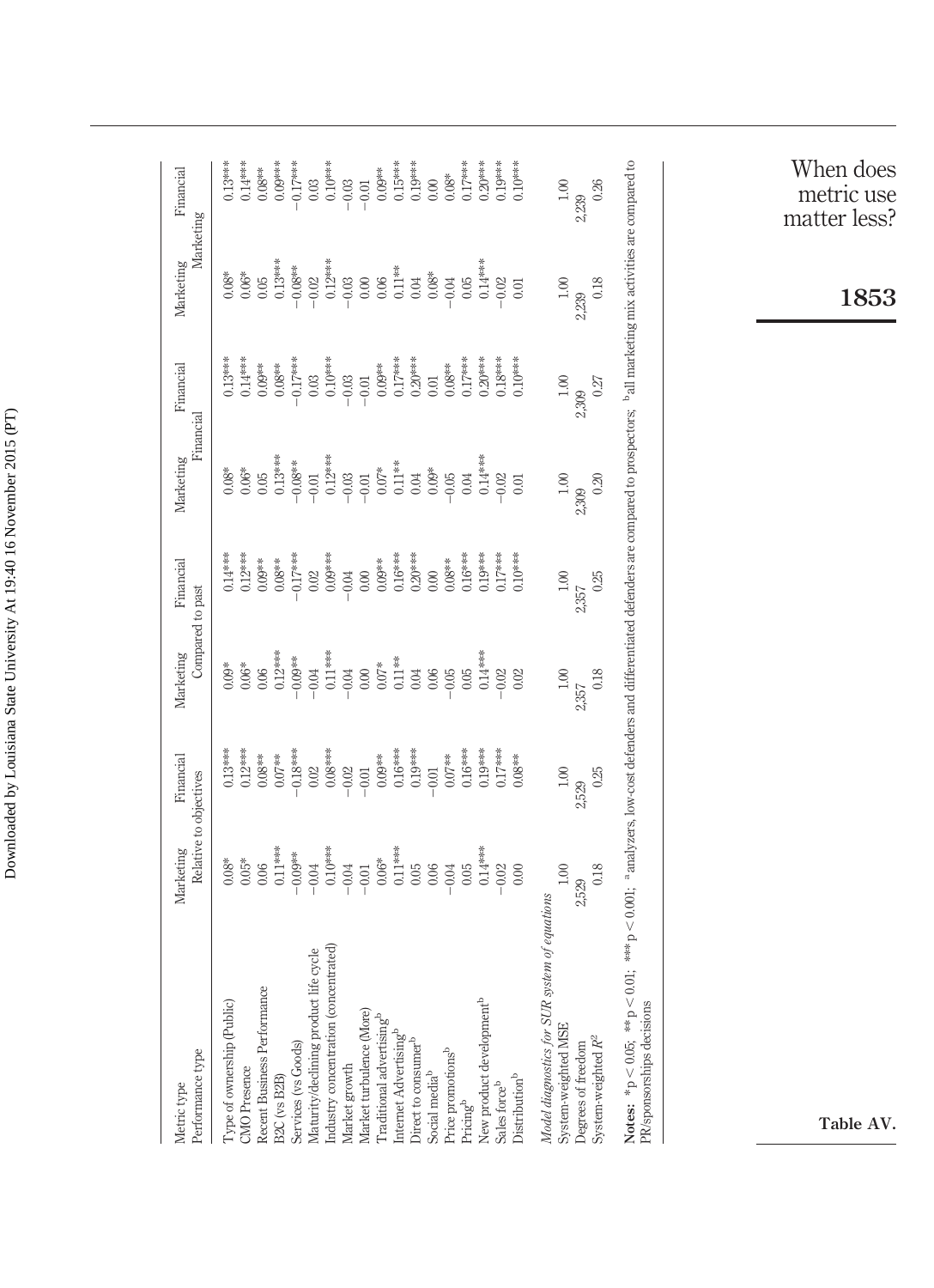| Metric type | Marketing | Financial | Marketing | Financial | Marketing | Financial | Marketing | Financial |
|---|---|---|---|---|---|---|---|---|
| Performance type | Relative to objectives | | Compared to past | | Financial | | Marketing | |
| Type of ownership (Public) | 0.08* | 0.13*** | 0.09* | 0.14*** | 0.08* | 0.13*** | 0.08* | 0.13*** |
| CMO Presence | 0.05* | 0.12*** | 0.06* | 0.12*** | 0.06* | 0.14*** | 0.06* | 0.14*** |
| Recent Business Performance | 0.06 | 0.08** | 0.06 | 0.09** | 0.05 | 0.09** | 0.05 | 0.08** |
| B2C (vs B2B) | 0.11*** | 0.07** | 0.12*** | 0.08** | 0.13*** | 0.08** | 0.13*** | 0.09*** |
| Services (vs Goods) | −0.09** | −0.18*** | −0.09** | −0.17*** | −0.08** | −0.17*** | −0.08** | −0.17*** |
| Maturity/declining product life cycle | −0.04 | 0.02 | −0.04 | 0.02 | −0.01 | 0.03 | −0.02 | 0.03 |
| Industry concentration (concentrated) | 0.10*** | 0.08*** | 0.11*** | 0.09*** | 0.12*** | 0.10*** | 0.12*** | 0.10*** |
| Market growth | −0.04 | −0.02 | −0.04 | −0.04 | −0.03 | −0.03 | −0.03 | −0.03 |
| Market turbulence (More) | −0.01 | −0.01 | 0.00 | 0.00 | −0.01 | −0.01 | 0.00 | −0.01 |
| Traditional advertising[b] | 0.06* | 0.09** | 0.07* | 0.09** | 0.07* | 0.09** | 0.06 | 0.09** |
| Internet Advertising[b] | 0.11*** | 0.16*** | 0.11** | 0.16*** | 0.11** | 0.17*** | 0.11** | 0.15*** |
| Direct to consumer[b] | 0.05 | 0.19*** | 0.04 | 0.20*** | 0.04 | 0.20*** | 0.04 | 0.19*** |
| Social media[b] | 0.06 | −0.01 | 0.06 | 0.00 | 0.09* | 0.01 | 0.08* | 0.00 |
| Price promotions[b] | −0.04 | 0.07** | −0.05 | 0.08** | −0.05 | 0.08** | −0.04 | 0.08* |
| Pricing[b] | 0.05 | 0.16*** | 0.05 | 0.16*** | 0.04 | 0.17*** | 0.05 | 0.17*** |
| New product development[b] | 0.14*** | 0.19*** | 0.14*** | 0.19*** | 0.14*** | 0.20*** | 0.14*** | 0.20*** |
| Sales force[b] | −0.02 | 0.17*** | −0.02 | 0.17*** | −0.02 | 0.18*** | −0.02 | 0.19*** |
| Distribution[b] | 0.00 | 0.08** | 0.02 | 0.10*** | 0.01 | 0.10*** | 0.01 | 0.10*** |
| *Model diagnostics for SUR system of equations* | | | | | | | | |
| System-weighted MSE | 1.00 | 1.00 | 1.00 | 1.00 | 1.00 | 1.00 | 1.00 | 1.00 |
| Degrees of freedom | 2,529 | 2,529 | 2,357 | 2,357 | 2,309 | 2,309 | 2,239 | 2,239 |
| System-weighted $R^2$ | 0.18 | 0.25 | 0.18 | 0.25 | 0.20 | 0.27 | 0.18 | 0.26 |

**Notes:** $^{*}p < 0.05$; $^{**}p < 0.01$; $^{***}p < 0.001$; [a] analyzers, low-cost defenders and differentiated defenders are compared to prospectors; [b] all marketing mix activities are compared to PR/sponsorships decisions

**Table AV.**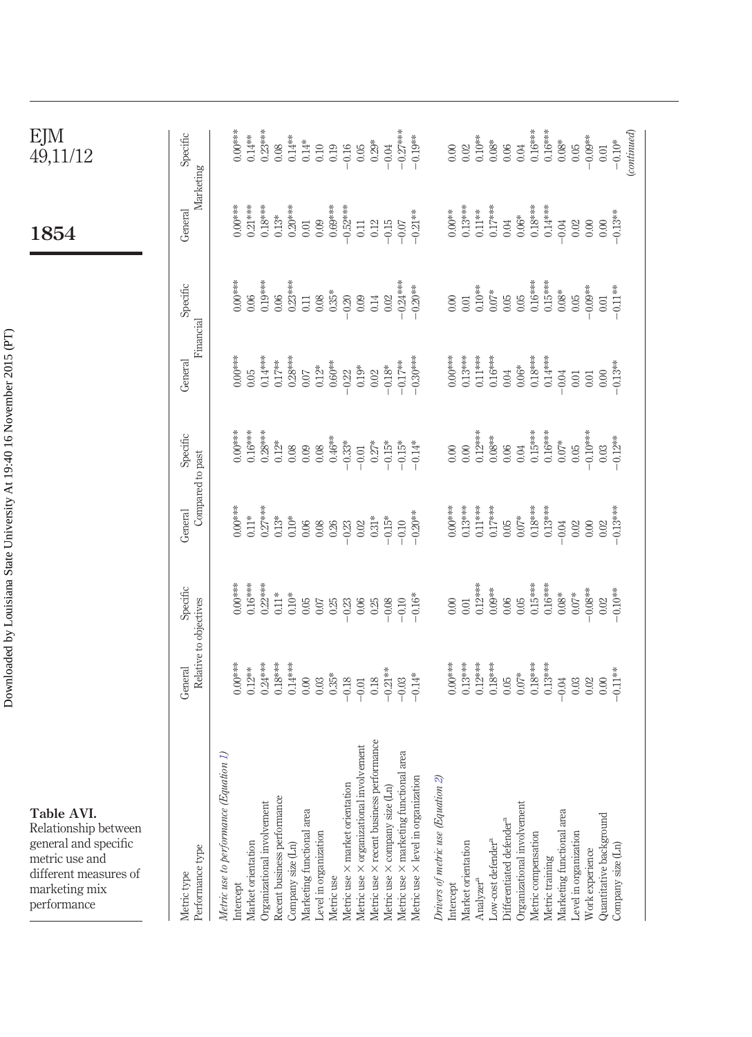**Table AVI.** Relationship between general and specific metric use and different measures of marketing mix performance

| Metric type | General | Specific | General | Specific | General | Specific | General | Specific |
|---|---|---|---|---|---|---|---|---|
| Performance type | Relative to objectives | | Compared to past | | Financial | | Marketing | |
| *Metric use to performance (Equation 1)* | | | | | | | | |
| Intercept | 0.00*** | 0.00*** | 0.00*** | 0.00*** | 0.00*** | 0.00*** | 0.00*** | 0.00*** |
| Market orientation | 0.12** | 0.16*** | 0.11* | 0.16*** | 0.05 | 0.06 | 0.21*** | 0.14** |
| Organizational involvement | 0.24*** | 0.22*** | 0.27*** | 0.28*** | 0.14*** | 0.19*** | 0.18*** | 0.23*** |
| Recent business performance | 0.18*** | 0.11* | 0.13* | 0.12* | 0.17** | 0.06 | 0.13* | 0.08 |
| Company size (Ln) | 0.14*** | 0.10* | 0.10* | 0.08 | 0.28*** | 0.23*** | 0.20*** | 0.14** |
| Marketing functional area | 0.00 | 0.05 | 0.06 | 0.09 | 0.07 | 0.11 | 0.01 | 0.14* |
| Level in organization | 0.03 | 0.07 | 0.08 | 0.08 | 0.12* | 0.08 | 0.09 | 0.10 |
| Metric use | 0.35* | 0.25 | 0.26 | 0.46** | 0.60** | 0.35* | 0.69*** | 0.19 |
| Metric use × market orientation | −0.18 | −0.23 | −0.23 | −0.33* | −0.22 | −0.20 | −0.52*** | −0.16 |
| Metric use × organizational involvement | −0.01 | 0.06 | 0.02 | −0.01 | 0.19* | 0.09 | 0.11 | 0.05 |
| Metric use × recent business performance | 0.18 | 0.25 | 0.31* | 0.27* | 0.02 | 0.14 | 0.12 | 0.29* |
| Metric use × company size (Ln) | −0.21** | −0.08 | −0.15* | −0.15* | −0.18* | 0.02 | −0.15 | −0.04 |
| Metric use × marketing functional area | −0.03 | −0.10 | −0.10 | −0.15* | −0.17** | −0.24*** | −0.07 | −0.27*** |
| Metric use × level in organization | −0.14* | −0.16* | −0.20** | −0.14* | −0.30*** | −0.20** | −0.21** | −0.19** |
| *Drivers of metric use (Equation 2)* | | | | | | | | |
| Intercept | 0.00*** | 0.00 | 0.00*** | 0.00 | 0.00*** | 0.00 | 0.00** | 0.00 |
| Market orientation | 0.13*** | 0.01 | 0.13*** | 0.00 | 0.13*** | 0.01 | 0.13*** | 0.02 |
| Analyzer[a] | 0.12*** | 0.12*** | 0.11*** | 0.12*** | 0.11*** | 0.10** | 0.11** | 0.10** |
| Low-cost defender[a] | 0.18*** | 0.09** | 0.17*** | 0.08** | 0.16*** | 0.07* | 0.17*** | 0.08* |
| Differentiated defender[a] | 0.05 | 0.06 | 0.05 | 0.06 | 0.04 | 0.05 | 0.04 | 0.06 |
| Organizational involvement | 0.07* | 0.05 | 0.07* | 0.04 | 0.06* | 0.05 | 0.06* | 0.04 |
| Metric compensation | 0.18*** | 0.15*** | 0.18*** | 0.15*** | 0.18*** | 0.16*** | 0.18*** | 0.16*** |
| Metric training | 0.13*** | 0.16*** | 0.13*** | 0.16*** | 0.14*** | 0.15*** | 0.14*** | 0.16*** |
| Marketing functional area | −0.04 | 0.08* | −0.04 | 0.07* | −0.04 | 0.08* | −0.04 | 0.08* |
| Level in organization | 0.03 | 0.07* | 0.02 | 0.05 | 0.01 | 0.05 | 0.02 | 0.05 |
| Work experience | 0.02 | −0.08** | 0.00 | −0.10*** | 0.01 | −0.09** | 0.00 | −0.09** |
| Quantitative background | 0.00 | 0.02 | 0.02 | 0.03 | 0.00 | 0.01 | 0.00 | 0.01 |
| Company size (Ln) | −0.11** | −0.10** | −0.13*** | −0.12** | −0.13** | −0.11** | −0.13** | −0.10* |

(*continued*)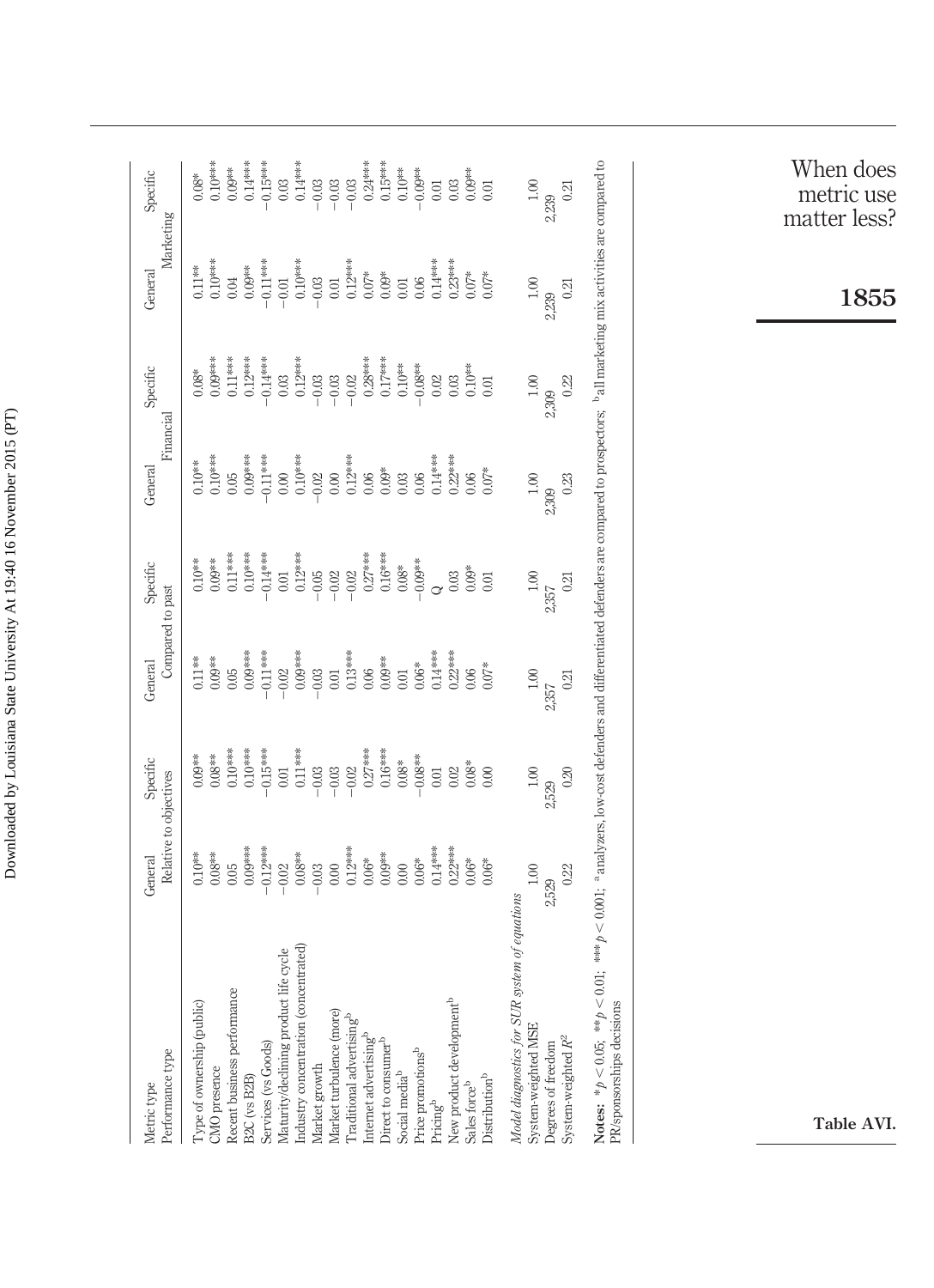Table AVI.

| Metric type | General | Specific | General | Specific | General | Specific | General | Specific |
|---|---|---|---|---|---|---|---|---|
| Performance type | Relative to objectives | | Compared to past | | Financial | | Marketing | |
| Type of ownership (public) | 0.10** | 0.09** | 0.11** | 0.10** | 0.10** | 0.08* | 0.11** | 0.08* |
| CMO presence | 0.08** | 0.08** | 0.09** | 0.09** | 0.10*** | 0.09*** | 0.10*** | 0.10*** |
| Recent business performance | 0.05 | 0.10*** | 0.05 | 0.11*** | 0.05 | 0.11*** | 0.04 | 0.09** |
| B2C (vs B2B) | 0.09*** | 0.10*** | 0.09*** | 0.10*** | 0.09*** | 0.12*** | 0.09** | 0.14*** |
| Services (vs Goods) | −0.12*** | −0.15*** | −0.11*** | −0.14*** | −0.11*** | −0.14*** | −0.11*** | −0.15*** |
| Maturity/declining product life cycle | −0.02 | 0.01 | −0.02 | 0.01 | 0.00 | 0.03 | −0.01 | 0.03 |
| Industry concentration (concentrated) | 0.08** | 0.11*** | 0.09*** | 0.12*** | 0.10*** | 0.12*** | 0.10*** | 0.14*** |
| Market growth | −0.03 | −0.03 | −0.03 | −0.05 | −0.02 | −0.03 | −0.03 | −0.03 |
| Market turbulence (more) | 0.00 | −0.03 | 0.01 | −0.02 | 0.00 | −0.03 | 0.01 | −0.03 |
| Traditional advertising[b] | 0.12*** | −0.02 | 0.13*** | −0.02 | 0.12*** | −0.02 | 0.12*** | −0.03 |
| Internet advertising[b] | 0.06* | 0.27*** | 0.06 | 0.27*** | 0.06 | 0.28*** | 0.07* | 0.24*** |
| Direct to consumer[b] | 0.09** | 0.16*** | 0.09** | 0.16*** | 0.09* | 0.17*** | 0.09* | 0.15*** |
| Social media[b] | 0.00 | 0.08* | 0.01 | 0.08* | 0.03 | 0.10** | 0.01 | 0.10** |
| Price promotions[b] | 0.06* | −0.08** | 0.06* | −0.09** | 0.06 | −0.08** | 0.06 | −0.09** |
| Pricing[b] | 0.14*** | 0.01 | 0.14*** | Q | 0.14*** | 0.02 | 0.14*** | 0.01 |
| New product development[b] | 0.22*** | 0.02 | 0.22*** | 0.03 | 0.22*** | 0.03 | 0.23*** | 0.03 |
| Sales force[b] | 0.06* | 0.08* | 0.06 | 0.09* | 0.06 | 0.10** | 0.07* | 0.09** |
| Distribution[b] | 0.06* | 0.00 | 0.07* | 0.01 | 0.07* | 0.01 | 0.07* | 0.01 |
| *Model diagnostics for SUR system of equations* | | | | | | | | |
| System-weighted MSE | 1.00 | 1.00 | 1.00 | 1.00 | 1.00 | 1.00 | 1.00 | 1.00 |
| Degrees of freedom | 2,529 | 2,529 | 2,357 | 2,357 | 2,309 | 2,309 | 2,239 | 2,239 |
| System-weighted $R^2$ | 0.22 | 0.20 | 0.21 | 0.21 | 0.23 | 0.22 | 0.21 | 0.21 |

**Notes:** $*p < 0.05$; $**p < 0.01$; $***p < 0.001$; [a]analyzers, low-cost defenders and differentiated defenders are compared to prospectors; [b]all marketing mix activities are compared to PR/sponsorships decisions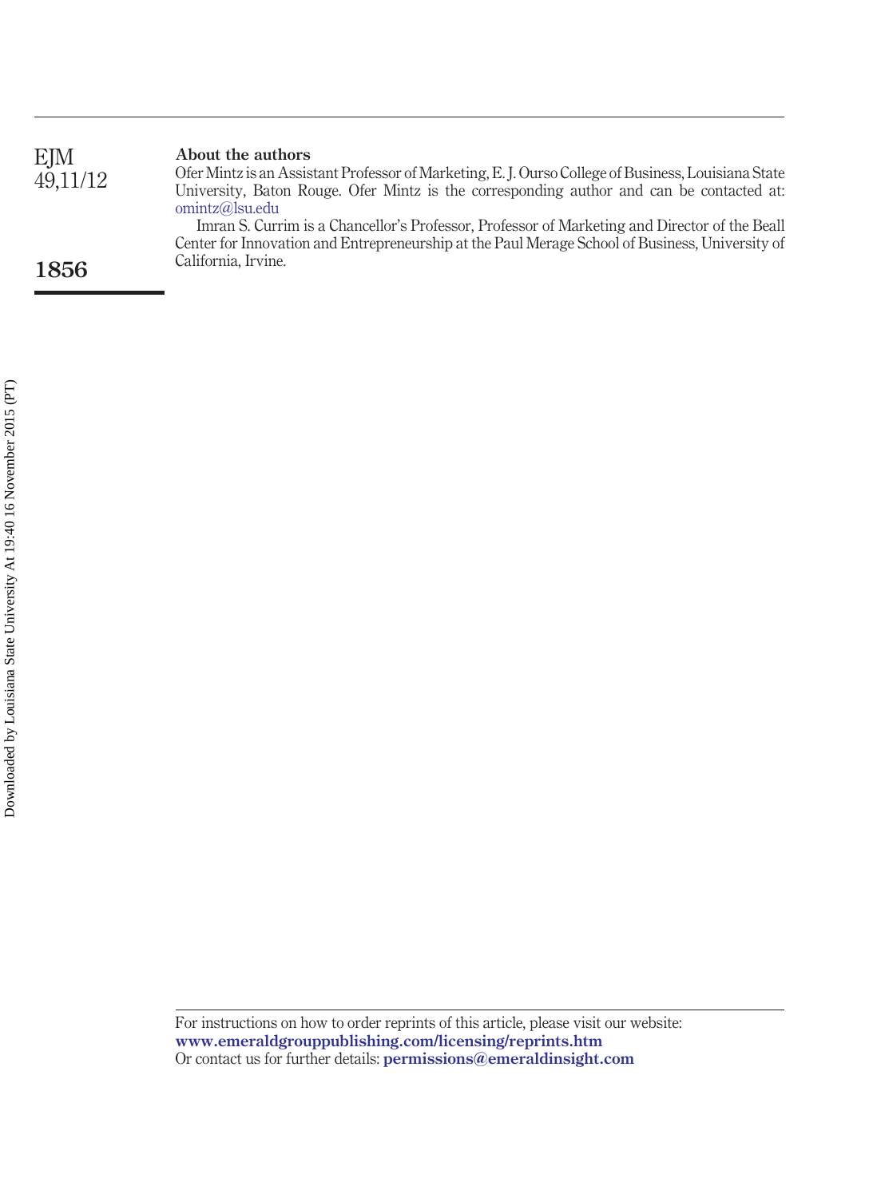## About the authors

Ofer Mintz is an Assistant Professor of Marketing, E. J. Ourso College of Business, Louisiana State University, Baton Rouge. Ofer Mintz is the corresponding author and can be contacted at: omintz@lsu.edu

Imran S. Currim is a Chancellor's Professor, Professor of Marketing and Director of the Beall Center for Innovation and Entrepreneurship at the Paul Merage School of Business, University of California, Irvine.

For instructions on how to order reprints of this article, please visit our website:
**www.emeraldgrouppublishing.com/licensing/reprints.htm**
Or contact us for further details: **permissions@emeraldinsight.com**